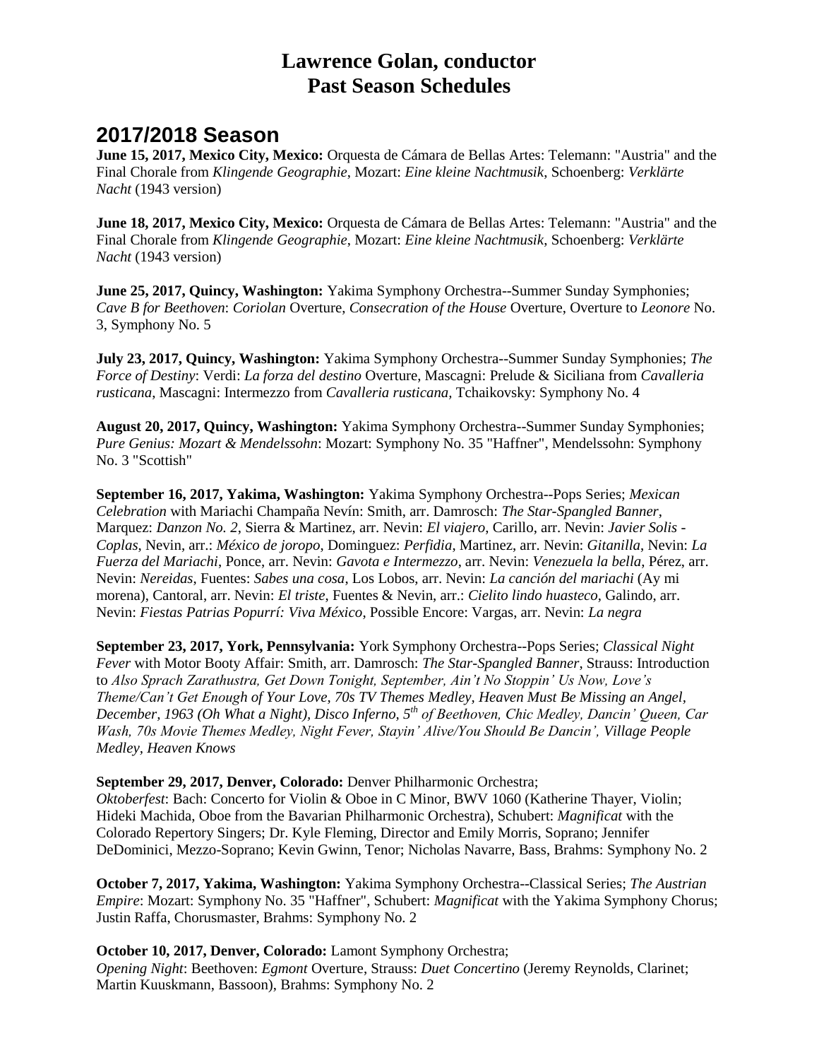# Lawrence Golan, conductor
# Past Season Schedules

## 2017/2018 Season

**June 15, 2017, Mexico City, Mexico:** Orquesta de Cámara de Bellas Artes: Telemann: "Austria" and the Final Chorale from *Klingende Geographie*, Mozart: *Eine kleine Nachtmusik*, Schoenberg: *Verklärte Nacht* (1943 version)

**June 18, 2017, Mexico City, Mexico:** Orquesta de Cámara de Bellas Artes: Telemann: "Austria" and the Final Chorale from *Klingende Geographie*, Mozart: *Eine kleine Nachtmusik*, Schoenberg: *Verklärte Nacht* (1943 version)

**June 25, 2017, Quincy, Washington:** Yakima Symphony Orchestra--Summer Sunday Symphonies; *Cave B for Beethoven*: *Coriolan* Overture, *Consecration of the House* Overture, Overture to *Leonore* No. 3, Symphony No. 5

**July 23, 2017, Quincy, Washington:** Yakima Symphony Orchestra--Summer Sunday Symphonies; *The Force of Destiny*: Verdi: *La forza del destino* Overture, Mascagni: Prelude & Siciliana from *Cavalleria rusticana*, Mascagni: Intermezzo from *Cavalleria rusticana*, Tchaikovsky: Symphony No. 4

**August 20, 2017, Quincy, Washington:** Yakima Symphony Orchestra--Summer Sunday Symphonies; *Pure Genius: Mozart & Mendelssohn*: Mozart: Symphony No. 35 "Haffner", Mendelssohn: Symphony No. 3 "Scottish"

**September 16, 2017, Yakima, Washington:** Yakima Symphony Orchestra--Pops Series; *Mexican Celebration* with Mariachi Champaña Nevín: Smith, arr. Damrosch: *The Star-Spangled Banner*, Marquez: *Danzon No. 2*, Sierra & Martinez, arr. Nevin: *El viajero*, Carillo, arr. Nevin: *Javier Solis - Coplas*, Nevin, arr.: *México de joropo*, Dominguez: *Perfidia*, Martinez, arr. Nevin: *Gitanilla*, Nevin: *La Fuerza del Mariachi*, Ponce, arr. Nevin: *Gavota e Intermezzo*, arr. Nevin: *Venezuela la bella*, Pérez, arr. Nevin: *Nereidas*, Fuentes: *Sabes una cosa*, Los Lobos, arr. Nevin: *La canción del mariachi* (Ay mi morena), Cantoral, arr. Nevin: *El triste*, Fuentes & Nevin, arr.: *Cielito lindo huasteco*, Galindo, arr. Nevin: *Fiestas Patrias Popurrí: Viva México*, Possible Encore: Vargas, arr. Nevin: *La negra*

**September 23, 2017, York, Pennsylvania:** York Symphony Orchestra--Pops Series; *Classical Night Fever* with Motor Booty Affair: Smith, arr. Damrosch: *The Star-Spangled Banner*, Strauss: Introduction to *Also Sprach Zarathustra, Get Down Tonight, September, Ain't No Stoppin' Us Now, Love's Theme/Can't Get Enough of Your Love, 70s TV Themes Medley, Heaven Must Be Missing an Angel, December, 1963 (Oh What a Night), Disco Inferno, 5th of Beethoven, Chic Medley, Dancin' Queen, Car Wash, 70s Movie Themes Medley, Night Fever, Stayin' Alive/You Should Be Dancin', Village People Medley, Heaven Knows*

**September 29, 2017, Denver, Colorado:** Denver Philharmonic Orchestra;
*Oktoberfest*: Bach: Concerto for Violin & Oboe in C Minor, BWV 1060 (Katherine Thayer, Violin; Hideki Machida, Oboe from the Bavarian Philharmonic Orchestra), Schubert: *Magnificat* with the Colorado Repertory Singers; Dr. Kyle Fleming, Director and Emily Morris, Soprano; Jennifer DeDominici, Mezzo-Soprano; Kevin Gwinn, Tenor; Nicholas Navarre, Bass, Brahms: Symphony No. 2

**October 7, 2017, Yakima, Washington:** Yakima Symphony Orchestra--Classical Series; *The Austrian Empire*: Mozart: Symphony No. 35 "Haffner", Schubert: *Magnificat* with the Yakima Symphony Chorus; Justin Raffa, Chorusmaster, Brahms: Symphony No. 2

**October 10, 2017, Denver, Colorado:** Lamont Symphony Orchestra;
*Opening Night*: Beethoven: *Egmont* Overture, Strauss: *Duet Concertino* (Jeremy Reynolds, Clarinet; Martin Kuuskmann, Bassoon), Brahms: Symphony No. 2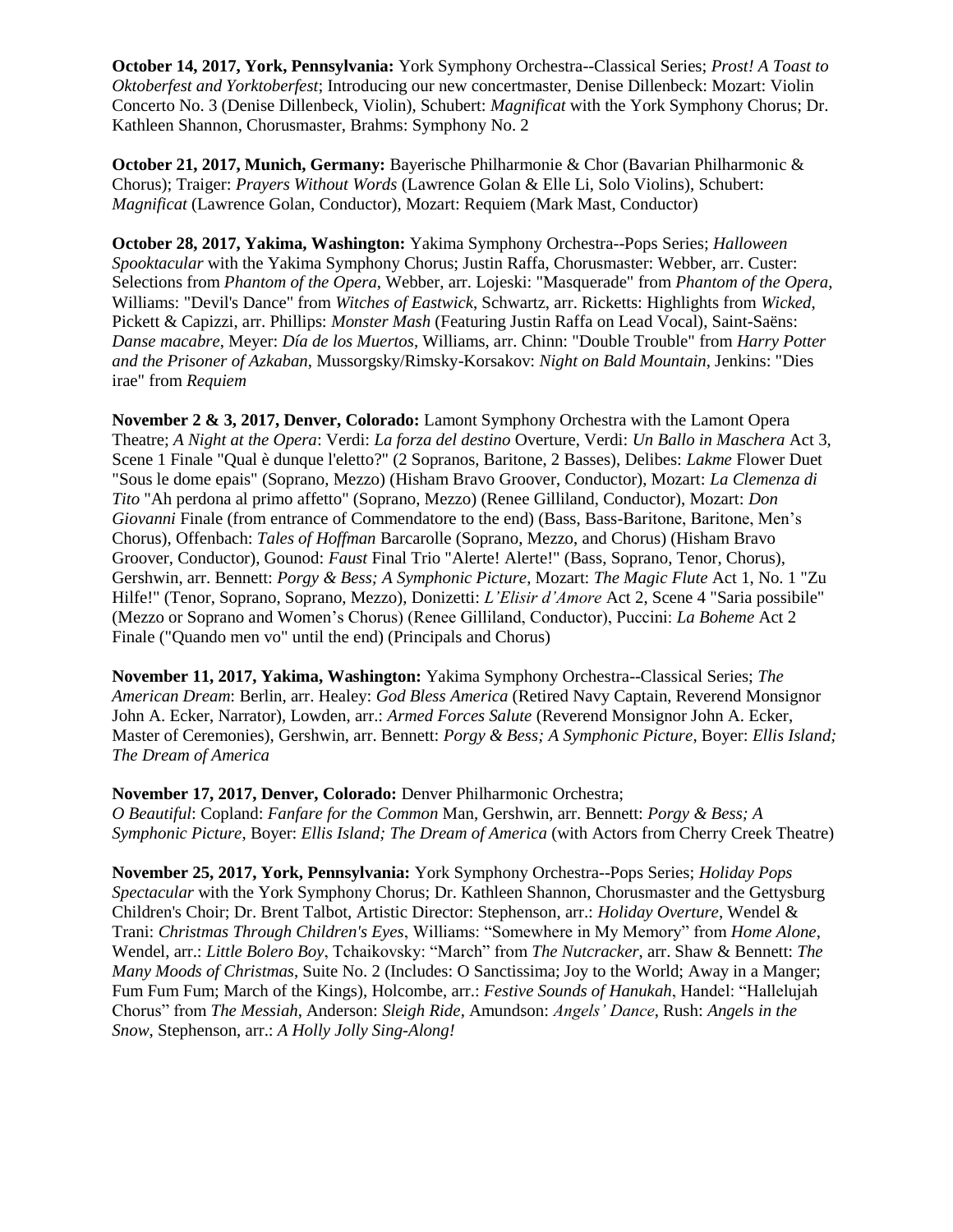**October 14, 2017, York, Pennsylvania:** York Symphony Orchestra--Classical Series; *Prost! A Toast to Oktoberfest and Yorktoberfest*; Introducing our new concertmaster, Denise Dillenbeck: Mozart: Violin Concerto No. 3 (Denise Dillenbeck, Violin), Schubert: *Magnificat* with the York Symphony Chorus; Dr. Kathleen Shannon, Chorusmaster, Brahms: Symphony No. 2

**October 21, 2017, Munich, Germany:** Bayerische Philharmonie & Chor (Bavarian Philharmonic & Chorus); Traiger: *Prayers Without Words* (Lawrence Golan & Elle Li, Solo Violins), Schubert: *Magnificat* (Lawrence Golan, Conductor), Mozart: Requiem (Mark Mast, Conductor)

**October 28, 2017, Yakima, Washington:** Yakima Symphony Orchestra--Pops Series; *Halloween Spooktacular* with the Yakima Symphony Chorus; Justin Raffa, Chorusmaster: Webber, arr. Custer: Selections from *Phantom of the Opera*, Webber, arr. Lojeski: "Masquerade" from *Phantom of the Opera*, Williams: "Devil's Dance" from *Witches of Eastwick*, Schwartz, arr. Ricketts: Highlights from *Wicked*, Pickett & Capizzi, arr. Phillips: *Monster Mash* (Featuring Justin Raffa on Lead Vocal), Saint-Saëns: *Danse macabre*, Meyer: *Día de los Muertos*, Williams, arr. Chinn: "Double Trouble" from *Harry Potter and the Prisoner of Azkaban*, Mussorgsky/Rimsky-Korsakov: *Night on Bald Mountain*, Jenkins: "Dies irae" from *Requiem*

**November 2 & 3, 2017, Denver, Colorado:** Lamont Symphony Orchestra with the Lamont Opera Theatre; *A Night at the Opera*: Verdi: *La forza del destino* Overture, Verdi: *Un Ballo in Maschera* Act 3, Scene 1 Finale "Qual è dunque l'eletto?" (2 Sopranos, Baritone, 2 Basses), Delibes: *Lakme* Flower Duet "Sous le dome epais" (Soprano, Mezzo) (Hisham Bravo Groover, Conductor), Mozart: *La Clemenza di Tito* "Ah perdona al primo affetto" (Soprano, Mezzo) (Renee Gilliland, Conductor), Mozart: *Don Giovanni* Finale (from entrance of Commendatore to the end) (Bass, Bass-Baritone, Baritone, Men's Chorus), Offenbach: *Tales of Hoffman* Barcarolle (Soprano, Mezzo, and Chorus) (Hisham Bravo Groover, Conductor), Gounod: *Faust* Final Trio "Alerte! Alerte!" (Bass, Soprano, Tenor, Chorus), Gershwin, arr. Bennett: *Porgy & Bess; A Symphonic Picture*, Mozart: *The Magic Flute* Act 1, No. 1 "Zu Hilfe!" (Tenor, Soprano, Soprano, Mezzo), Donizetti: *L'Elisir d'Amore* Act 2, Scene 4 "Saria possibile" (Mezzo or Soprano and Women's Chorus) (Renee Gilliland, Conductor), Puccini: *La Boheme* Act 2 Finale ("Quando men vo" until the end) (Principals and Chorus)

**November 11, 2017, Yakima, Washington:** Yakima Symphony Orchestra--Classical Series; *The American Dream*: Berlin, arr. Healey: *God Bless America* (Retired Navy Captain, Reverend Monsignor John A. Ecker, Narrator), Lowden, arr.: *Armed Forces Salute* (Reverend Monsignor John A. Ecker, Master of Ceremonies), Gershwin, arr. Bennett: *Porgy & Bess; A Symphonic Picture*, Boyer: *Ellis Island; The Dream of America*

**November 17, 2017, Denver, Colorado:** Denver Philharmonic Orchestra; *O Beautiful*: Copland: *Fanfare for the Common* Man, Gershwin, arr. Bennett: *Porgy & Bess; A Symphonic Picture*, Boyer: *Ellis Island; The Dream of America* (with Actors from Cherry Creek Theatre)

**November 25, 2017, York, Pennsylvania:** York Symphony Orchestra--Pops Series; *Holiday Pops Spectacular* with the York Symphony Chorus; Dr. Kathleen Shannon, Chorusmaster and the Gettysburg Children's Choir; Dr. Brent Talbot, Artistic Director: Stephenson, arr.: *Holiday Overture*, Wendel & Trani: *Christmas Through Children's Eyes*, Williams: "Somewhere in My Memory" from *Home Alone*, Wendel, arr.: *Little Bolero Boy*, Tchaikovsky: "March" from *The Nutcracker*, arr. Shaw & Bennett: *The Many Moods of Christmas*, Suite No. 2 (Includes: O Sanctissima; Joy to the World; Away in a Manger; Fum Fum Fum; March of the Kings), Holcombe, arr.: *Festive Sounds of Hanukah*, Handel: "Hallelujah Chorus" from *The Messiah*, Anderson: *Sleigh Ride*, Amundson: *Angels' Dance*, Rush: *Angels in the Snow*, Stephenson, arr.: *A Holly Jolly Sing-Along!*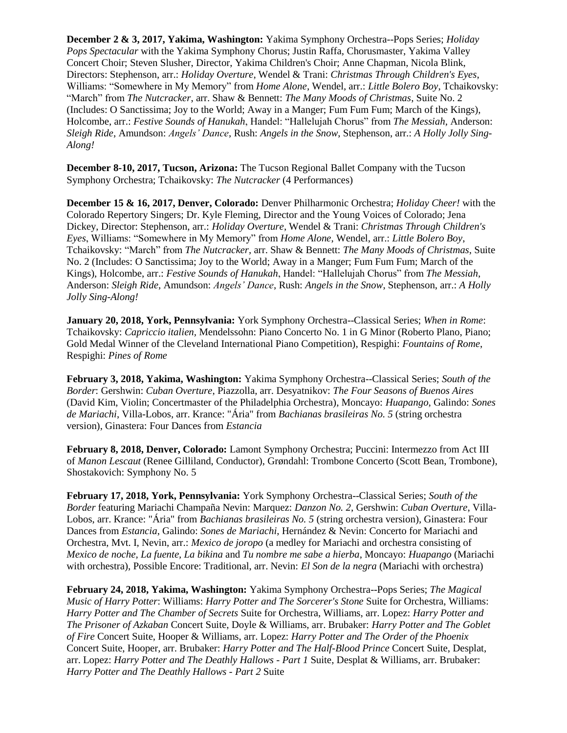**December 2 & 3, 2017, Yakima, Washington:** Yakima Symphony Orchestra--Pops Series; *Holiday Pops Spectacular* with the Yakima Symphony Chorus; Justin Raffa, Chorusmaster, Yakima Valley Concert Choir; Steven Slusher, Director, Yakima Children's Choir; Anne Chapman, Nicola Blink, Directors: Stephenson, arr.: *Holiday Overture*, Wendel & Trani: *Christmas Through Children's Eyes*, Williams: "Somewhere in My Memory" from *Home Alone*, Wendel, arr.: *Little Bolero Boy*, Tchaikovsky: "March" from *The Nutcracker*, arr. Shaw & Bennett: *The Many Moods of Christmas*, Suite No. 2 (Includes: O Sanctissima; Joy to the World; Away in a Manger; Fum Fum Fum; March of the Kings), Holcombe, arr.: *Festive Sounds of Hanukah*, Handel: "Hallelujah Chorus" from *The Messiah*, Anderson: *Sleigh Ride*, Amundson: *Angels' Dance*, Rush: *Angels in the Snow*, Stephenson, arr.: *A Holly Jolly Sing-Along!*

**December 8-10, 2017, Tucson, Arizona:** The Tucson Regional Ballet Company with the Tucson Symphony Orchestra; Tchaikovsky: *The Nutcracker* (4 Performances)

**December 15 & 16, 2017, Denver, Colorado:** Denver Philharmonic Orchestra; *Holiday Cheer!* with the Colorado Repertory Singers; Dr. Kyle Fleming, Director and the Young Voices of Colorado; Jena Dickey, Director: Stephenson, arr.: *Holiday Overture*, Wendel & Trani: *Christmas Through Children's Eyes*, Williams: "Somewhere in My Memory" from *Home Alone*, Wendel, arr.: *Little Bolero Boy*, Tchaikovsky: "March" from *The Nutcracker*, arr. Shaw & Bennett: *The Many Moods of Christmas*, Suite No. 2 (Includes: O Sanctissima; Joy to the World; Away in a Manger; Fum Fum Fum; March of the Kings), Holcombe, arr.: *Festive Sounds of Hanukah*, Handel: "Hallelujah Chorus" from *The Messiah*, Anderson: *Sleigh Ride*, Amundson: *Angels' Dance*, Rush: *Angels in the Snow*, Stephenson, arr.: *A Holly Jolly Sing-Along!*

**January 20, 2018, York, Pennsylvania:** York Symphony Orchestra--Classical Series; *When in Rome*: Tchaikovsky: *Capriccio italien*, Mendelssohn: Piano Concerto No. 1 in G Minor (Roberto Plano, Piano; Gold Medal Winner of the Cleveland International Piano Competition), Respighi: *Fountains of Rome*, Respighi: *Pines of Rome*

**February 3, 2018, Yakima, Washington:** Yakima Symphony Orchestra--Classical Series; *South of the Border*: Gershwin: *Cuban Overture*, Piazzolla, arr. Desyatnikov: *The Four Seasons of Buenos Aires* (David Kim, Violin; Concertmaster of the Philadelphia Orchestra), Moncayo: *Huapango*, Galindo: *Sones de Mariachi*, Villa-Lobos, arr. Krance: "Ária" from *Bachianas brasileiras No. 5* (string orchestra version), Ginastera: Four Dances from *Estancia*

**February 8, 2018, Denver, Colorado:** Lamont Symphony Orchestra; Puccini: Intermezzo from Act III of *Manon Lescaut* (Renee Gilliland, Conductor), Grøndahl: Trombone Concerto (Scott Bean, Trombone), Shostakovich: Symphony No. 5

**February 17, 2018, York, Pennsylvania:** York Symphony Orchestra--Classical Series; *South of the Border* featuring Mariachi Champaña Nevin: Marquez: *Danzon No. 2*, Gershwin: *Cuban Overture*, Villa-Lobos, arr. Krance: "Ária" from *Bachianas brasileiras No. 5* (string orchestra version), Ginastera: Four Dances from *Estancia*, Galindo: *Sones de Mariachi*, Hernández & Nevin: Concerto for Mariachi and Orchestra, Mvt. I, Nevin, arr.: *Mexico de joropo* (a medley for Mariachi and orchestra consisting of *Mexico de noche*, *La fuente*, *La bikina* and *Tu nombre me sabe a hierba*, Moncayo: *Huapango* (Mariachi with orchestra), Possible Encore: Traditional, arr. Nevin: *El Son de la negra* (Mariachi with orchestra)

**February 24, 2018, Yakima, Washington:** Yakima Symphony Orchestra--Pops Series; *The Magical Music of Harry Potter*: Williams: *Harry Potter and The Sorcerer's Stone* Suite for Orchestra, Williams: *Harry Potter and The Chamber of Secrets* Suite for Orchestra, Williams, arr. Lopez: *Harry Potter and The Prisoner of Azkaban* Concert Suite, Doyle & Williams, arr. Brubaker: *Harry Potter and The Goblet of Fire* Concert Suite, Hooper & Williams, arr. Lopez: *Harry Potter and The Order of the Phoenix* Concert Suite, Hooper, arr. Brubaker: *Harry Potter and The Half-Blood Prince* Concert Suite, Desplat, arr. Lopez: *Harry Potter and The Deathly Hallows - Part 1* Suite, Desplat & Williams, arr. Brubaker: *Harry Potter and The Deathly Hallows - Part 2* Suite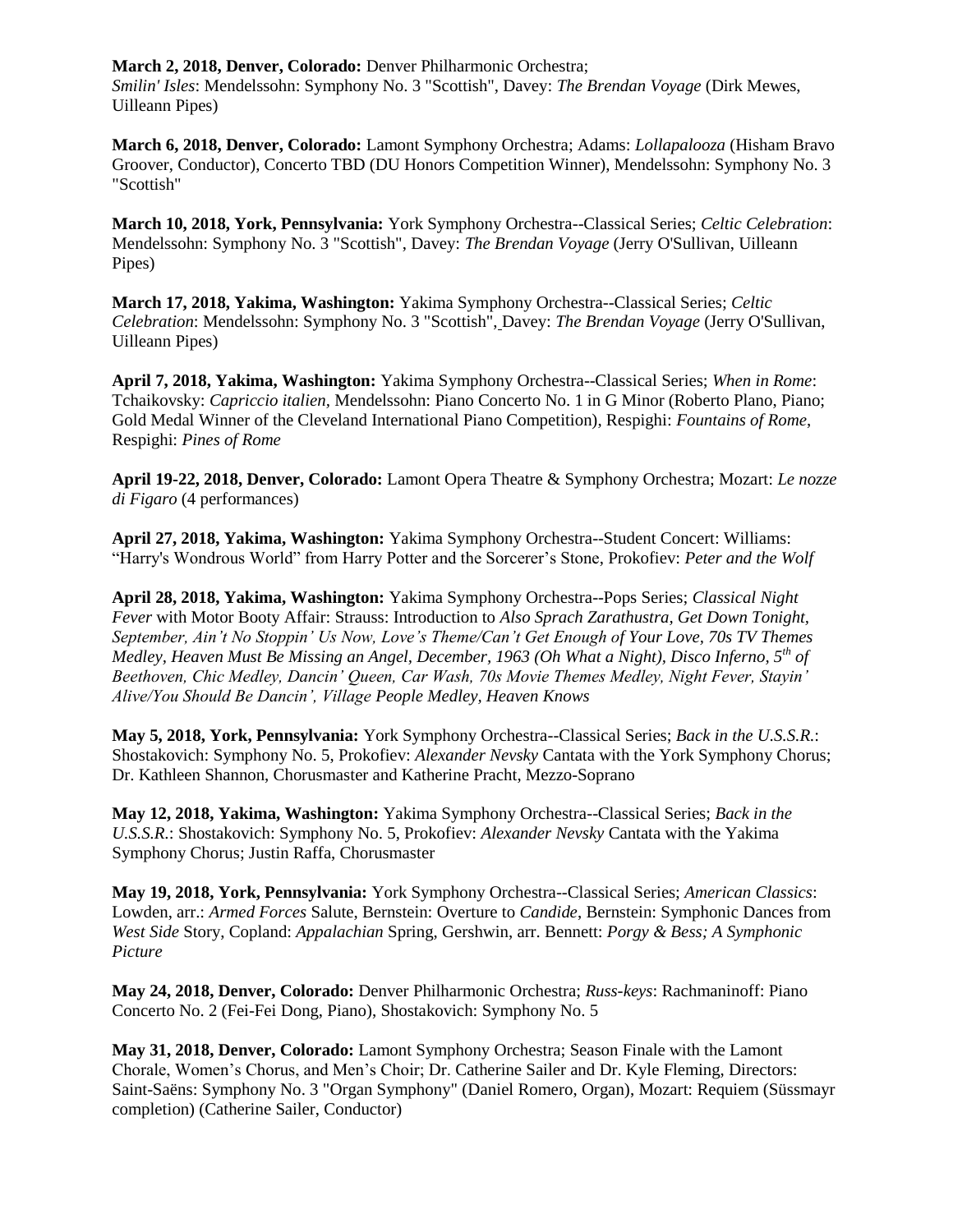**March 2, 2018, Denver, Colorado:** Denver Philharmonic Orchestra; *Smilin' Isles*: Mendelssohn: Symphony No. 3 "Scottish", Davey: *The Brendan Voyage* (Dirk Mewes, Uilleann Pipes)

**March 6, 2018, Denver, Colorado:** Lamont Symphony Orchestra; Adams: *Lollapalooza* (Hisham Bravo Groover, Conductor), Concerto TBD (DU Honors Competition Winner), Mendelssohn: Symphony No. 3 "Scottish"

**March 10, 2018, York, Pennsylvania:** York Symphony Orchestra--Classical Series; *Celtic Celebration*: Mendelssohn: Symphony No. 3 "Scottish", Davey: *The Brendan Voyage* (Jerry O'Sullivan, Uilleann Pipes)

**March 17, 2018, Yakima, Washington:** Yakima Symphony Orchestra--Classical Series; *Celtic Celebration*: Mendelssohn: Symphony No. 3 "Scottish", Davey: *The Brendan Voyage* (Jerry O'Sullivan, Uilleann Pipes)

**April 7, 2018, Yakima, Washington:** Yakima Symphony Orchestra--Classical Series; *When in Rome*: Tchaikovsky: *Capriccio italien*, Mendelssohn: Piano Concerto No. 1 in G Minor (Roberto Plano, Piano; Gold Medal Winner of the Cleveland International Piano Competition), Respighi: *Fountains of Rome*, Respighi: *Pines of Rome*

**April 19-22, 2018, Denver, Colorado:** Lamont Opera Theatre & Symphony Orchestra; Mozart: *Le nozze di Figaro* (4 performances)

**April 27, 2018, Yakima, Washington:** Yakima Symphony Orchestra--Student Concert: Williams: "Harry's Wondrous World" from Harry Potter and the Sorcerer's Stone, Prokofiev: *Peter and the Wolf*

**April 28, 2018, Yakima, Washington:** Yakima Symphony Orchestra--Pops Series; *Classical Night Fever* with Motor Booty Affair: Strauss: Introduction to *Also Sprach Zarathustra, Get Down Tonight, September, Ain't No Stoppin' Us Now, Love's Theme/Can't Get Enough of Your Love, 70s TV Themes Medley, Heaven Must Be Missing an Angel, December, 1963 (Oh What a Night), Disco Inferno, 5th of Beethoven, Chic Medley, Dancin' Queen, Car Wash, 70s Movie Themes Medley, Night Fever, Stayin' Alive/You Should Be Dancin', Village People Medley, Heaven Knows*

**May 5, 2018, York, Pennsylvania:** York Symphony Orchestra--Classical Series; *Back in the U.S.S.R.*: Shostakovich: Symphony No. 5, Prokofiev: *Alexander Nevsky* Cantata with the York Symphony Chorus; Dr. Kathleen Shannon, Chorusmaster and Katherine Pracht, Mezzo-Soprano

**May 12, 2018, Yakima, Washington:** Yakima Symphony Orchestra--Classical Series; *Back in the U.S.S.R.*: Shostakovich: Symphony No. 5, Prokofiev: *Alexander Nevsky* Cantata with the Yakima Symphony Chorus; Justin Raffa, Chorusmaster

**May 19, 2018, York, Pennsylvania:** York Symphony Orchestra--Classical Series; *American Classics*: Lowden, arr.: *Armed Forces* Salute, Bernstein: Overture to *Candide*, Bernstein: Symphonic Dances from *West Side* Story, Copland: *Appalachian* Spring, Gershwin, arr. Bennett: *Porgy & Bess; A Symphonic Picture*

**May 24, 2018, Denver, Colorado:** Denver Philharmonic Orchestra; *Russ-keys*: Rachmaninoff: Piano Concerto No. 2 (Fei-Fei Dong, Piano), Shostakovich: Symphony No. 5

**May 31, 2018, Denver, Colorado:** Lamont Symphony Orchestra; Season Finale with the Lamont Chorale, Women's Chorus, and Men's Choir; Dr. Catherine Sailer and Dr. Kyle Fleming, Directors: Saint-Saëns: Symphony No. 3 "Organ Symphony" (Daniel Romero, Organ), Mozart: Requiem (Süssmayr completion) (Catherine Sailer, Conductor)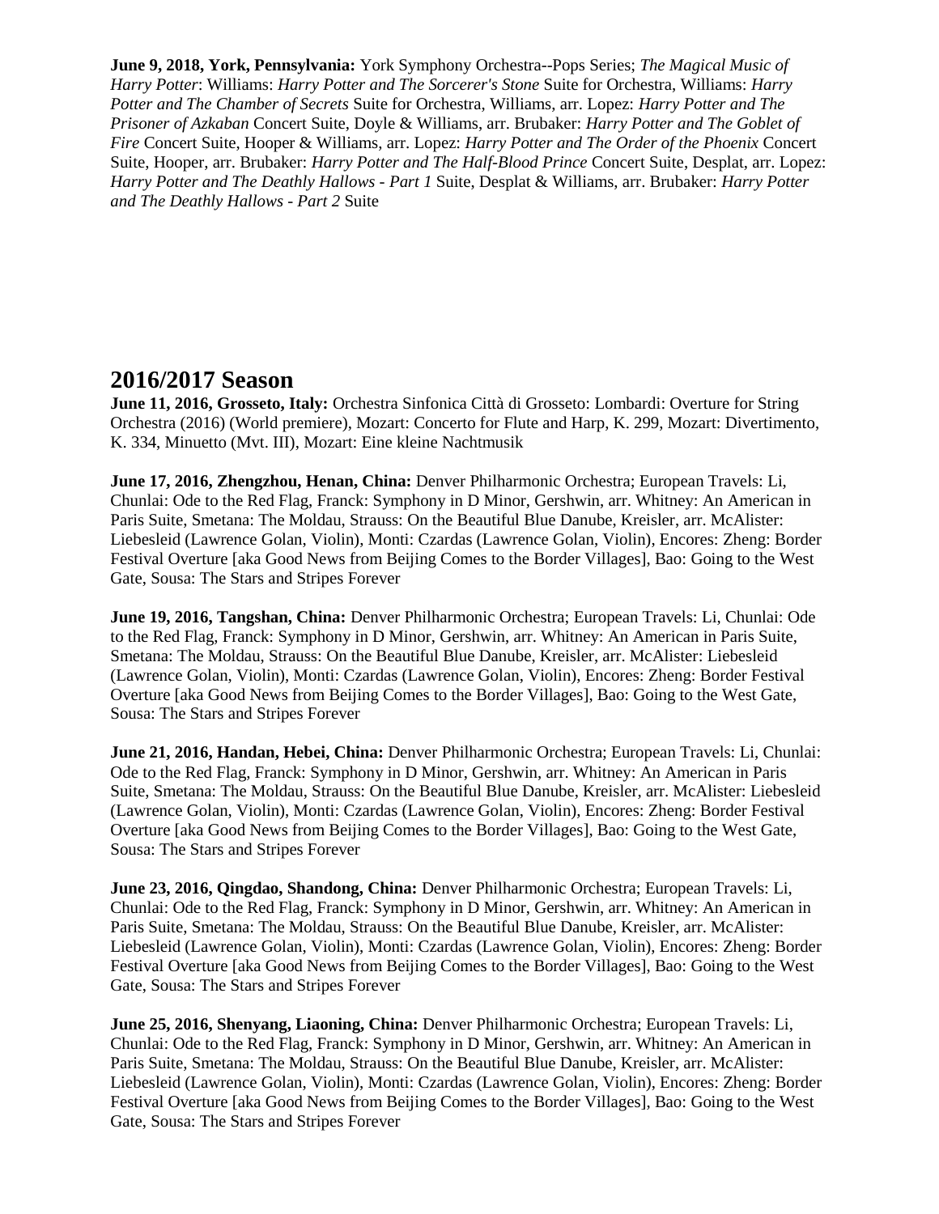**June 9, 2018, York, Pennsylvania:** York Symphony Orchestra--Pops Series; *The Magical Music of Harry Potter*: Williams: *Harry Potter and The Sorcerer's Stone* Suite for Orchestra, Williams: *Harry Potter and The Chamber of Secrets* Suite for Orchestra, Williams, arr. Lopez: *Harry Potter and The Prisoner of Azkaban* Concert Suite, Doyle & Williams, arr. Brubaker: *Harry Potter and The Goblet of Fire* Concert Suite, Hooper & Williams, arr. Lopez: *Harry Potter and The Order of the Phoenix* Concert Suite, Hooper, arr. Brubaker: *Harry Potter and The Half-Blood Prince* Concert Suite, Desplat, arr. Lopez: *Harry Potter and The Deathly Hallows - Part 1* Suite, Desplat & Williams, arr. Brubaker: *Harry Potter and The Deathly Hallows - Part 2* Suite

## 2016/2017 Season

**June 11, 2016, Grosseto, Italy:** Orchestra Sinfonica Città di Grosseto: Lombardi: Overture for String Orchestra (2016) (World premiere), Mozart: Concerto for Flute and Harp, K. 299, Mozart: Divertimento, K. 334, Minuetto (Mvt. III), Mozart: Eine kleine Nachtmusik

**June 17, 2016, Zhengzhou, Henan, China:** Denver Philharmonic Orchestra; European Travels: Li, Chunlai: Ode to the Red Flag, Franck: Symphony in D Minor, Gershwin, arr. Whitney: An American in Paris Suite, Smetana: The Moldau, Strauss: On the Beautiful Blue Danube, Kreisler, arr. McAlister: Liebesleid (Lawrence Golan, Violin), Monti: Czardas (Lawrence Golan, Violin), Encores: Zheng: Border Festival Overture [aka Good News from Beijing Comes to the Border Villages], Bao: Going to the West Gate, Sousa: The Stars and Stripes Forever

**June 19, 2016, Tangshan, China:** Denver Philharmonic Orchestra; European Travels: Li, Chunlai: Ode to the Red Flag, Franck: Symphony in D Minor, Gershwin, arr. Whitney: An American in Paris Suite, Smetana: The Moldau, Strauss: On the Beautiful Blue Danube, Kreisler, arr. McAlister: Liebesleid (Lawrence Golan, Violin), Monti: Czardas (Lawrence Golan, Violin), Encores: Zheng: Border Festival Overture [aka Good News from Beijing Comes to the Border Villages], Bao: Going to the West Gate, Sousa: The Stars and Stripes Forever

**June 21, 2016, Handan, Hebei, China:** Denver Philharmonic Orchestra; European Travels: Li, Chunlai: Ode to the Red Flag, Franck: Symphony in D Minor, Gershwin, arr. Whitney: An American in Paris Suite, Smetana: The Moldau, Strauss: On the Beautiful Blue Danube, Kreisler, arr. McAlister: Liebesleid (Lawrence Golan, Violin), Monti: Czardas (Lawrence Golan, Violin), Encores: Zheng: Border Festival Overture [aka Good News from Beijing Comes to the Border Villages], Bao: Going to the West Gate, Sousa: The Stars and Stripes Forever

**June 23, 2016, Qingdao, Shandong, China:** Denver Philharmonic Orchestra; European Travels: Li, Chunlai: Ode to the Red Flag, Franck: Symphony in D Minor, Gershwin, arr. Whitney: An American in Paris Suite, Smetana: The Moldau, Strauss: On the Beautiful Blue Danube, Kreisler, arr. McAlister: Liebesleid (Lawrence Golan, Violin), Monti: Czardas (Lawrence Golan, Violin), Encores: Zheng: Border Festival Overture [aka Good News from Beijing Comes to the Border Villages], Bao: Going to the West Gate, Sousa: The Stars and Stripes Forever

**June 25, 2016, Shenyang, Liaoning, China:** Denver Philharmonic Orchestra; European Travels: Li, Chunlai: Ode to the Red Flag, Franck: Symphony in D Minor, Gershwin, arr. Whitney: An American in Paris Suite, Smetana: The Moldau, Strauss: On the Beautiful Blue Danube, Kreisler, arr. McAlister: Liebesleid (Lawrence Golan, Violin), Monti: Czardas (Lawrence Golan, Violin), Encores: Zheng: Border Festival Overture [aka Good News from Beijing Comes to the Border Villages], Bao: Going to the West Gate, Sousa: The Stars and Stripes Forever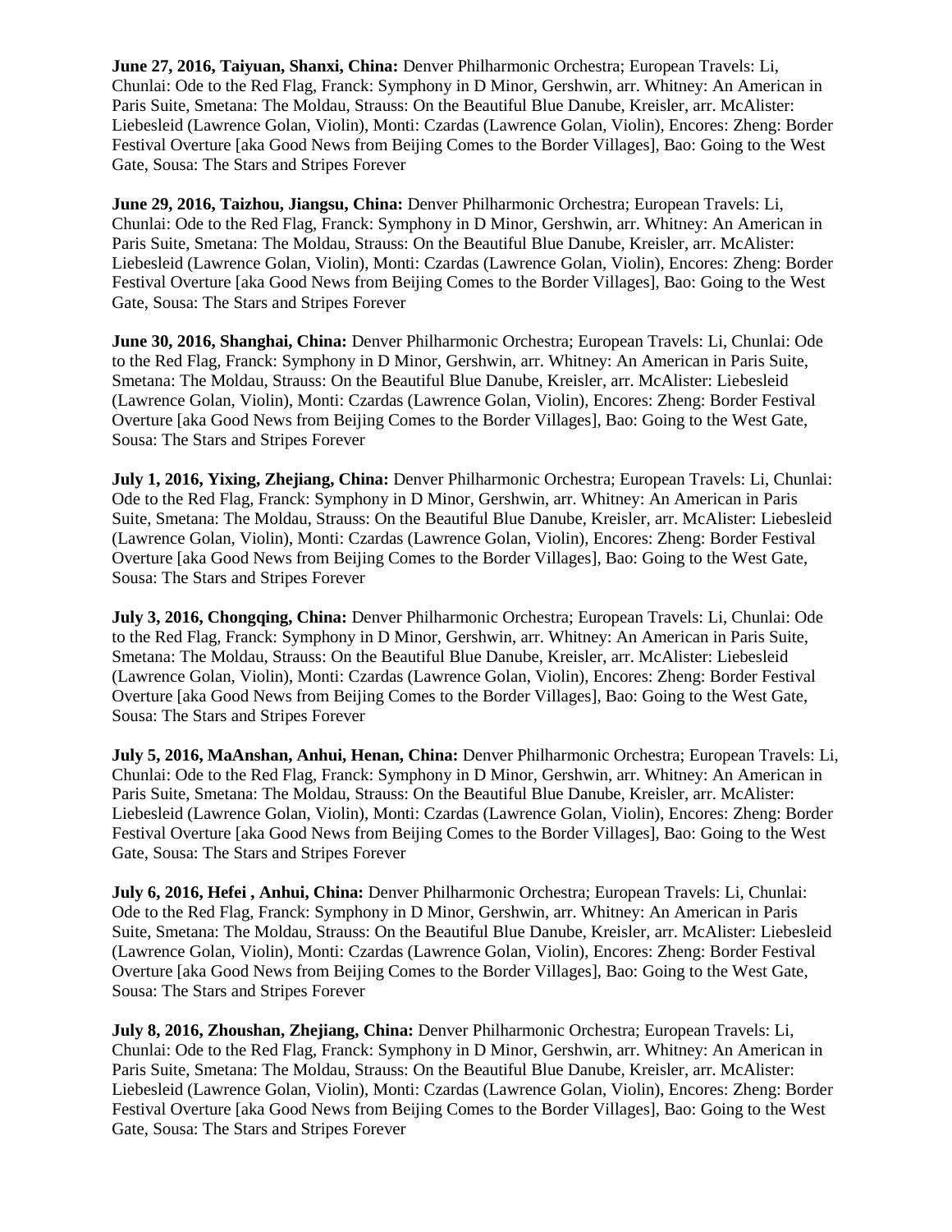**June 27, 2016, Taiyuan, Shanxi, China:** Denver Philharmonic Orchestra; European Travels: Li, Chunlai: Ode to the Red Flag, Franck: Symphony in D Minor, Gershwin, arr. Whitney: An American in Paris Suite, Smetana: The Moldau, Strauss: On the Beautiful Blue Danube, Kreisler, arr. McAlister: Liebesleid (Lawrence Golan, Violin), Monti: Czardas (Lawrence Golan, Violin), Encores: Zheng: Border Festival Overture [aka Good News from Beijing Comes to the Border Villages], Bao: Going to the West Gate, Sousa: The Stars and Stripes Forever

**June 29, 2016, Taizhou, Jiangsu, China:** Denver Philharmonic Orchestra; European Travels: Li, Chunlai: Ode to the Red Flag, Franck: Symphony in D Minor, Gershwin, arr. Whitney: An American in Paris Suite, Smetana: The Moldau, Strauss: On the Beautiful Blue Danube, Kreisler, arr. McAlister: Liebesleid (Lawrence Golan, Violin), Monti: Czardas (Lawrence Golan, Violin), Encores: Zheng: Border Festival Overture [aka Good News from Beijing Comes to the Border Villages], Bao: Going to the West Gate, Sousa: The Stars and Stripes Forever

**June 30, 2016, Shanghai, China:** Denver Philharmonic Orchestra; European Travels: Li, Chunlai: Ode to the Red Flag, Franck: Symphony in D Minor, Gershwin, arr. Whitney: An American in Paris Suite, Smetana: The Moldau, Strauss: On the Beautiful Blue Danube, Kreisler, arr. McAlister: Liebesleid (Lawrence Golan, Violin), Monti: Czardas (Lawrence Golan, Violin), Encores: Zheng: Border Festival Overture [aka Good News from Beijing Comes to the Border Villages], Bao: Going to the West Gate, Sousa: The Stars and Stripes Forever

**July 1, 2016, Yixing, Zhejiang, China:** Denver Philharmonic Orchestra; European Travels: Li, Chunlai: Ode to the Red Flag, Franck: Symphony in D Minor, Gershwin, arr. Whitney: An American in Paris Suite, Smetana: The Moldau, Strauss: On the Beautiful Blue Danube, Kreisler, arr. McAlister: Liebesleid (Lawrence Golan, Violin), Monti: Czardas (Lawrence Golan, Violin), Encores: Zheng: Border Festival Overture [aka Good News from Beijing Comes to the Border Villages], Bao: Going to the West Gate, Sousa: The Stars and Stripes Forever

**July 3, 2016, Chongqing, China:** Denver Philharmonic Orchestra; European Travels: Li, Chunlai: Ode to the Red Flag, Franck: Symphony in D Minor, Gershwin, arr. Whitney: An American in Paris Suite, Smetana: The Moldau, Strauss: On the Beautiful Blue Danube, Kreisler, arr. McAlister: Liebesleid (Lawrence Golan, Violin), Monti: Czardas (Lawrence Golan, Violin), Encores: Zheng: Border Festival Overture [aka Good News from Beijing Comes to the Border Villages], Bao: Going to the West Gate, Sousa: The Stars and Stripes Forever

**July 5, 2016, MaAnshan, Anhui, Henan, China:** Denver Philharmonic Orchestra; European Travels: Li, Chunlai: Ode to the Red Flag, Franck: Symphony in D Minor, Gershwin, arr. Whitney: An American in Paris Suite, Smetana: The Moldau, Strauss: On the Beautiful Blue Danube, Kreisler, arr. McAlister: Liebesleid (Lawrence Golan, Violin), Monti: Czardas (Lawrence Golan, Violin), Encores: Zheng: Border Festival Overture [aka Good News from Beijing Comes to the Border Villages], Bao: Going to the West Gate, Sousa: The Stars and Stripes Forever

**July 6, 2016, Hefei , Anhui, China:** Denver Philharmonic Orchestra; European Travels: Li, Chunlai: Ode to the Red Flag, Franck: Symphony in D Minor, Gershwin, arr. Whitney: An American in Paris Suite, Smetana: The Moldau, Strauss: On the Beautiful Blue Danube, Kreisler, arr. McAlister: Liebesleid (Lawrence Golan, Violin), Monti: Czardas (Lawrence Golan, Violin), Encores: Zheng: Border Festival Overture [aka Good News from Beijing Comes to the Border Villages], Bao: Going to the West Gate, Sousa: The Stars and Stripes Forever

**July 8, 2016, Zhoushan, Zhejiang, China:** Denver Philharmonic Orchestra; European Travels: Li, Chunlai: Ode to the Red Flag, Franck: Symphony in D Minor, Gershwin, arr. Whitney: An American in Paris Suite, Smetana: The Moldau, Strauss: On the Beautiful Blue Danube, Kreisler, arr. McAlister: Liebesleid (Lawrence Golan, Violin), Monti: Czardas (Lawrence Golan, Violin), Encores: Zheng: Border Festival Overture [aka Good News from Beijing Comes to the Border Villages], Bao: Going to the West Gate, Sousa: The Stars and Stripes Forever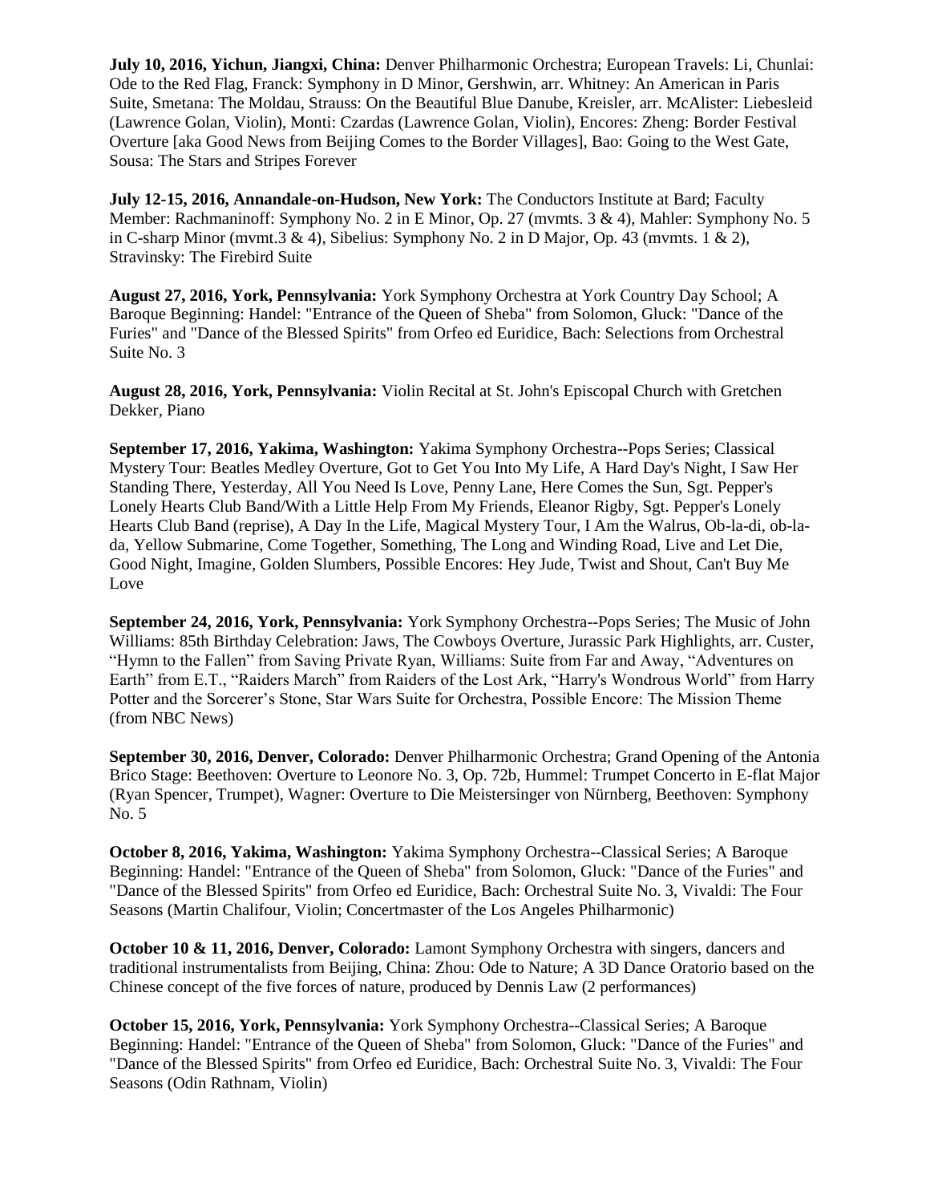**July 10, 2016, Yichun, Jiangxi, China:** Denver Philharmonic Orchestra; European Travels: Li, Chunlai: Ode to the Red Flag, Franck: Symphony in D Minor, Gershwin, arr. Whitney: An American in Paris Suite, Smetana: The Moldau, Strauss: On the Beautiful Blue Danube, Kreisler, arr. McAlister: Liebesleid (Lawrence Golan, Violin), Monti: Czardas (Lawrence Golan, Violin), Encores: Zheng: Border Festival Overture [aka Good News from Beijing Comes to the Border Villages], Bao: Going to the West Gate, Sousa: The Stars and Stripes Forever

**July 12-15, 2016, Annandale-on-Hudson, New York:** The Conductors Institute at Bard; Faculty Member: Rachmaninoff: Symphony No. 2 in E Minor, Op. 27 (mvmts. 3 & 4), Mahler: Symphony No. 5 in C-sharp Minor (mvmt.3 & 4), Sibelius: Symphony No. 2 in D Major, Op. 43 (mvmts. 1 & 2), Stravinsky: The Firebird Suite

**August 27, 2016, York, Pennsylvania:** York Symphony Orchestra at York Country Day School; A Baroque Beginning: Handel: "Entrance of the Queen of Sheba" from Solomon, Gluck: "Dance of the Furies" and "Dance of the Blessed Spirits" from Orfeo ed Euridice, Bach: Selections from Orchestral Suite No. 3

**August 28, 2016, York, Pennsylvania:** Violin Recital at St. John's Episcopal Church with Gretchen Dekker, Piano

**September 17, 2016, Yakima, Washington:** Yakima Symphony Orchestra--Pops Series; Classical Mystery Tour: Beatles Medley Overture, Got to Get You Into My Life, A Hard Day's Night, I Saw Her Standing There, Yesterday, All You Need Is Love, Penny Lane, Here Comes the Sun, Sgt. Pepper's Lonely Hearts Club Band/With a Little Help From My Friends, Eleanor Rigby, Sgt. Pepper's Lonely Hearts Club Band (reprise), A Day In the Life, Magical Mystery Tour, I Am the Walrus, Ob-la-di, ob-la-da, Yellow Submarine, Come Together, Something, The Long and Winding Road, Live and Let Die, Good Night, Imagine, Golden Slumbers, Possible Encores: Hey Jude, Twist and Shout, Can't Buy Me Love

**September 24, 2016, York, Pennsylvania:** York Symphony Orchestra--Pops Series; The Music of John Williams: 85th Birthday Celebration: Jaws, The Cowboys Overture, Jurassic Park Highlights, arr. Custer, "Hymn to the Fallen" from Saving Private Ryan, Williams: Suite from Far and Away, "Adventures on Earth" from E.T., "Raiders March" from Raiders of the Lost Ark, "Harry's Wondrous World" from Harry Potter and the Sorcerer's Stone, Star Wars Suite for Orchestra, Possible Encore: The Mission Theme (from NBC News)

**September 30, 2016, Denver, Colorado:** Denver Philharmonic Orchestra; Grand Opening of the Antonia Brico Stage: Beethoven: Overture to Leonore No. 3, Op. 72b, Hummel: Trumpet Concerto in E-flat Major (Ryan Spencer, Trumpet), Wagner: Overture to Die Meistersinger von Nürnberg, Beethoven: Symphony No. 5

**October 8, 2016, Yakima, Washington:** Yakima Symphony Orchestra--Classical Series; A Baroque Beginning: Handel: "Entrance of the Queen of Sheba" from Solomon, Gluck: "Dance of the Furies" and "Dance of the Blessed Spirits" from Orfeo ed Euridice, Bach: Orchestral Suite No. 3, Vivaldi: The Four Seasons (Martin Chalifour, Violin; Concertmaster of the Los Angeles Philharmonic)

**October 10 & 11, 2016, Denver, Colorado:** Lamont Symphony Orchestra with singers, dancers and traditional instrumentalists from Beijing, China: Zhou: Ode to Nature; A 3D Dance Oratorio based on the Chinese concept of the five forces of nature, produced by Dennis Law (2 performances)

**October 15, 2016, York, Pennsylvania:** York Symphony Orchestra--Classical Series; A Baroque Beginning: Handel: "Entrance of the Queen of Sheba" from Solomon, Gluck: "Dance of the Furies" and "Dance of the Blessed Spirits" from Orfeo ed Euridice, Bach: Orchestral Suite No. 3, Vivaldi: The Four Seasons (Odin Rathnam, Violin)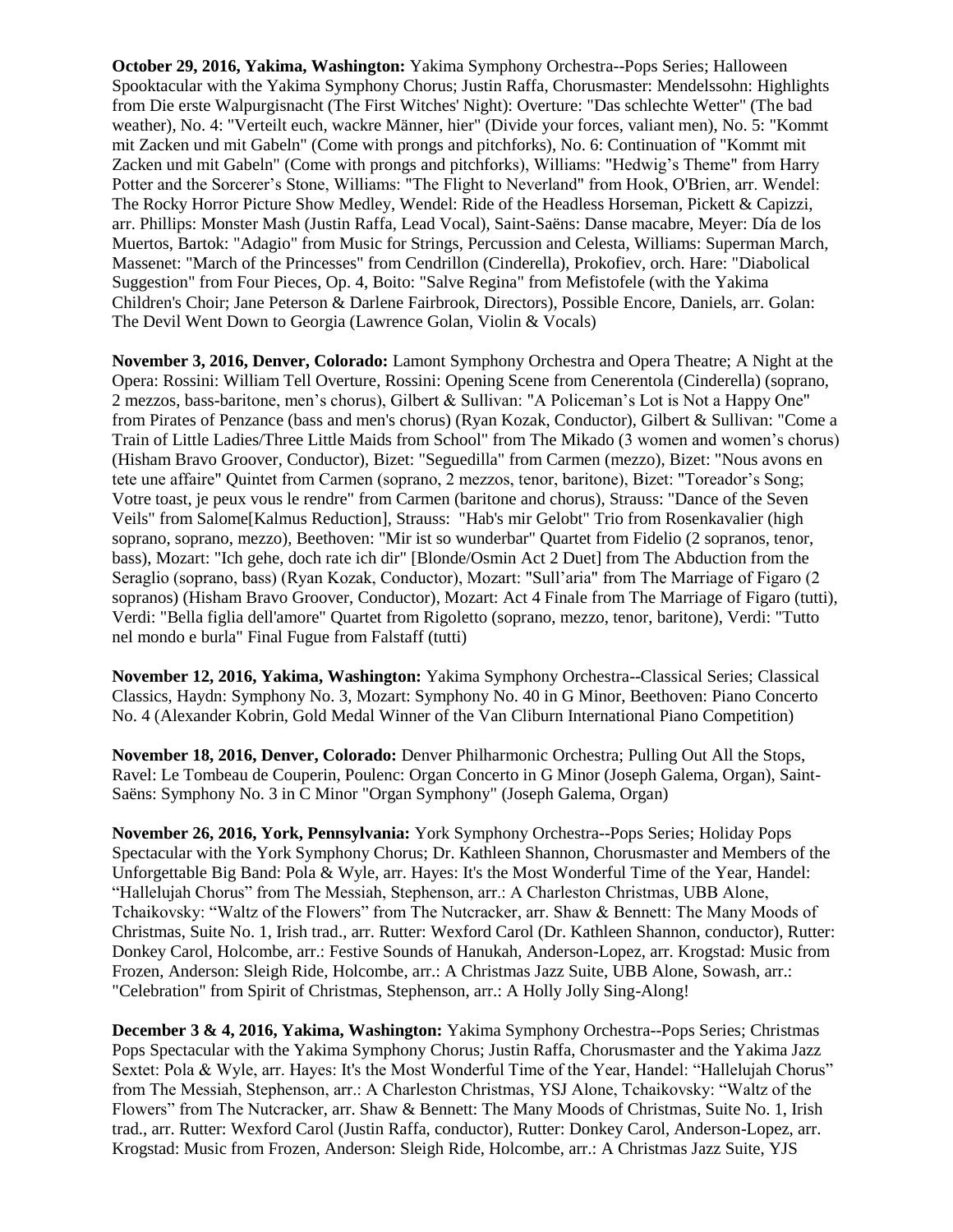**October 29, 2016, Yakima, Washington:** Yakima Symphony Orchestra--Pops Series; Halloween Spooktacular with the Yakima Symphony Chorus; Justin Raffa, Chorusmaster: Mendelssohn: Highlights from Die erste Walpurgisnacht (The First Witches' Night): Overture: "Das schlechte Wetter" (The bad weather), No. 4: "Verteilt euch, wackre Männer, hier" (Divide your forces, valiant men), No. 5: "Kommt mit Zacken und mit Gabeln" (Come with prongs and pitchforks), No. 6: Continuation of "Kommt mit Zacken und mit Gabeln" (Come with prongs and pitchforks), Williams: "Hedwig's Theme" from Harry Potter and the Sorcerer's Stone, Williams: "The Flight to Neverland" from Hook, O'Brien, arr. Wendel: The Rocky Horror Picture Show Medley, Wendel: Ride of the Headless Horseman, Pickett & Capizzi, arr. Phillips: Monster Mash (Justin Raffa, Lead Vocal), Saint-Saëns: Danse macabre, Meyer: Día de los Muertos, Bartok: "Adagio" from Music for Strings, Percussion and Celesta, Williams: Superman March, Massenet: "March of the Princesses" from Cendrillon (Cinderella), Prokofiev, orch. Hare: "Diabolical Suggestion" from Four Pieces, Op. 4, Boito: "Salve Regina" from Mefistofele (with the Yakima Children's Choir; Jane Peterson & Darlene Fairbrook, Directors), Possible Encore, Daniels, arr. Golan: The Devil Went Down to Georgia (Lawrence Golan, Violin & Vocals)

**November 3, 2016, Denver, Colorado:** Lamont Symphony Orchestra and Opera Theatre; A Night at the Opera: Rossini: William Tell Overture, Rossini: Opening Scene from Cenerentola (Cinderella) (soprano, 2 mezzos, bass-baritone, men's chorus), Gilbert & Sullivan: "A Policeman's Lot is Not a Happy One" from Pirates of Penzance (bass and men's chorus) (Ryan Kozak, Conductor), Gilbert & Sullivan: "Come a Train of Little Ladies/Three Little Maids from School" from The Mikado (3 women and women's chorus) (Hisham Bravo Groover, Conductor), Bizet: "Seguedilla" from Carmen (mezzo), Bizet: "Nous avons en tete une affaire" Quintet from Carmen (soprano, 2 mezzos, tenor, baritone), Bizet: "Toreador's Song; Votre toast, je peux vous le rendre" from Carmen (baritone and chorus), Strauss: "Dance of the Seven Veils" from Salome[Kalmus Reduction], Strauss: "Hab's mir Gelobt" Trio from Rosenkavalier (high soprano, soprano, mezzo), Beethoven: "Mir ist so wunderbar" Quartet from Fidelio (2 sopranos, tenor, bass), Mozart: "Ich gehe, doch rate ich dir" [Blonde/Osmin Act 2 Duet] from The Abduction from the Seraglio (soprano, bass) (Ryan Kozak, Conductor), Mozart: "Sull'aria" from The Marriage of Figaro (2 sopranos) (Hisham Bravo Groover, Conductor), Mozart: Act 4 Finale from The Marriage of Figaro (tutti), Verdi: "Bella figlia dell'amore" Quartet from Rigoletto (soprano, mezzo, tenor, baritone), Verdi: "Tutto nel mondo e burla" Final Fugue from Falstaff (tutti)

**November 12, 2016, Yakima, Washington:** Yakima Symphony Orchestra--Classical Series; Classical Classics, Haydn: Symphony No. 3, Mozart: Symphony No. 40 in G Minor, Beethoven: Piano Concerto No. 4 (Alexander Kobrin, Gold Medal Winner of the Van Cliburn International Piano Competition)

**November 18, 2016, Denver, Colorado:** Denver Philharmonic Orchestra; Pulling Out All the Stops, Ravel: Le Tombeau de Couperin, Poulenc: Organ Concerto in G Minor (Joseph Galema, Organ), Saint-Saëns: Symphony No. 3 in C Minor "Organ Symphony" (Joseph Galema, Organ)

**November 26, 2016, York, Pennsylvania:** York Symphony Orchestra--Pops Series; Holiday Pops Spectacular with the York Symphony Chorus; Dr. Kathleen Shannon, Chorusmaster and Members of the Unforgettable Big Band: Pola & Wyle, arr. Hayes: It's the Most Wonderful Time of the Year, Handel: "Hallelujah Chorus" from The Messiah, Stephenson, arr.: A Charleston Christmas, UBB Alone, Tchaikovsky: "Waltz of the Flowers" from The Nutcracker, arr. Shaw & Bennett: The Many Moods of Christmas, Suite No. 1, Irish trad., arr. Rutter: Wexford Carol (Dr. Kathleen Shannon, conductor), Rutter: Donkey Carol, Holcombe, arr.: Festive Sounds of Hanukah, Anderson-Lopez, arr. Krogstad: Music from Frozen, Anderson: Sleigh Ride, Holcombe, arr.: A Christmas Jazz Suite, UBB Alone, Sowash, arr.: "Celebration" from Spirit of Christmas, Stephenson, arr.: A Holly Jolly Sing-Along!

**December 3 & 4, 2016, Yakima, Washington:** Yakima Symphony Orchestra--Pops Series; Christmas Pops Spectacular with the Yakima Symphony Chorus; Justin Raffa, Chorusmaster and the Yakima Jazz Sextet: Pola & Wyle, arr. Hayes: It's the Most Wonderful Time of the Year, Handel: "Hallelujah Chorus" from The Messiah, Stephenson, arr.: A Charleston Christmas, YSJ Alone, Tchaikovsky: "Waltz of the Flowers" from The Nutcracker, arr. Shaw & Bennett: The Many Moods of Christmas, Suite No. 1, Irish trad., arr. Rutter: Wexford Carol (Justin Raffa, conductor), Rutter: Donkey Carol, Anderson-Lopez, arr. Krogstad: Music from Frozen, Anderson: Sleigh Ride, Holcombe, arr.: A Christmas Jazz Suite, YJS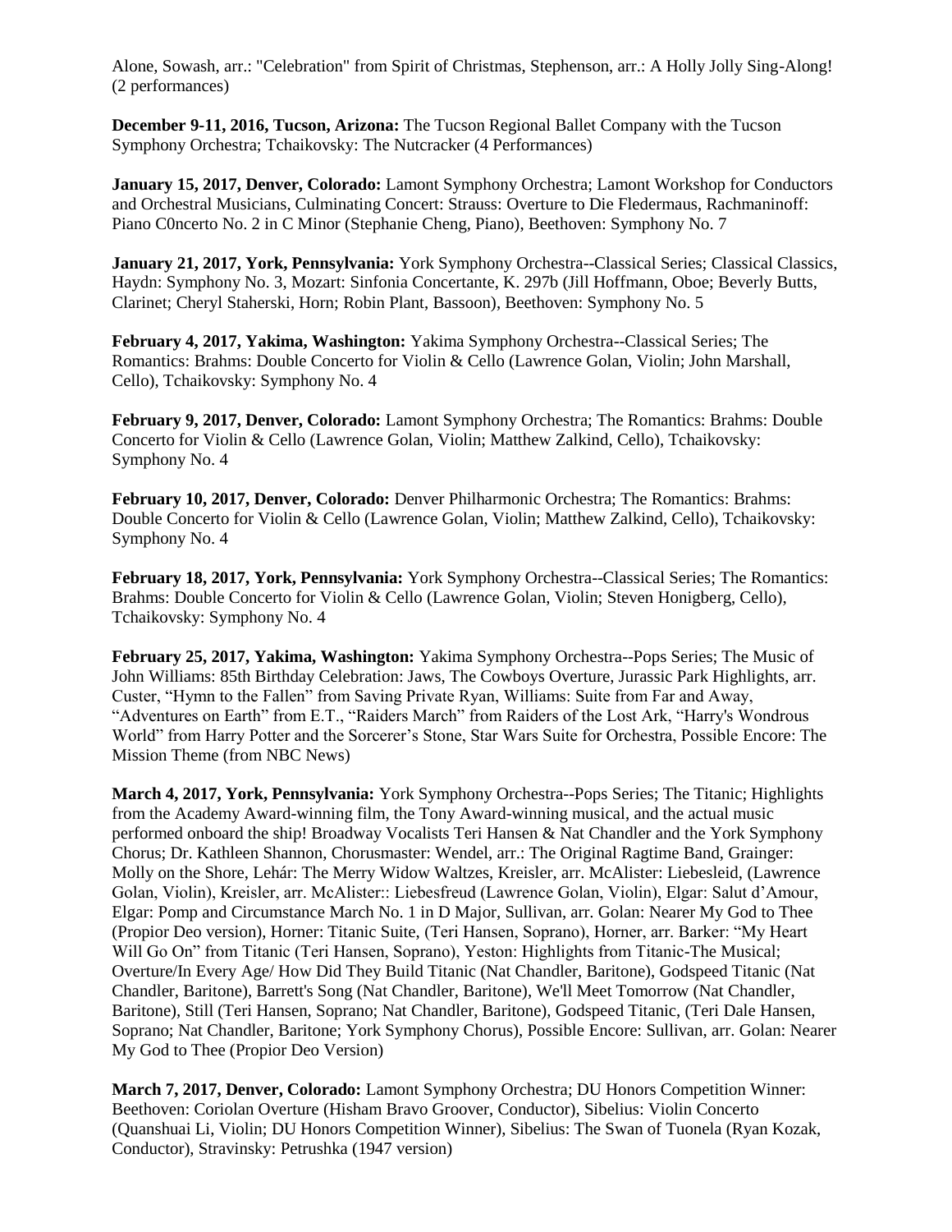Alone, Sowash, arr.: "Celebration" from Spirit of Christmas, Stephenson, arr.: A Holly Jolly Sing-Along! (2 performances)

**December 9-11, 2016, Tucson, Arizona:** The Tucson Regional Ballet Company with the Tucson Symphony Orchestra; Tchaikovsky: The Nutcracker (4 Performances)

**January 15, 2017, Denver, Colorado:** Lamont Symphony Orchestra; Lamont Workshop for Conductors and Orchestral Musicians, Culminating Concert: Strauss: Overture to Die Fledermaus, Rachmaninoff: Piano C0ncerto No. 2 in C Minor (Stephanie Cheng, Piano), Beethoven: Symphony No. 7

**January 21, 2017, York, Pennsylvania:** York Symphony Orchestra--Classical Series; Classical Classics, Haydn: Symphony No. 3, Mozart: Sinfonia Concertante, K. 297b (Jill Hoffmann, Oboe; Beverly Butts, Clarinet; Cheryl Staherski, Horn; Robin Plant, Bassoon), Beethoven: Symphony No. 5

**February 4, 2017, Yakima, Washington:** Yakima Symphony Orchestra--Classical Series; The Romantics: Brahms: Double Concerto for Violin & Cello (Lawrence Golan, Violin; John Marshall, Cello), Tchaikovsky: Symphony No. 4

**February 9, 2017, Denver, Colorado:** Lamont Symphony Orchestra; The Romantics: Brahms: Double Concerto for Violin & Cello (Lawrence Golan, Violin; Matthew Zalkind, Cello), Tchaikovsky: Symphony No. 4

**February 10, 2017, Denver, Colorado:** Denver Philharmonic Orchestra; The Romantics: Brahms: Double Concerto for Violin & Cello (Lawrence Golan, Violin; Matthew Zalkind, Cello), Tchaikovsky: Symphony No. 4

**February 18, 2017, York, Pennsylvania:** York Symphony Orchestra--Classical Series; The Romantics: Brahms: Double Concerto for Violin & Cello (Lawrence Golan, Violin; Steven Honigberg, Cello), Tchaikovsky: Symphony No. 4

**February 25, 2017, Yakima, Washington:** Yakima Symphony Orchestra--Pops Series; The Music of John Williams: 85th Birthday Celebration: Jaws, The Cowboys Overture, Jurassic Park Highlights, arr. Custer, "Hymn to the Fallen" from Saving Private Ryan, Williams: Suite from Far and Away, "Adventures on Earth" from E.T., "Raiders March" from Raiders of the Lost Ark, "Harry's Wondrous World" from Harry Potter and the Sorcerer's Stone, Star Wars Suite for Orchestra, Possible Encore: The Mission Theme (from NBC News)

**March 4, 2017, York, Pennsylvania:** York Symphony Orchestra--Pops Series; The Titanic; Highlights from the Academy Award-winning film, the Tony Award-winning musical, and the actual music performed onboard the ship! Broadway Vocalists Teri Hansen & Nat Chandler and the York Symphony Chorus; Dr. Kathleen Shannon, Chorusmaster: Wendel, arr.: The Original Ragtime Band, Grainger: Molly on the Shore, Lehár: The Merry Widow Waltzes, Kreisler, arr. McAlister: Liebesleid, (Lawrence Golan, Violin), Kreisler, arr. McAlister:: Liebesfreud (Lawrence Golan, Violin), Elgar: Salut d'Amour, Elgar: Pomp and Circumstance March No. 1 in D Major, Sullivan, arr. Golan: Nearer My God to Thee (Propior Deo version), Horner: Titanic Suite, (Teri Hansen, Soprano), Horner, arr. Barker: "My Heart Will Go On" from Titanic (Teri Hansen, Soprano), Yeston: Highlights from Titanic-The Musical; Overture/In Every Age/ How Did They Build Titanic (Nat Chandler, Baritone), Godspeed Titanic (Nat Chandler, Baritone), Barrett's Song (Nat Chandler, Baritone), We'll Meet Tomorrow (Nat Chandler, Baritone), Still (Teri Hansen, Soprano; Nat Chandler, Baritone), Godspeed Titanic, (Teri Dale Hansen, Soprano; Nat Chandler, Baritone; York Symphony Chorus), Possible Encore: Sullivan, arr. Golan: Nearer My God to Thee (Propior Deo Version)

**March 7, 2017, Denver, Colorado:** Lamont Symphony Orchestra; DU Honors Competition Winner: Beethoven: Coriolan Overture (Hisham Bravo Groover, Conductor), Sibelius: Violin Concerto (Quanshuai Li, Violin; DU Honors Competition Winner), Sibelius: The Swan of Tuonela (Ryan Kozak, Conductor), Stravinsky: Petrushka (1947 version)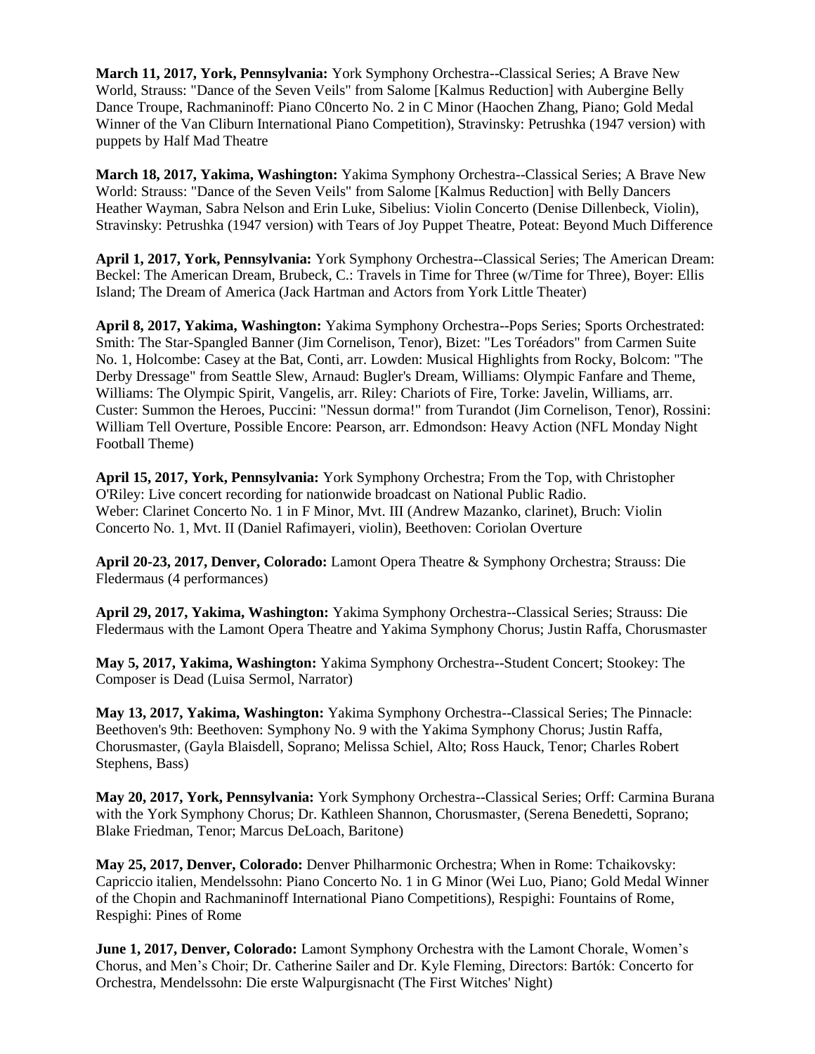**March 11, 2017, York, Pennsylvania:** York Symphony Orchestra--Classical Series; A Brave New World, Strauss: "Dance of the Seven Veils" from Salome [Kalmus Reduction] with Aubergine Belly Dance Troupe, Rachmaninoff: Piano C0ncerto No. 2 in C Minor (Haochen Zhang, Piano; Gold Medal Winner of the Van Cliburn International Piano Competition), Stravinsky: Petrushka (1947 version) with puppets by Half Mad Theatre

**March 18, 2017, Yakima, Washington:** Yakima Symphony Orchestra--Classical Series; A Brave New World: Strauss: "Dance of the Seven Veils" from Salome [Kalmus Reduction] with Belly Dancers Heather Wayman, Sabra Nelson and Erin Luke, Sibelius: Violin Concerto (Denise Dillenbeck, Violin), Stravinsky: Petrushka (1947 version) with Tears of Joy Puppet Theatre, Poteat: Beyond Much Difference

**April 1, 2017, York, Pennsylvania:** York Symphony Orchestra--Classical Series; The American Dream: Beckel: The American Dream, Brubeck, C.: Travels in Time for Three (w/Time for Three), Boyer: Ellis Island; The Dream of America (Jack Hartman and Actors from York Little Theater)

**April 8, 2017, Yakima, Washington:** Yakima Symphony Orchestra--Pops Series; Sports Orchestrated: Smith: The Star-Spangled Banner (Jim Cornelison, Tenor), Bizet: "Les Toréadors" from Carmen Suite No. 1, Holcombe: Casey at the Bat, Conti, arr. Lowden: Musical Highlights from Rocky, Bolcom: "The Derby Dressage" from Seattle Slew, Arnaud: Bugler's Dream, Williams: Olympic Fanfare and Theme, Williams: The Olympic Spirit, Vangelis, arr. Riley: Chariots of Fire, Torke: Javelin, Williams, arr. Custer: Summon the Heroes, Puccini: "Nessun dorma!" from Turandot (Jim Cornelison, Tenor), Rossini: William Tell Overture, Possible Encore: Pearson, arr. Edmondson: Heavy Action (NFL Monday Night Football Theme)

**April 15, 2017, York, Pennsylvania:** York Symphony Orchestra; From the Top, with Christopher O'Riley: Live concert recording for nationwide broadcast on National Public Radio. Weber: Clarinet Concerto No. 1 in F Minor, Mvt. III (Andrew Mazanko, clarinet), Bruch: Violin Concerto No. 1, Mvt. II (Daniel Rafimayeri, violin), Beethoven: Coriolan Overture

**April 20-23, 2017, Denver, Colorado:** Lamont Opera Theatre & Symphony Orchestra; Strauss: Die Fledermaus (4 performances)

**April 29, 2017, Yakima, Washington:** Yakima Symphony Orchestra--Classical Series; Strauss: Die Fledermaus with the Lamont Opera Theatre and Yakima Symphony Chorus; Justin Raffa, Chorusmaster

**May 5, 2017, Yakima, Washington:** Yakima Symphony Orchestra--Student Concert; Stookey: The Composer is Dead (Luisa Sermol, Narrator)

**May 13, 2017, Yakima, Washington:** Yakima Symphony Orchestra--Classical Series; The Pinnacle: Beethoven's 9th: Beethoven: Symphony No. 9 with the Yakima Symphony Chorus; Justin Raffa, Chorusmaster, (Gayla Blaisdell, Soprano; Melissa Schiel, Alto; Ross Hauck, Tenor; Charles Robert Stephens, Bass)

**May 20, 2017, York, Pennsylvania:** York Symphony Orchestra--Classical Series; Orff: Carmina Burana with the York Symphony Chorus; Dr. Kathleen Shannon, Chorusmaster, (Serena Benedetti, Soprano; Blake Friedman, Tenor; Marcus DeLoach, Baritone)

**May 25, 2017, Denver, Colorado:** Denver Philharmonic Orchestra; When in Rome: Tchaikovsky: Capriccio italien, Mendelssohn: Piano Concerto No. 1 in G Minor (Wei Luo, Piano; Gold Medal Winner of the Chopin and Rachmaninoff International Piano Competitions), Respighi: Fountains of Rome, Respighi: Pines of Rome

**June 1, 2017, Denver, Colorado:** Lamont Symphony Orchestra with the Lamont Chorale, Women's Chorus, and Men's Choir; Dr. Catherine Sailer and Dr. Kyle Fleming, Directors: Bartók: Concerto for Orchestra, Mendelssohn: Die erste Walpurgisnacht (The First Witches' Night)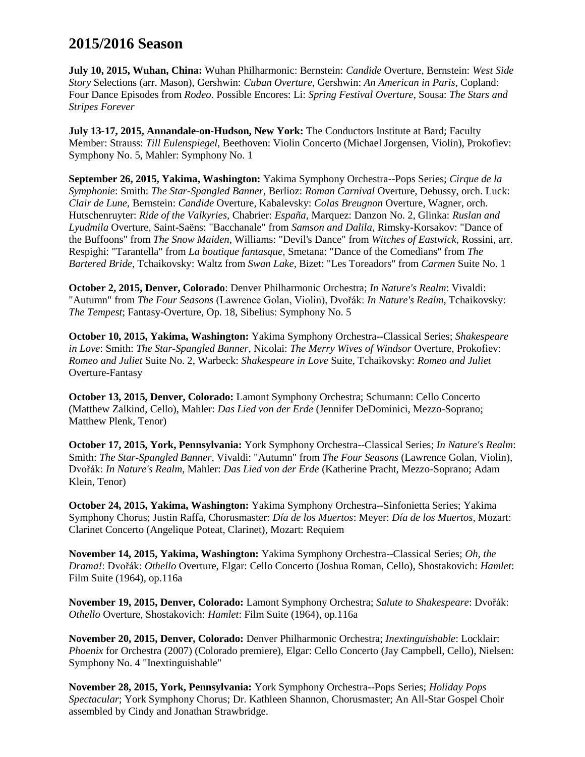# 2015/2016 Season

**July 10, 2015, Wuhan, China:** Wuhan Philharmonic: Bernstein: *Candide* Overture, Bernstein: *West Side Story* Selections (arr. Mason), Gershwin: *Cuban Overture*, Gershwin: *An American in Paris*, Copland: Four Dance Episodes from *Rodeo*. Possible Encores: Li: *Spring Festival Overture*, Sousa: *The Stars and Stripes Forever*

**July 13-17, 2015, Annandale-on-Hudson, New York:** The Conductors Institute at Bard; Faculty Member: Strauss: *Till Eulenspiegel*, Beethoven: Violin Concerto (Michael Jorgensen, Violin), Prokofiev: Symphony No. 5, Mahler: Symphony No. 1

**September 26, 2015, Yakima, Washington:** Yakima Symphony Orchestra--Pops Series; *Cirque de la Symphonie*: Smith: *The Star-Spangled Banner*, Berlioz: *Roman Carnival* Overture, Debussy, orch. Luck: *Clair de Lune*, Bernstein: *Candide* Overture, Kabalevsky: *Colas Breugnon* Overture, Wagner, orch. Hutschenruyter: *Ride of the Valkyries*, Chabrier: *España*, Marquez: Danzon No. 2, Glinka: *Ruslan and Lyudmila* Overture, Saint-Saëns: "Bacchanale" from *Samson and Dalila*, Rimsky-Korsakov: "Dance of the Buffoons" from *The Snow Maiden*, Williams: "Devil's Dance" from *Witches of Eastwick*, Rossini, arr. Respighi: "Tarantella" from *La boutique fantasque*, Smetana: "Dance of the Comedians" from *The Bartered Bride*, Tchaikovsky: Waltz from *Swan Lake*, Bizet: "Les Toreadors" from *Carmen* Suite No. 1

**October 2, 2015, Denver, Colorado**: Denver Philharmonic Orchestra; *In Nature's Realm*: Vivaldi: "Autumn" from *The Four Seasons* (Lawrence Golan, Violin), Dvořák: *In Nature's Realm*, Tchaikovsky: *The Tempest*; Fantasy-Overture, Op. 18, Sibelius: Symphony No. 5

**October 10, 2015, Yakima, Washington:** Yakima Symphony Orchestra--Classical Series; *Shakespeare in Love*: Smith: *The Star-Spangled Banner*, Nicolai: *The Merry Wives of Windsor* Overture, Prokofiev: *Romeo and Juliet* Suite No. 2, Warbeck: *Shakespeare in Love* Suite, Tchaikovsky: *Romeo and Juliet* Overture-Fantasy

**October 13, 2015, Denver, Colorado:** Lamont Symphony Orchestra; Schumann: Cello Concerto (Matthew Zalkind, Cello), Mahler: *Das Lied von der Erde* (Jennifer DeDominici, Mezzo-Soprano; Matthew Plenk, Tenor)

**October 17, 2015, York, Pennsylvania:** York Symphony Orchestra--Classical Series; *In Nature's Realm*: Smith: *The Star-Spangled Banner*, Vivaldi: "Autumn" from *The Four Seasons* (Lawrence Golan, Violin), Dvořák: *In Nature's Realm*, Mahler: *Das Lied von der Erde* (Katherine Pracht, Mezzo-Soprano; Adam Klein, Tenor)

**October 24, 2015, Yakima, Washington:** Yakima Symphony Orchestra--Sinfonietta Series; Yakima Symphony Chorus; Justin Raffa, Chorusmaster: *Día de los Muertos*: Meyer: *Día de los Muertos*, Mozart: Clarinet Concerto (Angelique Poteat, Clarinet), Mozart: Requiem

**November 14, 2015, Yakima, Washington:** Yakima Symphony Orchestra--Classical Series; *Oh, the Drama!*: Dvořák: *Othello* Overture, Elgar: Cello Concerto (Joshua Roman, Cello), Shostakovich: *Hamlet*: Film Suite (1964), op.116a

**November 19, 2015, Denver, Colorado:** Lamont Symphony Orchestra; *Salute to Shakespeare*: Dvořák: *Othello* Overture, Shostakovich: *Hamlet*: Film Suite (1964), op.116a

**November 20, 2015, Denver, Colorado:** Denver Philharmonic Orchestra; *Inextinguishable*: Locklair: *Phoenix* for Orchestra (2007) (Colorado premiere), Elgar: Cello Concerto (Jay Campbell, Cello), Nielsen: Symphony No. 4 "Inextinguishable"

**November 28, 2015, York, Pennsylvania:** York Symphony Orchestra--Pops Series; *Holiday Pops Spectacular*; York Symphony Chorus; Dr. Kathleen Shannon, Chorusmaster; An All-Star Gospel Choir assembled by Cindy and Jonathan Strawbridge.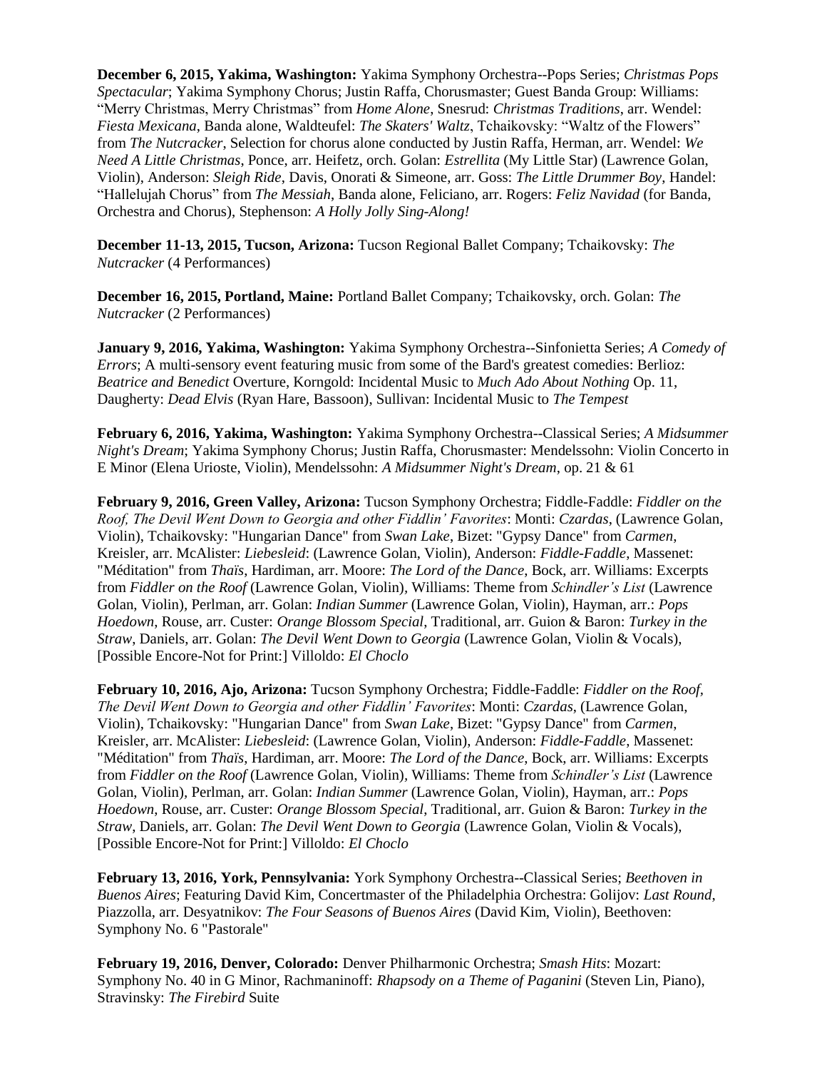**December 6, 2015, Yakima, Washington:** Yakima Symphony Orchestra--Pops Series; *Christmas Pops Spectacular*; Yakima Symphony Chorus; Justin Raffa, Chorusmaster; Guest Banda Group: Williams: "Merry Christmas, Merry Christmas" from *Home Alone*, Snesrud: *Christmas Traditions*, arr. Wendel: *Fiesta Mexicana*, Banda alone, Waldteufel: *The Skaters' Waltz*, Tchaikovsky: "Waltz of the Flowers" from *The Nutcracker*, Selection for chorus alone conducted by Justin Raffa, Herman, arr. Wendel: *We Need A Little Christmas*, Ponce, arr. Heifetz, orch. Golan: *Estrellita* (My Little Star) (Lawrence Golan, Violin), Anderson: *Sleigh Ride*, Davis, Onorati & Simeone, arr. Goss: *The Little Drummer Boy*, Handel: "Hallelujah Chorus" from *The Messiah*, Banda alone, Feliciano, arr. Rogers: *Feliz Navidad* (for Banda, Orchestra and Chorus), Stephenson: *A Holly Jolly Sing-Along!*

**December 11-13, 2015, Tucson, Arizona:** Tucson Regional Ballet Company; Tchaikovsky: *The Nutcracker* (4 Performances)

**December 16, 2015, Portland, Maine:** Portland Ballet Company; Tchaikovsky, orch. Golan: *The Nutcracker* (2 Performances)

**January 9, 2016, Yakima, Washington:** Yakima Symphony Orchestra--Sinfonietta Series; *A Comedy of Errors*; A multi-sensory event featuring music from some of the Bard's greatest comedies: Berlioz: *Beatrice and Benedict* Overture, Korngold: Incidental Music to *Much Ado About Nothing* Op. 11, Daugherty: *Dead Elvis* (Ryan Hare, Bassoon), Sullivan: Incidental Music to *The Tempest*

**February 6, 2016, Yakima, Washington:** Yakima Symphony Orchestra--Classical Series; *A Midsummer Night's Dream*; Yakima Symphony Chorus; Justin Raffa, Chorusmaster: Mendelssohn: Violin Concerto in E Minor (Elena Urioste, Violin), Mendelssohn: *A Midsummer Night's Dream*, op. 21 & 61

**February 9, 2016, Green Valley, Arizona:** Tucson Symphony Orchestra; Fiddle-Faddle: *Fiddler on the Roof, The Devil Went Down to Georgia and other Fiddlin' Favorites*: Monti: *Czardas*, (Lawrence Golan, Violin), Tchaikovsky: "Hungarian Dance" from *Swan Lake*, Bizet: "Gypsy Dance" from *Carmen*, Kreisler, arr. McAlister: *Liebesleid*: (Lawrence Golan, Violin), Anderson: *Fiddle-Faddle*, Massenet: "Méditation" from *Thaïs*, Hardiman, arr. Moore: *The Lord of the Dance*, Bock, arr. Williams: Excerpts from *Fiddler on the Roof* (Lawrence Golan, Violin), Williams: Theme from *Schindler's List* (Lawrence Golan, Violin), Perlman, arr. Golan: *Indian Summer* (Lawrence Golan, Violin), Hayman, arr.: *Pops Hoedown*, Rouse, arr. Custer: *Orange Blossom Special*, Traditional, arr. Guion & Baron: *Turkey in the Straw*, Daniels, arr. Golan: *The Devil Went Down to Georgia* (Lawrence Golan, Violin & Vocals), [Possible Encore-Not for Print:] Villoldo: *El Choclo*

**February 10, 2016, Ajo, Arizona:** Tucson Symphony Orchestra; Fiddle-Faddle: *Fiddler on the Roof, The Devil Went Down to Georgia and other Fiddlin' Favorites*: Monti: *Czardas*, (Lawrence Golan, Violin), Tchaikovsky: "Hungarian Dance" from *Swan Lake*, Bizet: "Gypsy Dance" from *Carmen*, Kreisler, arr. McAlister: *Liebesleid*: (Lawrence Golan, Violin), Anderson: *Fiddle-Faddle*, Massenet: "Méditation" from *Thaïs*, Hardiman, arr. Moore: *The Lord of the Dance*, Bock, arr. Williams: Excerpts from *Fiddler on the Roof* (Lawrence Golan, Violin), Williams: Theme from *Schindler's List* (Lawrence Golan, Violin), Perlman, arr. Golan: *Indian Summer* (Lawrence Golan, Violin), Hayman, arr.: *Pops Hoedown*, Rouse, arr. Custer: *Orange Blossom Special*, Traditional, arr. Guion & Baron: *Turkey in the Straw*, Daniels, arr. Golan: *The Devil Went Down to Georgia* (Lawrence Golan, Violin & Vocals), [Possible Encore-Not for Print:] Villoldo: *El Choclo*

**February 13, 2016, York, Pennsylvania:** York Symphony Orchestra--Classical Series; *Beethoven in Buenos Aires*; Featuring David Kim, Concertmaster of the Philadelphia Orchestra: Golijov: *Last Round*, Piazzolla, arr. Desyatnikov: *The Four Seasons of Buenos Aires* (David Kim, Violin), Beethoven: Symphony No. 6 "Pastorale"

**February 19, 2016, Denver, Colorado:** Denver Philharmonic Orchestra; *Smash Hits*: Mozart: Symphony No. 40 in G Minor, Rachmaninoff: *Rhapsody on a Theme of Paganini* (Steven Lin, Piano), Stravinsky: *The Firebird* Suite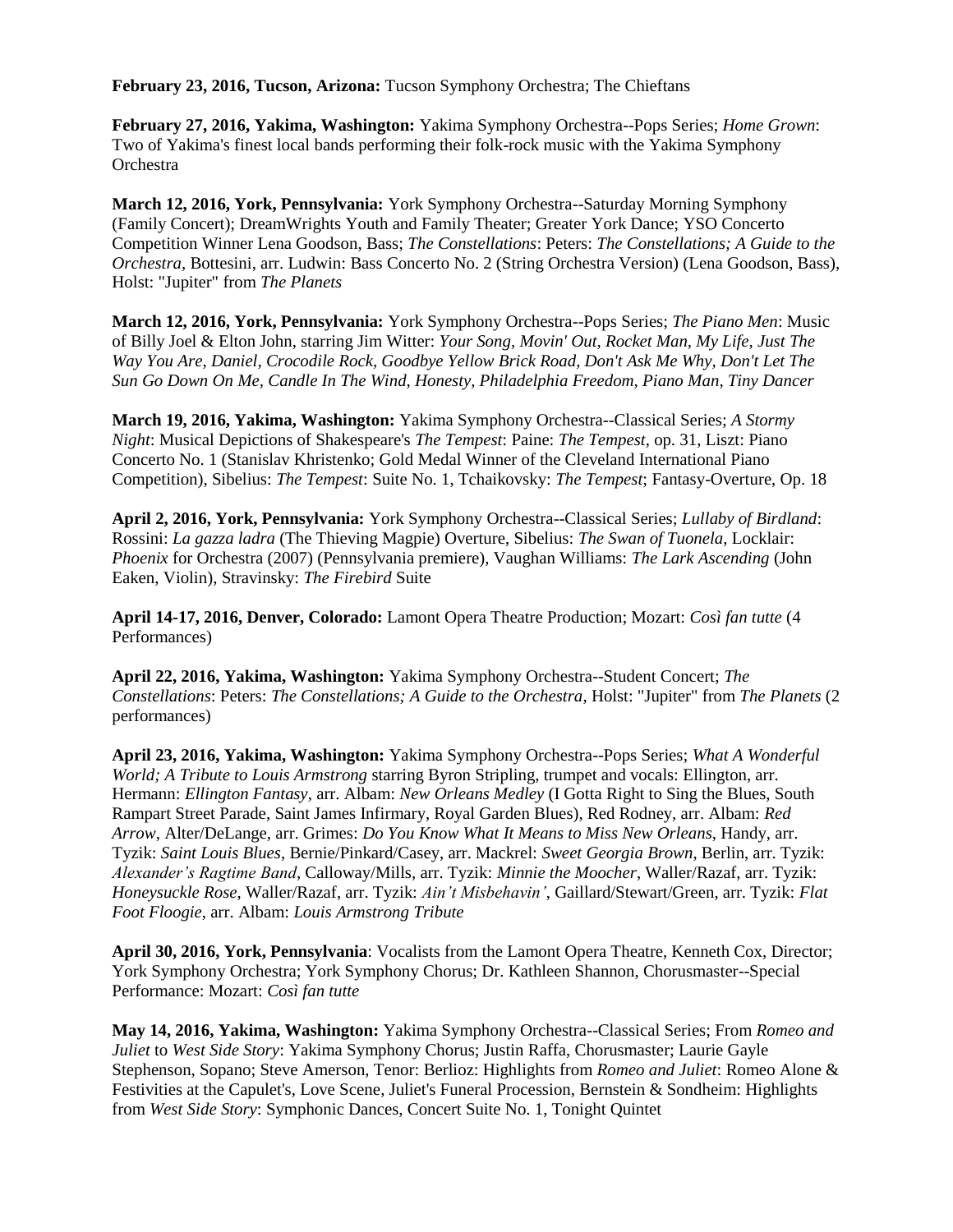**February 23, 2016, Tucson, Arizona:** Tucson Symphony Orchestra; The Chieftans

**February 27, 2016, Yakima, Washington:** Yakima Symphony Orchestra--Pops Series; *Home Grown*: Two of Yakima's finest local bands performing their folk-rock music with the Yakima Symphony Orchestra

**March 12, 2016, York, Pennsylvania:** York Symphony Orchestra--Saturday Morning Symphony (Family Concert); DreamWrights Youth and Family Theater; Greater York Dance; YSO Concerto Competition Winner Lena Goodson, Bass; *The Constellations*: Peters: *The Constellations; A Guide to the Orchestra*, Bottesini, arr. Ludwin: Bass Concerto No. 2 (String Orchestra Version) (Lena Goodson, Bass), Holst: "Jupiter" from *The Planets*

**March 12, 2016, York, Pennsylvania:** York Symphony Orchestra--Pops Series; *The Piano Men*: Music of Billy Joel & Elton John, starring Jim Witter: *Your Song, Movin' Out, Rocket Man, My Life, Just The Way You Are, Daniel, Crocodile Rock, Goodbye Yellow Brick Road, Don't Ask Me Why, Don't Let The Sun Go Down On Me, Candle In The Wind, Honesty, Philadelphia Freedom, Piano Man, Tiny Dancer*

**March 19, 2016, Yakima, Washington:** Yakima Symphony Orchestra--Classical Series; *A Stormy Night*: Musical Depictions of Shakespeare's *The Tempest*: Paine: *The Tempest*, op. 31, Liszt: Piano Concerto No. 1 (Stanislav Khristenko; Gold Medal Winner of the Cleveland International Piano Competition), Sibelius: *The Tempest*: Suite No. 1, Tchaikovsky: *The Tempest*; Fantasy-Overture, Op. 18

**April 2, 2016, York, Pennsylvania:** York Symphony Orchestra--Classical Series; *Lullaby of Birdland*: Rossini: *La gazza ladra* (The Thieving Magpie) Overture, Sibelius: *The Swan of Tuonela*, Locklair: *Phoenix* for Orchestra (2007) (Pennsylvania premiere), Vaughan Williams: *The Lark Ascending* (John Eaken, Violin), Stravinsky: *The Firebird* Suite

**April 14-17, 2016, Denver, Colorado:** Lamont Opera Theatre Production; Mozart: *Così fan tutte* (4 Performances)

**April 22, 2016, Yakima, Washington:** Yakima Symphony Orchestra--Student Concert; *The Constellations*: Peters: *The Constellations; A Guide to the Orchestra*, Holst: "Jupiter" from *The Planets* (2 performances)

**April 23, 2016, Yakima, Washington:** Yakima Symphony Orchestra--Pops Series; *What A Wonderful World; A Tribute to Louis Armstrong* starring Byron Stripling, trumpet and vocals: Ellington, arr. Hermann: *Ellington Fantasy*, arr. Albam: *New Orleans Medley* (I Gotta Right to Sing the Blues, South Rampart Street Parade, Saint James Infirmary, Royal Garden Blues), Red Rodney, arr. Albam: *Red Arrow*, Alter/DeLange, arr. Grimes: *Do You Know What It Means to Miss New Orleans*, Handy, arr. Tyzik: *Saint Louis Blues*, Bernie/Pinkard/Casey, arr. Mackrel: *Sweet Georgia Brown*, Berlin, arr. Tyzik: *Alexander's Ragtime Band*, Calloway/Mills, arr. Tyzik: *Minnie the Moocher*, Waller/Razaf, arr. Tyzik: *Honeysuckle Rose*, Waller/Razaf, arr. Tyzik: *Ain't Misbehavin'*, Gaillard/Stewart/Green, arr. Tyzik: *Flat Foot Floogie*, arr. Albam: *Louis Armstrong Tribute*

**April 30, 2016, York, Pennsylvania**: Vocalists from the Lamont Opera Theatre, Kenneth Cox, Director; York Symphony Orchestra; York Symphony Chorus; Dr. Kathleen Shannon, Chorusmaster--Special Performance: Mozart: *Così fan tutte*

**May 14, 2016, Yakima, Washington:** Yakima Symphony Orchestra--Classical Series; From *Romeo and Juliet* to *West Side Story*: Yakima Symphony Chorus; Justin Raffa, Chorusmaster; Laurie Gayle Stephenson, Sopano; Steve Amerson, Tenor: Berlioz: Highlights from *Romeo and Juliet*: Romeo Alone & Festivities at the Capulet's, Love Scene, Juliet's Funeral Procession, Bernstein & Sondheim: Highlights from *West Side Story*: Symphonic Dances, Concert Suite No. 1, Tonight Quintet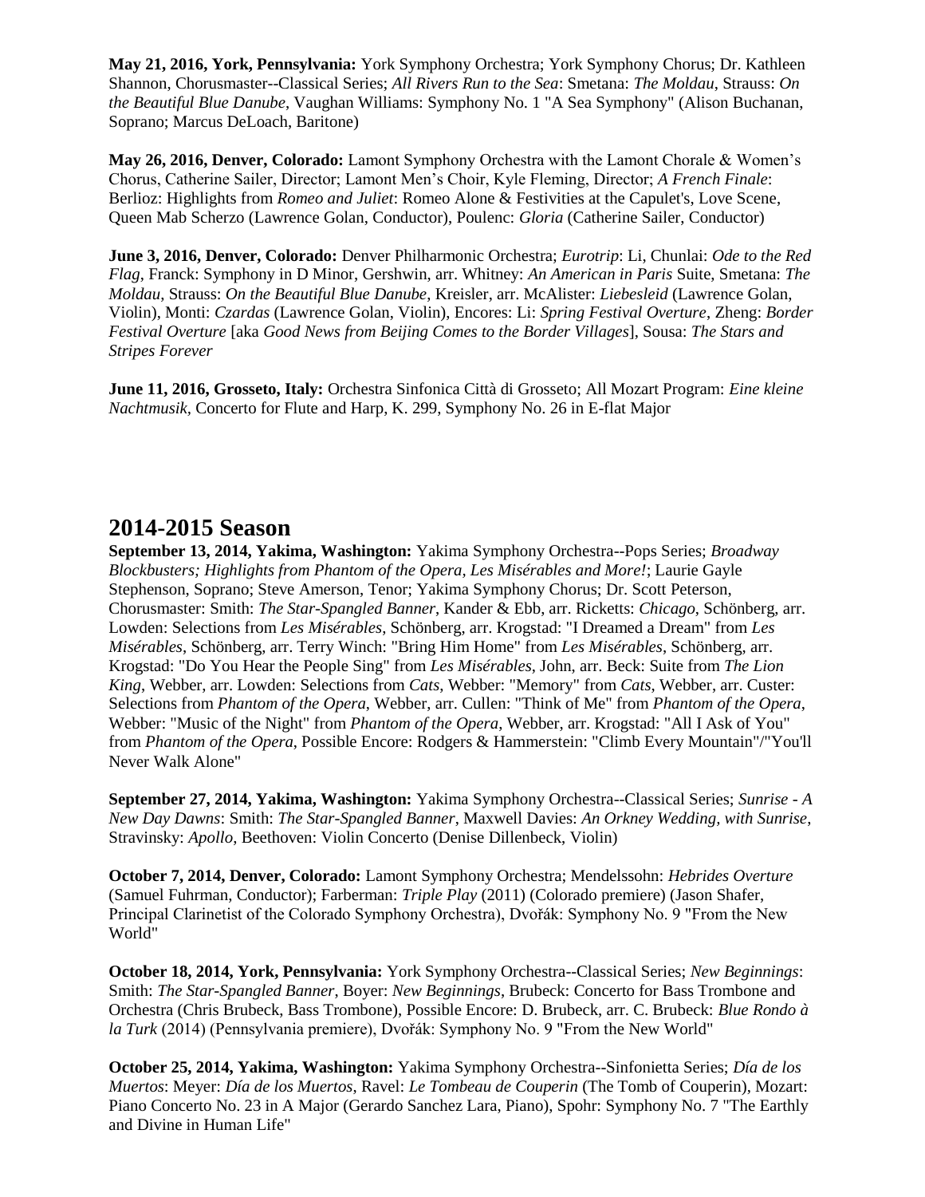**May 21, 2016, York, Pennsylvania:** York Symphony Orchestra; York Symphony Chorus; Dr. Kathleen Shannon, Chorusmaster--Classical Series; *All Rivers Run to the Sea*: Smetana: *The Moldau*, Strauss: *On the Beautiful Blue Danube*, Vaughan Williams: Symphony No. 1 "A Sea Symphony" (Alison Buchanan, Soprano; Marcus DeLoach, Baritone)

**May 26, 2016, Denver, Colorado:** Lamont Symphony Orchestra with the Lamont Chorale & Women's Chorus, Catherine Sailer, Director; Lamont Men's Choir, Kyle Fleming, Director; *A French Finale*: Berlioz: Highlights from *Romeo and Juliet*: Romeo Alone & Festivities at the Capulet's, Love Scene, Queen Mab Scherzo (Lawrence Golan, Conductor), Poulenc: *Gloria* (Catherine Sailer, Conductor)

**June 3, 2016, Denver, Colorado:** Denver Philharmonic Orchestra; *Eurotrip*: Li, Chunlai: *Ode to the Red Flag*, Franck: Symphony in D Minor, Gershwin, arr. Whitney: *An American in Paris* Suite, Smetana: *The Moldau*, Strauss: *On the Beautiful Blue Danube*, Kreisler, arr. McAlister: *Liebesleid* (Lawrence Golan, Violin), Monti: *Czardas* (Lawrence Golan, Violin), Encores: Li: *Spring Festival Overture*, Zheng: *Border Festival Overture* [aka *Good News from Beijing Comes to the Border Villages*], Sousa: *The Stars and Stripes Forever*

**June 11, 2016, Grosseto, Italy:** Orchestra Sinfonica Città di Grosseto; All Mozart Program: *Eine kleine Nachtmusik*, Concerto for Flute and Harp, K. 299, Symphony No. 26 in E-flat Major

## 2014-2015 Season

**September 13, 2014, Yakima, Washington:** Yakima Symphony Orchestra--Pops Series; *Broadway Blockbusters; Highlights from Phantom of the Opera, Les Misérables and More!*; Laurie Gayle Stephenson, Soprano; Steve Amerson, Tenor; Yakima Symphony Chorus; Dr. Scott Peterson, Chorusmaster: Smith: *The Star-Spangled Banner*, Kander & Ebb, arr. Ricketts: *Chicago*, Schönberg, arr. Lowden: Selections from *Les Misérables*, Schönberg, arr. Krogstad: "I Dreamed a Dream" from *Les Misérables*, Schönberg, arr. Terry Winch: "Bring Him Home" from *Les Misérables*, Schönberg, arr. Krogstad: "Do You Hear the People Sing" from *Les Misérables*, John, arr. Beck: Suite from *The Lion King*, Webber, arr. Lowden: Selections from *Cats*, Webber: "Memory" from *Cats*, Webber, arr. Custer: Selections from *Phantom of the Opera*, Webber, arr. Cullen: "Think of Me" from *Phantom of the Opera*, Webber: "Music of the Night" from *Phantom of the Opera*, Webber, arr. Krogstad: "All I Ask of You" from *Phantom of the Opera*, Possible Encore: Rodgers & Hammerstein: "Climb Every Mountain"/"You'll Never Walk Alone"

**September 27, 2014, Yakima, Washington:** Yakima Symphony Orchestra--Classical Series; *Sunrise - A New Day Dawns*: Smith: *The Star-Spangled Banner*, Maxwell Davies: *An Orkney Wedding, with Sunrise*, Stravinsky: *Apollo*, Beethoven: Violin Concerto (Denise Dillenbeck, Violin)

**October 7, 2014, Denver, Colorado:** Lamont Symphony Orchestra; Mendelssohn: *Hebrides Overture* (Samuel Fuhrman, Conductor); Farberman: *Triple Play* (2011) (Colorado premiere) (Jason Shafer, Principal Clarinetist of the Colorado Symphony Orchestra), Dvořák: Symphony No. 9 "From the New World"

**October 18, 2014, York, Pennsylvania:** York Symphony Orchestra--Classical Series; *New Beginnings*: Smith: *The Star-Spangled Banner*, Boyer: *New Beginnings*, Brubeck: Concerto for Bass Trombone and Orchestra (Chris Brubeck, Bass Trombone), Possible Encore: D. Brubeck, arr. C. Brubeck: *Blue Rondo à la Turk* (2014) (Pennsylvania premiere), Dvořák: Symphony No. 9 "From the New World"

**October 25, 2014, Yakima, Washington:** Yakima Symphony Orchestra--Sinfonietta Series; *Día de los Muertos*: Meyer: *Día de los Muertos*, Ravel: *Le Tombeau de Couperin* (The Tomb of Couperin), Mozart: Piano Concerto No. 23 in A Major (Gerardo Sanchez Lara, Piano), Spohr: Symphony No. 7 "The Earthly and Divine in Human Life"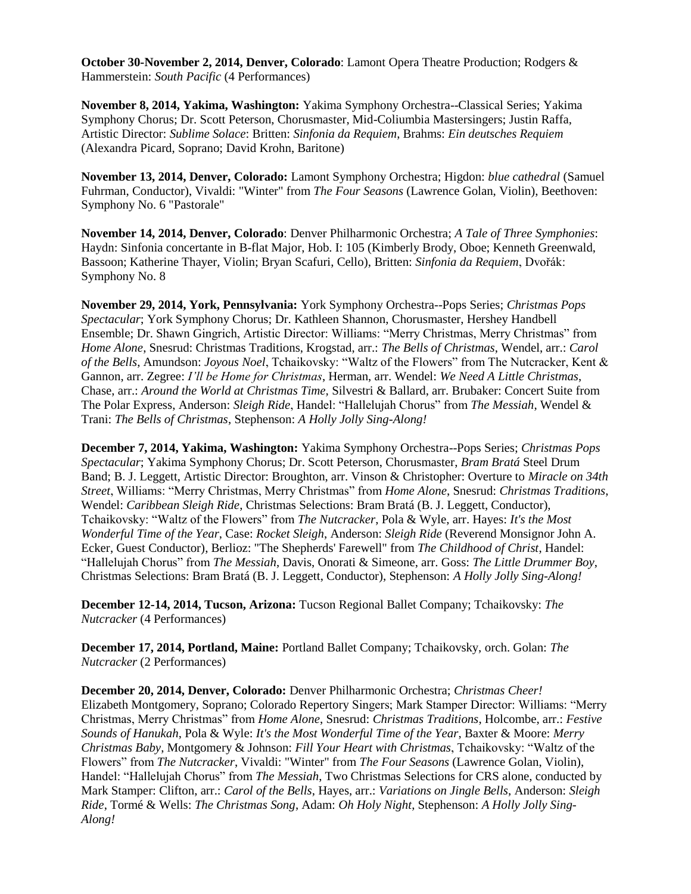**October 30-November 2, 2014, Denver, Colorado**: Lamont Opera Theatre Production; Rodgers & Hammerstein: *South Pacific* (4 Performances)

**November 8, 2014, Yakima, Washington:** Yakima Symphony Orchestra--Classical Series; Yakima Symphony Chorus; Dr. Scott Peterson, Chorusmaster, Mid-Coliumbia Mastersingers; Justin Raffa, Artistic Director: *Sublime Solace*: Britten: *Sinfonia da Requiem*, Brahms: *Ein deutsches Requiem* (Alexandra Picard, Soprano; David Krohn, Baritone)

**November 13, 2014, Denver, Colorado:** Lamont Symphony Orchestra; Higdon: *blue cathedral* (Samuel Fuhrman, Conductor), Vivaldi: "Winter" from *The Four Seasons* (Lawrence Golan, Violin), Beethoven: Symphony No. 6 "Pastorale"

**November 14, 2014, Denver, Colorado**: Denver Philharmonic Orchestra; *A Tale of Three Symphonies*: Haydn: Sinfonia concertante in B-flat Major, Hob. I: 105 (Kimberly Brody, Oboe; Kenneth Greenwald, Bassoon; Katherine Thayer, Violin; Bryan Scafuri, Cello), Britten: *Sinfonia da Requiem*, Dvořák: Symphony No. 8

**November 29, 2014, York, Pennsylvania:** York Symphony Orchestra--Pops Series; *Christmas Pops Spectacular*; York Symphony Chorus; Dr. Kathleen Shannon, Chorusmaster, Hershey Handbell Ensemble; Dr. Shawn Gingrich, Artistic Director: Williams: "Merry Christmas, Merry Christmas" from *Home Alone*, Snesrud: Christmas Traditions, Krogstad, arr.: *The Bells of Christmas*, Wendel, arr.: *Carol of the Bells*, Amundson: *Joyous Noel*, Tchaikovsky: "Waltz of the Flowers" from The Nutcracker, Kent & Gannon, arr. Zegree: *I'll be Home for Christmas*, Herman, arr. Wendel: *We Need A Little Christmas*, Chase, arr.: *Around the World at Christmas Time*, Silvestri & Ballard, arr. Brubaker: Concert Suite from The Polar Express, Anderson: *Sleigh Ride*, Handel: "Hallelujah Chorus" from *The Messiah*, Wendel & Trani: *The Bells of Christmas*, Stephenson: *A Holly Jolly Sing-Along!*

**December 7, 2014, Yakima, Washington:** Yakima Symphony Orchestra--Pops Series; *Christmas Pops Spectacular*; Yakima Symphony Chorus; Dr. Scott Peterson, Chorusmaster, *Bram Bratá* Steel Drum Band; B. J. Leggett, Artistic Director: Broughton, arr. Vinson & Christopher: Overture to *Miracle on 34th Street*, Williams: "Merry Christmas, Merry Christmas" from *Home Alone*, Snesrud: *Christmas Traditions*, Wendel: *Caribbean Sleigh Ride*, Christmas Selections: Bram Bratá (B. J. Leggett, Conductor), Tchaikovsky: "Waltz of the Flowers" from *The Nutcracker*, Pola & Wyle, arr. Hayes: *It's the Most Wonderful Time of the Year*, Case: *Rocket Sleigh*, Anderson: *Sleigh Ride* (Reverend Monsignor John A. Ecker, Guest Conductor), Berlioz: "The Shepherds' Farewell" from *The Childhood of Christ*, Handel: "Hallelujah Chorus" from *The Messiah*, Davis, Onorati & Simeone, arr. Goss: *The Little Drummer Boy*, Christmas Selections: Bram Bratá (B. J. Leggett, Conductor), Stephenson: *A Holly Jolly Sing-Along!*

**December 12-14, 2014, Tucson, Arizona:** Tucson Regional Ballet Company; Tchaikovsky: *The Nutcracker* (4 Performances)

**December 17, 2014, Portland, Maine:** Portland Ballet Company; Tchaikovsky, orch. Golan: *The Nutcracker* (2 Performances)

**December 20, 2014, Denver, Colorado:** Denver Philharmonic Orchestra; *Christmas Cheer!* Elizabeth Montgomery, Soprano; Colorado Repertory Singers; Mark Stamper Director: Williams: "Merry Christmas, Merry Christmas" from *Home Alone*, Snesrud: *Christmas Traditions*, Holcombe, arr.: *Festive Sounds of Hanukah*, Pola & Wyle: *It's the Most Wonderful Time of the Year*, Baxter & Moore: *Merry Christmas Baby*, Montgomery & Johnson: *Fill Your Heart with Christmas*, Tchaikovsky: "Waltz of the Flowers" from *The Nutcracker*, Vivaldi: "Winter" from *The Four Seasons* (Lawrence Golan, Violin), Handel: "Hallelujah Chorus" from *The Messiah*, Two Christmas Selections for CRS alone, conducted by Mark Stamper: Clifton, arr.: *Carol of the Bells*, Hayes, arr.: *Variations on Jingle Bells*, Anderson: *Sleigh Ride*, Tormé & Wells: *The Christmas Song*, Adam: *Oh Holy Night*, Stephenson: *A Holly Jolly Sing-Along!*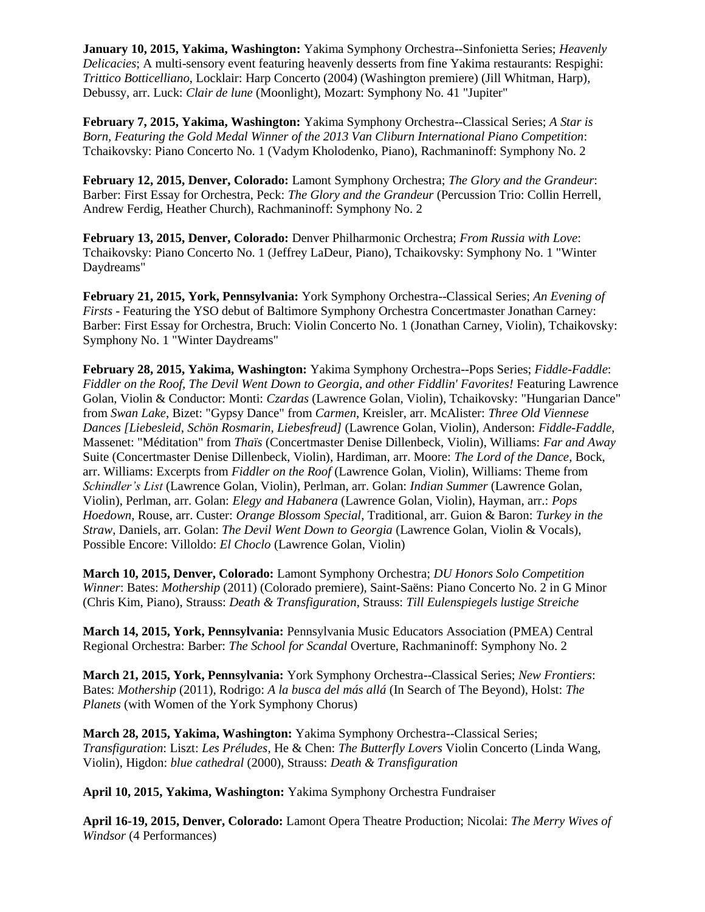**January 10, 2015, Yakima, Washington:** Yakima Symphony Orchestra--Sinfonietta Series; *Heavenly Delicacies*; A multi-sensory event featuring heavenly desserts from fine Yakima restaurants: Respighi: *Trittico Botticelliano*, Locklair: Harp Concerto (2004) (Washington premiere) (Jill Whitman, Harp), Debussy, arr. Luck: *Clair de lune* (Moonlight), Mozart: Symphony No. 41 "Jupiter"

**February 7, 2015, Yakima, Washington:** Yakima Symphony Orchestra--Classical Series; *A Star is Born, Featuring the Gold Medal Winner of the 2013 Van Cliburn International Piano Competition*: Tchaikovsky: Piano Concerto No. 1 (Vadym Kholodenko, Piano), Rachmaninoff: Symphony No. 2

**February 12, 2015, Denver, Colorado:** Lamont Symphony Orchestra; *The Glory and the Grandeur*: Barber: First Essay for Orchestra, Peck: *The Glory and the Grandeur* (Percussion Trio: Collin Herrell, Andrew Ferdig, Heather Church), Rachmaninoff: Symphony No. 2

**February 13, 2015, Denver, Colorado:** Denver Philharmonic Orchestra; *From Russia with Love*: Tchaikovsky: Piano Concerto No. 1 (Jeffrey LaDeur, Piano), Tchaikovsky: Symphony No. 1 "Winter Daydreams"

**February 21, 2015, York, Pennsylvania:** York Symphony Orchestra--Classical Series; *An Evening of Firsts* - Featuring the YSO debut of Baltimore Symphony Orchestra Concertmaster Jonathan Carney: Barber: First Essay for Orchestra, Bruch: Violin Concerto No. 1 (Jonathan Carney, Violin), Tchaikovsky: Symphony No. 1 "Winter Daydreams"

**February 28, 2015, Yakima, Washington:** Yakima Symphony Orchestra--Pops Series; *Fiddle-Faddle*: *Fiddler on the Roof, The Devil Went Down to Georgia, and other Fiddlin' Favorites!* Featuring Lawrence Golan, Violin & Conductor: Monti: *Czardas* (Lawrence Golan, Violin), Tchaikovsky: "Hungarian Dance" from *Swan Lake*, Bizet: "Gypsy Dance" from *Carmen*, Kreisler, arr. McAlister: *Three Old Viennese Dances [Liebesleid, Schön Rosmarin, Liebesfreud]* (Lawrence Golan, Violin), Anderson: *Fiddle-Faddle*, Massenet: "Méditation" from *Thaïs* (Concertmaster Denise Dillenbeck, Violin), Williams: *Far and Away* Suite (Concertmaster Denise Dillenbeck, Violin), Hardiman, arr. Moore: *The Lord of the Dance*, Bock, arr. Williams: Excerpts from *Fiddler on the Roof* (Lawrence Golan, Violin), Williams: Theme from *Schindler's List* (Lawrence Golan, Violin), Perlman, arr. Golan: *Indian Summer* (Lawrence Golan, Violin), Perlman, arr. Golan: *Elegy and Habanera* (Lawrence Golan, Violin), Hayman, arr.: *Pops Hoedown*, Rouse, arr. Custer: *Orange Blossom Special*, Traditional, arr. Guion & Baron: *Turkey in the Straw*, Daniels, arr. Golan: *The Devil Went Down to Georgia* (Lawrence Golan, Violin & Vocals), Possible Encore: Villoldo: *El Choclo* (Lawrence Golan, Violin)

**March 10, 2015, Denver, Colorado:** Lamont Symphony Orchestra; *DU Honors Solo Competition Winner*: Bates: *Mothership* (2011) (Colorado premiere), Saint-Saëns: Piano Concerto No. 2 in G Minor (Chris Kim, Piano), Strauss: *Death & Transfiguration*, Strauss: *Till Eulenspiegels lustige Streiche*

**March 14, 2015, York, Pennsylvania:** Pennsylvania Music Educators Association (PMEA) Central Regional Orchestra: Barber: *The School for Scandal* Overture, Rachmaninoff: Symphony No. 2

**March 21, 2015, York, Pennsylvania:** York Symphony Orchestra--Classical Series; *New Frontiers*: Bates: *Mothership* (2011), Rodrigo: *A la busca del más allá* (In Search of The Beyond), Holst: *The Planets* (with Women of the York Symphony Chorus)

**March 28, 2015, Yakima, Washington:** Yakima Symphony Orchestra--Classical Series; *Transfiguration*: Liszt: *Les Préludes*, He & Chen: *The Butterfly Lovers* Violin Concerto (Linda Wang, Violin), Higdon: *blue cathedral* (2000), Strauss: *Death & Transfiguration*

**April 10, 2015, Yakima, Washington:** Yakima Symphony Orchestra Fundraiser

**April 16-19, 2015, Denver, Colorado:** Lamont Opera Theatre Production; Nicolai: *The Merry Wives of Windsor* (4 Performances)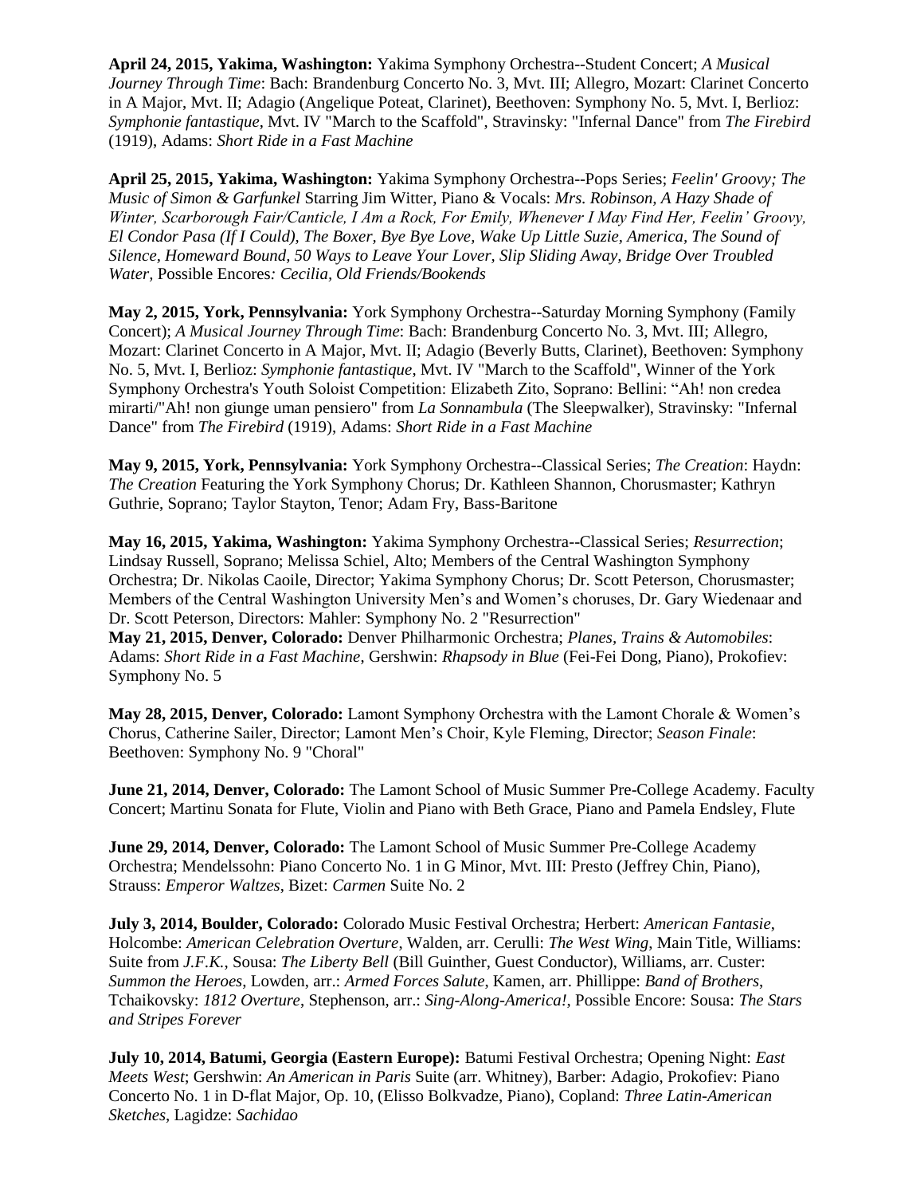**April 24, 2015, Yakima, Washington:** Yakima Symphony Orchestra--Student Concert; *A Musical Journey Through Time*: Bach: Brandenburg Concerto No. 3, Mvt. III; Allegro, Mozart: Clarinet Concerto in A Major, Mvt. II; Adagio (Angelique Poteat, Clarinet), Beethoven: Symphony No. 5, Mvt. I, Berlioz: *Symphonie fantastique*, Mvt. IV "March to the Scaffold", Stravinsky: "Infernal Dance" from *The Firebird* (1919), Adams: *Short Ride in a Fast Machine*

**April 25, 2015, Yakima, Washington:** Yakima Symphony Orchestra--Pops Series; *Feelin' Groovy; The Music of Simon & Garfunkel* Starring Jim Witter, Piano & Vocals: *Mrs. Robinson, A Hazy Shade of Winter, Scarborough Fair/Canticle, I Am a Rock, For Emily, Whenever I May Find Her, Feelin' Groovy, El Condor Pasa (If I Could), The Boxer, Bye Bye Love, Wake Up Little Suzie, America, The Sound of Silence, Homeward Bound, 50 Ways to Leave Your Lover, Slip Sliding Away, Bridge Over Troubled Water,* Possible Encores*: Cecilia, Old Friends/Bookends*

**May 2, 2015, York, Pennsylvania:** York Symphony Orchestra--Saturday Morning Symphony (Family Concert); *A Musical Journey Through Time*: Bach: Brandenburg Concerto No. 3, Mvt. III; Allegro, Mozart: Clarinet Concerto in A Major, Mvt. II; Adagio (Beverly Butts, Clarinet), Beethoven: Symphony No. 5, Mvt. I, Berlioz: *Symphonie fantastique*, Mvt. IV "March to the Scaffold", Winner of the York Symphony Orchestra's Youth Soloist Competition: Elizabeth Zito, Soprano: Bellini: "Ah! non credea mirarti/"Ah! non giunge uman pensiero" from *La Sonnambula* (The Sleepwalker), Stravinsky: "Infernal Dance" from *The Firebird* (1919), Adams: *Short Ride in a Fast Machine*

**May 9, 2015, York, Pennsylvania:** York Symphony Orchestra--Classical Series; *The Creation*: Haydn: *The Creation* Featuring the York Symphony Chorus; Dr. Kathleen Shannon, Chorusmaster; Kathryn Guthrie, Soprano; Taylor Stayton, Tenor; Adam Fry, Bass-Baritone

**May 16, 2015, Yakima, Washington:** Yakima Symphony Orchestra--Classical Series; *Resurrection*; Lindsay Russell, Soprano; Melissa Schiel, Alto; Members of the Central Washington Symphony Orchestra; Dr. Nikolas Caoile, Director; Yakima Symphony Chorus; Dr. Scott Peterson, Chorusmaster; Members of the Central Washington University Men's and Women's choruses, Dr. Gary Wiedenaar and Dr. Scott Peterson, Directors: Mahler: Symphony No. 2 "Resurrection"

**May 21, 2015, Denver, Colorado:** Denver Philharmonic Orchestra; *Planes, Trains & Automobiles*: Adams: *Short Ride in a Fast Machine*, Gershwin: *Rhapsody in Blue* (Fei-Fei Dong, Piano), Prokofiev: Symphony No. 5

**May 28, 2015, Denver, Colorado:** Lamont Symphony Orchestra with the Lamont Chorale & Women's Chorus, Catherine Sailer, Director; Lamont Men's Choir, Kyle Fleming, Director; *Season Finale*: Beethoven: Symphony No. 9 "Choral"

**June 21, 2014, Denver, Colorado:** The Lamont School of Music Summer Pre-College Academy. Faculty Concert; Martinu Sonata for Flute, Violin and Piano with Beth Grace, Piano and Pamela Endsley, Flute

**June 29, 2014, Denver, Colorado:** The Lamont School of Music Summer Pre-College Academy Orchestra; Mendelssohn: Piano Concerto No. 1 in G Minor, Mvt. III: Presto (Jeffrey Chin, Piano), Strauss: *Emperor Waltzes*, Bizet: *Carmen* Suite No. 2

**July 3, 2014, Boulder, Colorado:** Colorado Music Festival Orchestra; Herbert: *American Fantasie*, Holcombe: *American Celebration Overture*, Walden, arr. Cerulli: *The West Wing*, Main Title, Williams: Suite from *J.F.K.*, Sousa: *The Liberty Bell* (Bill Guinther, Guest Conductor), Williams, arr. Custer: *Summon the Heroes*, Lowden, arr.: *Armed Forces Salute*, Kamen, arr. Phillippe: *Band of Brothers*, Tchaikovsky: *1812 Overture*, Stephenson, arr.: *Sing-Along-America!*, Possible Encore: Sousa: *The Stars and Stripes Forever*

**July 10, 2014, Batumi, Georgia (Eastern Europe):** Batumi Festival Orchestra; Opening Night: *East Meets West*; Gershwin: *An American in Paris* Suite (arr. Whitney), Barber: Adagio, Prokofiev: Piano Concerto No. 1 in D-flat Major, Op. 10, (Elisso Bolkvadze, Piano), Copland: *Three Latin-American Sketches*, Lagidze: *Sachidao*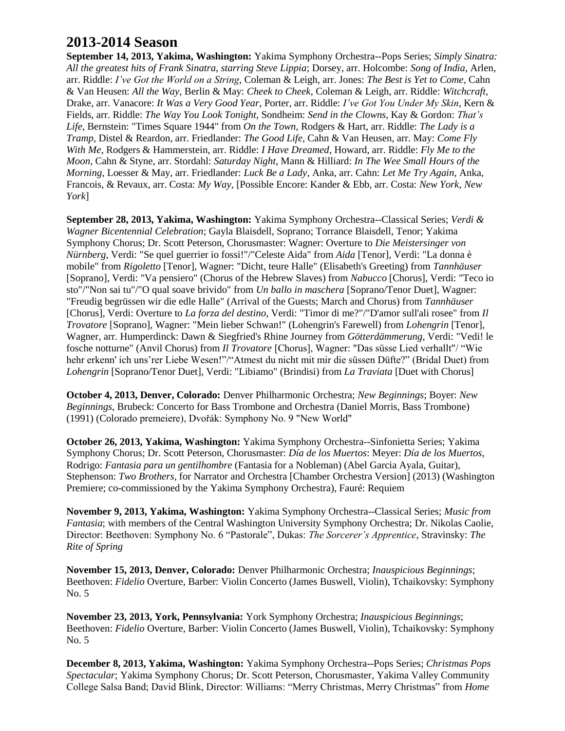# 2013-2014 Season

**September 14, 2013, Yakima, Washington:** Yakima Symphony Orchestra--Pops Series; *Simply Sinatra: All the greatest hits of Frank Sinatra, starring Steve Lippia*; Dorsey, arr. Holcombe: *Song of India*, Arlen, arr. Riddle: *I've Got the World on a String*, Coleman & Leigh, arr. Jones: *The Best is Yet to Come*, Cahn & Van Heusen: *All the Way*, Berlin & May: *Cheek to Cheek*, Coleman & Leigh, arr. Riddle: *Witchcraft*, Drake, arr. Vanacore: *It Was a Very Good Year*, Porter, arr. Riddle: *I've Got You Under My Skin*, Kern & Fields, arr. Riddle: *The Way You Look Tonight*, Sondheim: *Send in the Clowns*, Kay & Gordon: *That's Life*, Bernstein: "Times Square 1944" from *On the Town*, Rodgers & Hart, arr. Riddle: *The Lady is a Tramp*, Distel & Reardon, arr. Friedlander: *The Good Life*, Cahn & Van Heusen, arr. May: *Come Fly With Me*, Rodgers & Hammerstein, arr. Riddle: *I Have Dreamed*, Howard, arr. Riddle: *Fly Me to the Moon*, Cahn & Styne, arr. Stordahl: *Saturday Night*, Mann & Hilliard: *In The Wee Small Hours of the Morning*, Loesser & May, arr. Friedlander: *Luck Be a Lady*, Anka, arr. Cahn: *Let Me Try Again*, Anka, Francois, & Revaux, arr. Costa: *My Way*, [Possible Encore: Kander & Ebb, arr. Costa: *New York, New York*]

**September 28, 2013, Yakima, Washington:** Yakima Symphony Orchestra--Classical Series; *Verdi & Wagner Bicentennial Celebration*; Gayla Blaisdell, Soprano; Torrance Blaisdell, Tenor; Yakima Symphony Chorus; Dr. Scott Peterson, Chorusmaster: Wagner: Overture to *Die Meistersinger von Nürnberg*, Verdi: "Se quel guerrier io fossi!"/"Celeste Aida" from *Aida* [Tenor], Verdi: "La donna è mobile" from *Rigoletto* [Tenor], Wagner: "Dicht, teure Halle" (Elisabeth's Greeting) from *Tannhäuser* [Soprano], Verdi: "Va pensiero" (Chorus of the Hebrew Slaves) from *Nabucco* [Chorus], Verdi: "Teco io sto"/"Non sai tu"/"O qual soave brivido" from *Un ballo in maschera* [Soprano/Tenor Duet], Wagner: "Freudig begrüssen wir die edle Halle" (Arrival of the Guests; March and Chorus) from *Tannhäuser* [Chorus], Verdi: Overture to *La forza del destino,* Verdi: "Timor di me?"/"D'amor sull'ali rosee" from *Il Trovatore* [Soprano], Wagner: "Mein lieber Schwan!" (Lohengrin's Farewell) from *Lohengrin* [Tenor], Wagner, arr. Humperdinck: Dawn & Siegfried's Rhine Journey from *Götterdämmerung*, Verdi: "Vedi! le fosche notturne" (Anvil Chorus) from *Il Trovatore* [Chorus], Wagner: "Das süsse Lied verhallt"/ "Wie hehr erkenn' ich uns'rer Liebe Wesen!"/"Atmest du nicht mit mir die süssen Düfte?" (Bridal Duet) from *Lohengrin* [Soprano/Tenor Duet], Verdi: "Libiamo" (Brindisi) from *La Traviata* [Duet with Chorus]

**October 4, 2013, Denver, Colorado:** Denver Philharmonic Orchestra; *New Beginnings*; Boyer: *New Beginnings*, Brubeck: Concerto for Bass Trombone and Orchestra (Daniel Morris, Bass Trombone) (1991) (Colorado premeiere), Dvořák: Symphony No. 9 "New World"

**October 26, 2013, Yakima, Washington:** Yakima Symphony Orchestra--Sinfonietta Series; Yakima Symphony Chorus; Dr. Scott Peterson, Chorusmaster: *Día de los Muertos*: Meyer: *Día de los Muertos*, Rodrigo: *Fantasia para un gentilhombre* (Fantasia for a Nobleman) (Abel Garcia Ayala, Guitar), Stephenson: *Two Brothers*, for Narrator and Orchestra [Chamber Orchestra Version] (2013) (Washington Premiere; co-commissioned by the Yakima Symphony Orchestra), Fauré: Requiem

**November 9, 2013, Yakima, Washington:** Yakima Symphony Orchestra--Classical Series; *Music from Fantasia*; with members of the Central Washington University Symphony Orchestra; Dr. Nikolas Caolie, Director: Beethoven: Symphony No. 6 "Pastorale", Dukas: *The Sorcerer's Apprentice*, Stravinsky: *The Rite of Spring*

**November 15, 2013, Denver, Colorado:** Denver Philharmonic Orchestra; *Inauspicious Beginnings*; Beethoven: *Fidelio* Overture, Barber: Violin Concerto (James Buswell, Violin), Tchaikovsky: Symphony No. 5

**November 23, 2013, York, Pennsylvania:** York Symphony Orchestra; *Inauspicious Beginnings*; Beethoven: *Fidelio* Overture, Barber: Violin Concerto (James Buswell, Violin), Tchaikovsky: Symphony No. 5

**December 8, 2013, Yakima, Washington:** Yakima Symphony Orchestra--Pops Series; *Christmas Pops Spectacular*; Yakima Symphony Chorus; Dr. Scott Peterson, Chorusmaster, Yakima Valley Community College Salsa Band; David Blink, Director: Williams: "Merry Christmas, Merry Christmas" from *Home*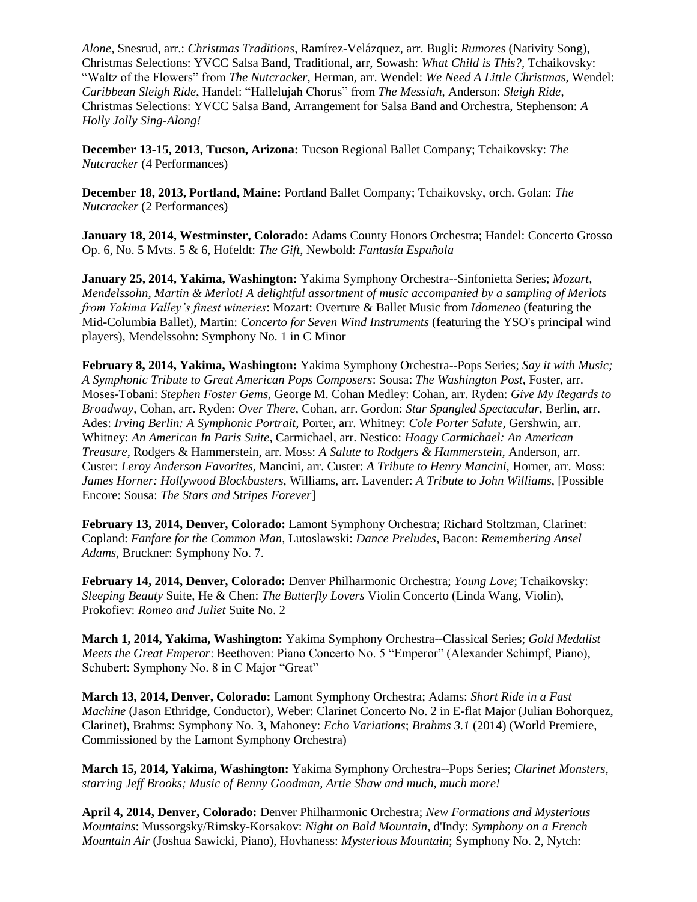*Alone*, Snesrud, arr.: *Christmas Traditions*, Ramírez-Velázquez, arr. Bugli: *Rumores* (Nativity Song), Christmas Selections: YVCC Salsa Band, Traditional, arr, Sowash: *What Child is This?*, Tchaikovsky: "Waltz of the Flowers" from *The Nutcracker*, Herman, arr. Wendel: *We Need A Little Christmas*, Wendel: *Caribbean Sleigh Ride*, Handel: "Hallelujah Chorus" from *The Messiah*, Anderson: *Sleigh Ride*, Christmas Selections: YVCC Salsa Band, Arrangement for Salsa Band and Orchestra, Stephenson: *A Holly Jolly Sing-Along!*

**December 13-15, 2013, Tucson, Arizona:** Tucson Regional Ballet Company; Tchaikovsky: *The Nutcracker* (4 Performances)

**December 18, 2013, Portland, Maine:** Portland Ballet Company; Tchaikovsky, orch. Golan: *The Nutcracker* (2 Performances)

**January 18, 2014, Westminster, Colorado:** Adams County Honors Orchestra; Handel: Concerto Grosso Op. 6, No. 5 Mvts. 5 & 6, Hofeldt: *The Gift*, Newbold: *Fantasía Española*

**January 25, 2014, Yakima, Washington:** Yakima Symphony Orchestra--Sinfonietta Series; *Mozart, Mendelssohn, Martin & Merlot! A delightful assortment of music accompanied by a sampling of Merlots from Yakima Valley's finest wineries*: Mozart: Overture & Ballet Music from *Idomeneo* (featuring the Mid-Columbia Ballet), Martin: *Concerto for Seven Wind Instruments* (featuring the YSO's principal wind players), Mendelssohn: Symphony No. 1 in C Minor

**February 8, 2014, Yakima, Washington:** Yakima Symphony Orchestra--Pops Series; *Say it with Music; A Symphonic Tribute to Great American Pops Composers*: Sousa: *The Washington Post*, Foster, arr. Moses-Tobani: *Stephen Foster Gems*, George M. Cohan Medley: Cohan, arr. Ryden: *Give My Regards to Broadway*, Cohan, arr. Ryden: *Over There*, Cohan, arr. Gordon: *Star Spangled Spectacular*, Berlin, arr. Ades: *Irving Berlin: A Symphonic Portrait*, Porter, arr. Whitney: *Cole Porter Salute*, Gershwin, arr. Whitney: *An American In Paris Suite*, Carmichael, arr. Nestico: *Hoagy Carmichael: An American Treasure*, Rodgers & Hammerstein, arr. Moss: *A Salute to Rodgers & Hammerstein*, Anderson, arr. Custer: *Leroy Anderson Favorites*, Mancini, arr. Custer: *A Tribute to Henry Mancini*, Horner, arr. Moss: *James Horner: Hollywood Blockbusters*, Williams, arr. Lavender: *A Tribute to John Williams*, [Possible Encore: Sousa: *The Stars and Stripes Forever*]

**February 13, 2014, Denver, Colorado:** Lamont Symphony Orchestra; Richard Stoltzman, Clarinet: Copland: *Fanfare for the Common Man*, Lutoslawski: *Dance Preludes*, Bacon: *Remembering Ansel Adams*, Bruckner: Symphony No. 7.

**February 14, 2014, Denver, Colorado:** Denver Philharmonic Orchestra; *Young Love*; Tchaikovsky: *Sleeping Beauty* Suite, He & Chen: *The Butterfly Lovers* Violin Concerto (Linda Wang, Violin), Prokofiev: *Romeo and Juliet* Suite No. 2

**March 1, 2014, Yakima, Washington:** Yakima Symphony Orchestra--Classical Series; *Gold Medalist Meets the Great Emperor*: Beethoven: Piano Concerto No. 5 "Emperor" (Alexander Schimpf, Piano), Schubert: Symphony No. 8 in C Major "Great"

**March 13, 2014, Denver, Colorado:** Lamont Symphony Orchestra; Adams: *Short Ride in a Fast Machine* (Jason Ethridge, Conductor), Weber: Clarinet Concerto No. 2 in E-flat Major (Julian Bohorquez, Clarinet), Brahms: Symphony No. 3, Mahoney: *Echo Variations*; *Brahms 3.1* (2014) (World Premiere, Commissioned by the Lamont Symphony Orchestra)

**March 15, 2014, Yakima, Washington:** Yakima Symphony Orchestra--Pops Series; *Clarinet Monsters, starring Jeff Brooks; Music of Benny Goodman, Artie Shaw and much, much more!*

**April 4, 2014, Denver, Colorado:** Denver Philharmonic Orchestra; *New Formations and Mysterious Mountains*: Mussorgsky/Rimsky-Korsakov: *Night on Bald Mountain*, d'Indy: *Symphony on a French Mountain Air* (Joshua Sawicki, Piano), Hovhaness: *Mysterious Mountain*; Symphony No. 2, Nytch: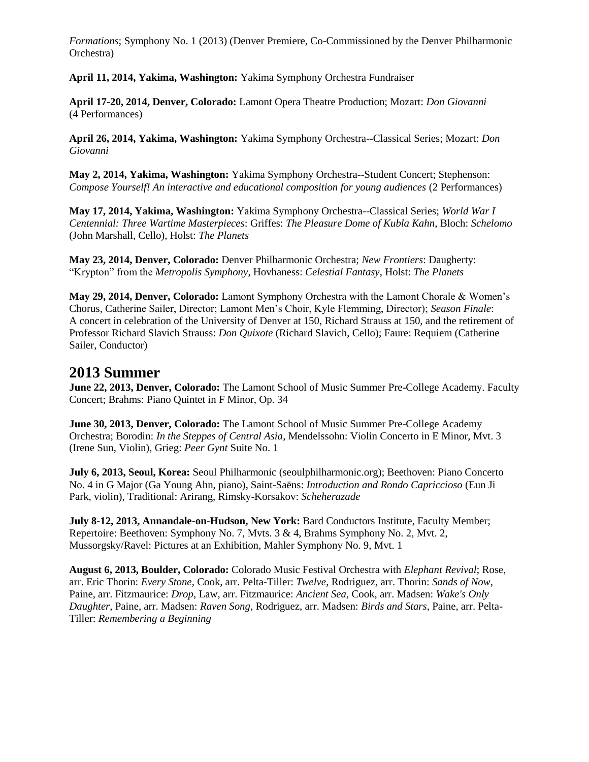*Formations*; Symphony No. 1 (2013) (Denver Premiere, Co-Commissioned by the Denver Philharmonic Orchestra)

**April 11, 2014, Yakima, Washington:** Yakima Symphony Orchestra Fundraiser

**April 17-20, 2014, Denver, Colorado:** Lamont Opera Theatre Production; Mozart: *Don Giovanni* (4 Performances)

**April 26, 2014, Yakima, Washington:** Yakima Symphony Orchestra--Classical Series; Mozart: *Don Giovanni*

**May 2, 2014, Yakima, Washington:** Yakima Symphony Orchestra--Student Concert; Stephenson: *Compose Yourself! An interactive and educational composition for young audiences* (2 Performances)

**May 17, 2014, Yakima, Washington:** Yakima Symphony Orchestra--Classical Series; *World War I Centennial: Three Wartime Masterpieces*: Griffes: *The Pleasure Dome of Kubla Kahn*, Bloch: *Schelomo* (John Marshall, Cello), Holst: *The Planets*

**May 23, 2014, Denver, Colorado:** Denver Philharmonic Orchestra; *New Frontiers*: Daugherty: "Krypton" from the *Metropolis Symphony*, Hovhaness: *Celestial Fantasy*, Holst: *The Planets*

**May 29, 2014, Denver, Colorado:** Lamont Symphony Orchestra with the Lamont Chorale & Women's Chorus, Catherine Sailer, Director; Lamont Men's Choir, Kyle Flemming, Director); *Season Finale*: A concert in celebration of the University of Denver at 150, Richard Strauss at 150, and the retirement of Professor Richard Slavich Strauss: *Don Quixote* (Richard Slavich, Cello); Faure: Requiem (Catherine Sailer, Conductor)

## 2013 Summer

**June 22, 2013, Denver, Colorado:** The Lamont School of Music Summer Pre-College Academy. Faculty Concert; Brahms: Piano Quintet in F Minor, Op. 34

**June 30, 2013, Denver, Colorado:** The Lamont School of Music Summer Pre-College Academy Orchestra; Borodin: *In the Steppes of Central Asia*, Mendelssohn: Violin Concerto in E Minor, Mvt. 3 (Irene Sun, Violin), Grieg: *Peer Gynt* Suite No. 1

**July 6, 2013, Seoul, Korea:** Seoul Philharmonic (seoulphilharmonic.org); Beethoven: Piano Concerto No. 4 in G Major (Ga Young Ahn, piano), Saint-Saëns: *Introduction and Rondo Capriccioso* (Eun Ji Park, violin), Traditional: Arirang, Rimsky-Korsakov: *Scheherazade*

**July 8-12, 2013, Annandale-on-Hudson, New York:** Bard Conductors Institute, Faculty Member; Repertoire: Beethoven: Symphony No. 7, Mvts. 3 & 4, Brahms Symphony No. 2, Mvt. 2, Mussorgsky/Ravel: Pictures at an Exhibition, Mahler Symphony No. 9, Mvt. 1

**August 6, 2013, Boulder, Colorado:** Colorado Music Festival Orchestra with *Elephant Revival*; Rose, arr. Eric Thorin: *Every Stone*, Cook, arr. Pelta-Tiller: *Twelve*, Rodriguez, arr. Thorin: *Sands of Now*, Paine, arr. Fitzmaurice: *Drop*, Law, arr. Fitzmaurice: *Ancient Sea*, Cook, arr. Madsen: *Wake's Only Daughter*, Paine, arr. Madsen: *Raven Song*, Rodriguez, arr. Madsen: *Birds and Stars*, Paine, arr. Pelta-Tiller: *Remembering a Beginning*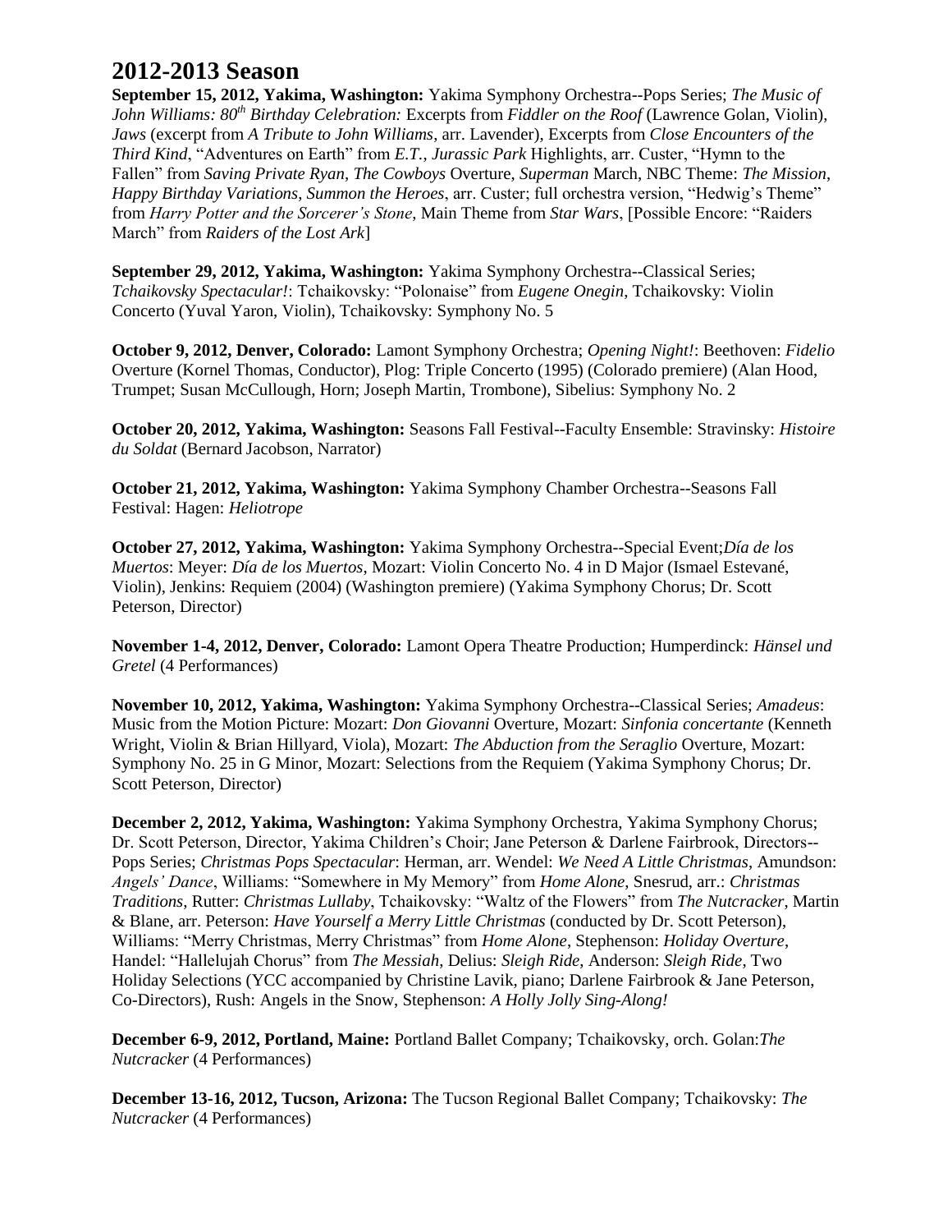# 2012-2013 Season

**September 15, 2012, Yakima, Washington:** Yakima Symphony Orchestra--Pops Series; *The Music of John Williams: 80th Birthday Celebration:* Excerpts from *Fiddler on the Roof* (Lawrence Golan, Violin), *Jaws* (excerpt from *A Tribute to John Williams*, arr. Lavender), Excerpts from *Close Encounters of the Third Kind*, "Adventures on Earth" from *E.T.*, *Jurassic Park* Highlights, arr. Custer, "Hymn to the Fallen" from *Saving Private Ryan*, *The Cowboys* Overture, *Superman* March, NBC Theme: *The Mission*, *Happy Birthday Variations*, *Summon the Heroes*, arr. Custer; full orchestra version, "Hedwig's Theme" from *Harry Potter and the Sorcerer's Stone*, Main Theme from *Star Wars*, [Possible Encore: "Raiders March" from *Raiders of the Lost Ark*]

**September 29, 2012, Yakima, Washington:** Yakima Symphony Orchestra--Classical Series; *Tchaikovsky Spectacular!*: Tchaikovsky: "Polonaise" from *Eugene Onegin*, Tchaikovsky: Violin Concerto (Yuval Yaron, Violin), Tchaikovsky: Symphony No. 5

**October 9, 2012, Denver, Colorado:** Lamont Symphony Orchestra; *Opening Night!*: Beethoven: *Fidelio* Overture (Kornel Thomas, Conductor), Plog: Triple Concerto (1995) (Colorado premiere) (Alan Hood, Trumpet; Susan McCullough, Horn; Joseph Martin, Trombone), Sibelius: Symphony No. 2

**October 20, 2012, Yakima, Washington:** Seasons Fall Festival--Faculty Ensemble: Stravinsky: *Histoire du Soldat* (Bernard Jacobson, Narrator)

**October 21, 2012, Yakima, Washington:** Yakima Symphony Chamber Orchestra--Seasons Fall Festival: Hagen: *Heliotrope*

**October 27, 2012, Yakima, Washington:** Yakima Symphony Orchestra--Special Event;*Día de los Muertos*: Meyer: *Día de los Muertos*, Mozart: Violin Concerto No. 4 in D Major (Ismael Estevané, Violin), Jenkins: Requiem (2004) (Washington premiere) (Yakima Symphony Chorus; Dr. Scott Peterson, Director)

**November 1-4, 2012, Denver, Colorado:** Lamont Opera Theatre Production; Humperdinck: *Hänsel und Gretel* (4 Performances)

**November 10, 2012, Yakima, Washington:** Yakima Symphony Orchestra--Classical Series; *Amadeus*: Music from the Motion Picture: Mozart: *Don Giovanni* Overture, Mozart: *Sinfonia concertante* (Kenneth Wright, Violin & Brian Hillyard, Viola), Mozart: *The Abduction from the Seraglio* Overture, Mozart: Symphony No. 25 in G Minor, Mozart: Selections from the Requiem (Yakima Symphony Chorus; Dr. Scott Peterson, Director)

**December 2, 2012, Yakima, Washington:** Yakima Symphony Orchestra, Yakima Symphony Chorus; Dr. Scott Peterson, Director, Yakima Children's Choir; Jane Peterson & Darlene Fairbrook, Directors--Pops Series; *Christmas Pops Spectacular*: Herman, arr. Wendel: *We Need A Little Christmas*, Amundson: *Angels' Dance*, Williams: "Somewhere in My Memory" from *Home Alone*, Snesrud, arr.: *Christmas Traditions*, Rutter: *Christmas Lullaby*, Tchaikovsky: "Waltz of the Flowers" from *The Nutcracker*, Martin & Blane, arr. Peterson: *Have Yourself a Merry Little Christmas* (conducted by Dr. Scott Peterson), Williams: "Merry Christmas, Merry Christmas" from *Home Alone*, Stephenson: *Holiday Overture*, Handel: "Hallelujah Chorus" from *The Messiah*, Delius: *Sleigh Ride*, Anderson: *Sleigh Ride*, Two Holiday Selections (YCC accompanied by Christine Lavik, piano; Darlene Fairbrook & Jane Peterson, Co-Directors), Rush: Angels in the Snow, Stephenson: *A Holly Jolly Sing-Along!*

**December 6-9, 2012, Portland, Maine:** Portland Ballet Company; Tchaikovsky, orch. Golan:*The Nutcracker* (4 Performances)

**December 13-16, 2012, Tucson, Arizona:** The Tucson Regional Ballet Company; Tchaikovsky: *The Nutcracker* (4 Performances)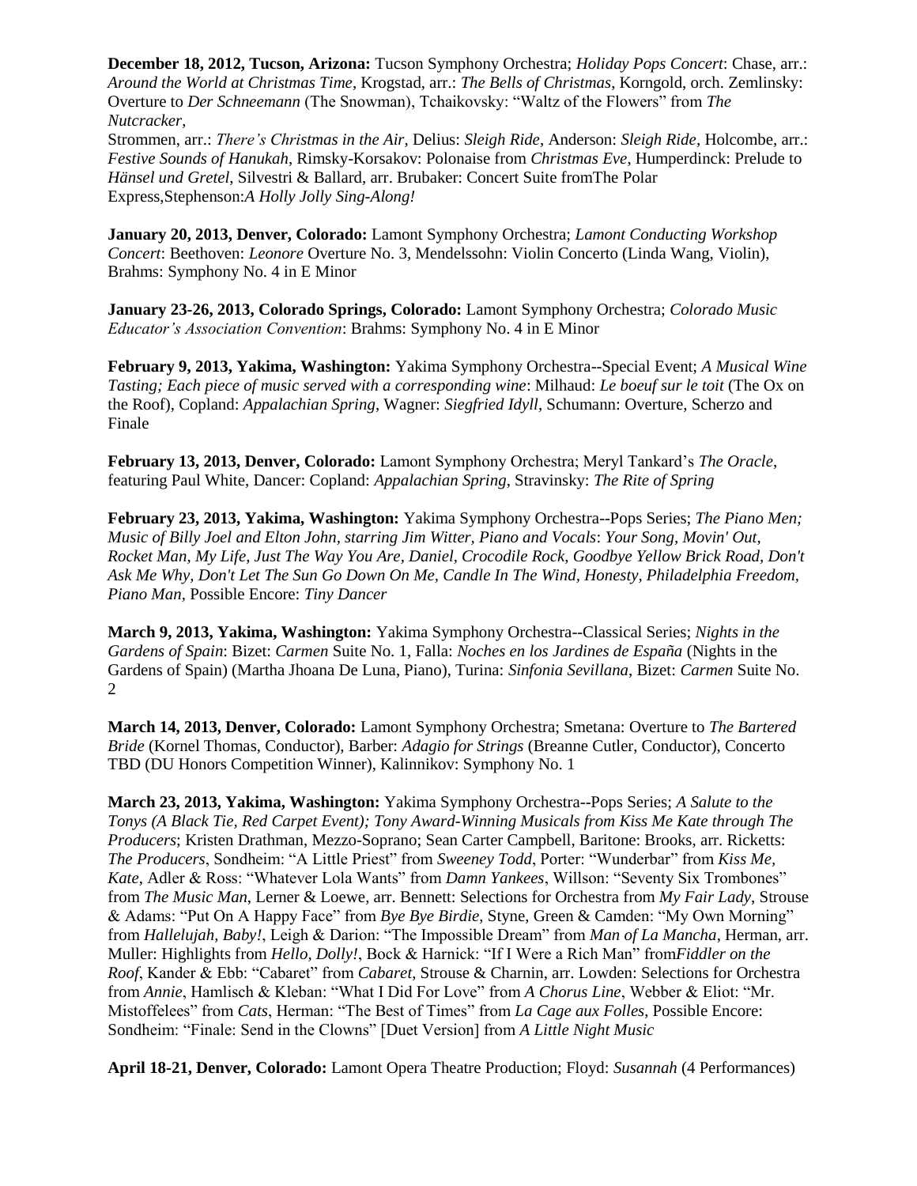**December 18, 2012, Tucson, Arizona:** Tucson Symphony Orchestra; *Holiday Pops Concert*: Chase, arr.: *Around the World at Christmas Time*, Krogstad, arr.: *The Bells of Christmas*, Korngold, orch. Zemlinsky: Overture to *Der Schneemann* (The Snowman), Tchaikovsky: "Waltz of the Flowers" from *The Nutcracker*,
Strommen, arr.: *There's Christmas in the Air*, Delius: *Sleigh Ride*, Anderson: *Sleigh Ride*, Holcombe, arr.: *Festive Sounds of Hanukah*, Rimsky-Korsakov: Polonaise from *Christmas Eve*, Humperdinck: Prelude to *Hänsel und Gretel*, Silvestri & Ballard, arr. Brubaker: Concert Suite fromThe Polar Express,Stephenson:*A Holly Jolly Sing-Along!*

**January 20, 2013, Denver, Colorado:** Lamont Symphony Orchestra; *Lamont Conducting Workshop Concert*: Beethoven: *Leonore* Overture No. 3, Mendelssohn: Violin Concerto (Linda Wang, Violin), Brahms: Symphony No. 4 in E Minor

**January 23-26, 2013, Colorado Springs, Colorado:** Lamont Symphony Orchestra; *Colorado Music Educator's Association Convention*: Brahms: Symphony No. 4 in E Minor

**February 9, 2013, Yakima, Washington:** Yakima Symphony Orchestra--Special Event; *A Musical Wine Tasting; Each piece of music served with a corresponding wine*: Milhaud: *Le boeuf sur le toit* (The Ox on the Roof), Copland: *Appalachian Spring*, Wagner: *Siegfried Idyll*, Schumann: Overture, Scherzo and Finale

**February 13, 2013, Denver, Colorado:** Lamont Symphony Orchestra; Meryl Tankard's *The Oracle*, featuring Paul White, Dancer: Copland: *Appalachian Spring*, Stravinsky: *The Rite of Spring*

**February 23, 2013, Yakima, Washington:** Yakima Symphony Orchestra--Pops Series; *The Piano Men; Music of Billy Joel and Elton John, starring Jim Witter, Piano and Vocals*: *Your Song, Movin' Out, Rocket Man, My Life, Just The Way You Are, Daniel, Crocodile Rock, Goodbye Yellow Brick Road, Don't Ask Me Why, Don't Let The Sun Go Down On Me, Candle In The Wind, Honesty, Philadelphia Freedom, Piano Man,* Possible Encore: *Tiny Dancer*

**March 9, 2013, Yakima, Washington:** Yakima Symphony Orchestra--Classical Series; *Nights in the Gardens of Spain*: Bizet: *Carmen* Suite No. 1, Falla: *Noches en los Jardines de España* (Nights in the Gardens of Spain) (Martha Jhoana De Luna, Piano), Turina: *Sinfonia Sevillana*, Bizet: *Carmen* Suite No. 2

**March 14, 2013, Denver, Colorado:** Lamont Symphony Orchestra; Smetana: Overture to *The Bartered Bride* (Kornel Thomas, Conductor), Barber: *Adagio for Strings* (Breanne Cutler, Conductor), Concerto TBD (DU Honors Competition Winner), Kalinnikov: Symphony No. 1

**March 23, 2013, Yakima, Washington:** Yakima Symphony Orchestra--Pops Series; *A Salute to the Tonys (A Black Tie, Red Carpet Event); Tony Award-Winning Musicals from Kiss Me Kate through The Producers*; Kristen Drathman, Mezzo-Soprano; Sean Carter Campbell, Baritone: Brooks, arr. Ricketts: *The Producers*, Sondheim: "A Little Priest" from *Sweeney Todd*, Porter: "Wunderbar" from *Kiss Me, Kate*, Adler & Ross: "Whatever Lola Wants" from *Damn Yankees*, Willson: "Seventy Six Trombones" from *The Music Man*, Lerner & Loewe, arr. Bennett: Selections for Orchestra from *My Fair Lady*, Strouse & Adams: "Put On A Happy Face" from *Bye Bye Birdie*, Styne, Green & Camden: "My Own Morning" from *Hallelujah, Baby!*, Leigh & Darion: "The Impossible Dream" from *Man of La Mancha*, Herman, arr. Muller: Highlights from *Hello, Dolly!*, Bock & Harnick: "If I Were a Rich Man" from*Fiddler on the Roof*, Kander & Ebb: "Cabaret" from *Cabaret*, Strouse & Charnin, arr. Lowden: Selections for Orchestra from *Annie*, Hamlisch & Kleban: "What I Did For Love" from *A Chorus Line*, Webber & Eliot: "Mr. Mistoffelees" from *Cats*, Herman: "The Best of Times" from *La Cage aux Folles*, Possible Encore: Sondheim: "Finale: Send in the Clowns" [Duet Version] from *A Little Night Music*

**April 18-21, Denver, Colorado:** Lamont Opera Theatre Production; Floyd: *Susannah* (4 Performances)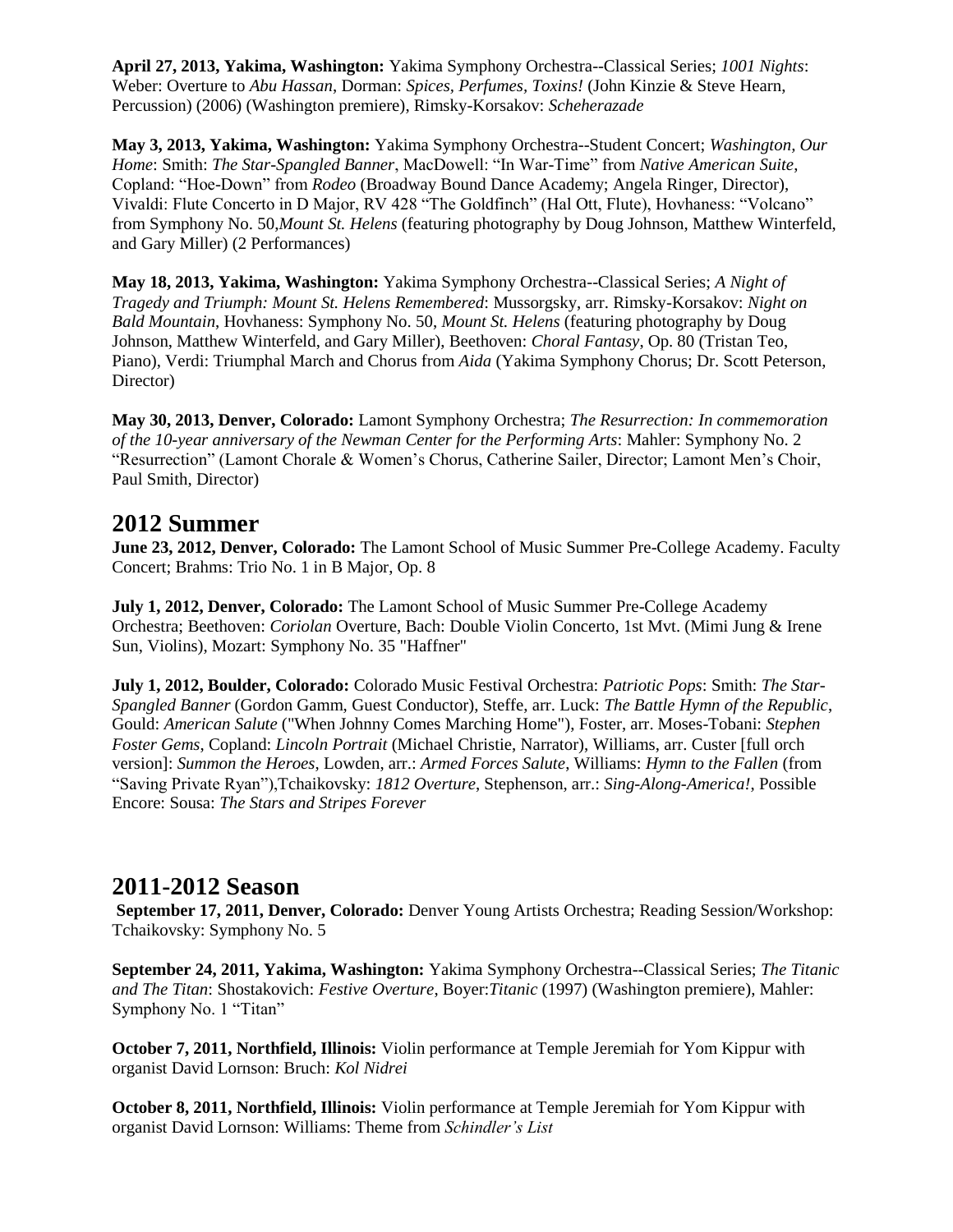**April 27, 2013, Yakima, Washington:** Yakima Symphony Orchestra--Classical Series; *1001 Nights*: Weber: Overture to *Abu Hassan*, Dorman: *Spices, Perfumes, Toxins!* (John Kinzie & Steve Hearn, Percussion) (2006) (Washington premiere), Rimsky-Korsakov: *Scheherazade*

**May 3, 2013, Yakima, Washington:** Yakima Symphony Orchestra--Student Concert; *Washington, Our Home*: Smith: *The Star-Spangled Banner*, MacDowell: "In War-Time" from *Native American Suite*, Copland: "Hoe-Down" from *Rodeo* (Broadway Bound Dance Academy; Angela Ringer, Director), Vivaldi: Flute Concerto in D Major, RV 428 "The Goldfinch" (Hal Ott, Flute), Hovhaness: "Volcano" from Symphony No. 50,*Mount St. Helens* (featuring photography by Doug Johnson, Matthew Winterfeld, and Gary Miller) (2 Performances)

**May 18, 2013, Yakima, Washington:** Yakima Symphony Orchestra--Classical Series; *A Night of Tragedy and Triumph: Mount St. Helens Remembered*: Mussorgsky, arr. Rimsky-Korsakov: *Night on Bald Mountain*, Hovhaness: Symphony No. 50, *Mount St. Helens* (featuring photography by Doug Johnson, Matthew Winterfeld, and Gary Miller), Beethoven: *Choral Fantasy*, Op. 80 (Tristan Teo, Piano), Verdi: Triumphal March and Chorus from *Aida* (Yakima Symphony Chorus; Dr. Scott Peterson, Director)

**May 30, 2013, Denver, Colorado:** Lamont Symphony Orchestra; *The Resurrection: In commemoration of the 10-year anniversary of the Newman Center for the Performing Arts*: Mahler: Symphony No. 2 "Resurrection" (Lamont Chorale & Women's Chorus, Catherine Sailer, Director; Lamont Men's Choir, Paul Smith, Director)

## 2012 Summer

**June 23, 2012, Denver, Colorado:** The Lamont School of Music Summer Pre-College Academy. Faculty Concert; Brahms: Trio No. 1 in B Major, Op. 8

**July 1, 2012, Denver, Colorado:** The Lamont School of Music Summer Pre-College Academy Orchestra; Beethoven: *Coriolan* Overture, Bach: Double Violin Concerto, 1st Mvt. (Mimi Jung & Irene Sun, Violins), Mozart: Symphony No. 35 "Haffner"

**July 1, 2012, Boulder, Colorado:** Colorado Music Festival Orchestra: *Patriotic Pops*: Smith: *The Star-Spangled Banner* (Gordon Gamm, Guest Conductor), Steffe, arr. Luck: *The Battle Hymn of the Republic*, Gould: *American Salute* ("When Johnny Comes Marching Home"), Foster, arr. Moses-Tobani: *Stephen Foster Gems*, Copland: *Lincoln Portrait* (Michael Christie, Narrator), Williams, arr. Custer [full orch version]: *Summon the Heroes*, Lowden, arr.: *Armed Forces Salute*, Williams: *Hymn to the Fallen* (from "Saving Private Ryan"),Tchaikovsky: *1812 Overture*, Stephenson, arr.: *Sing-Along-America!*, Possible Encore: Sousa: *The Stars and Stripes Forever*

## 2011-2012 Season

**September 17, 2011, Denver, Colorado:** Denver Young Artists Orchestra; Reading Session/Workshop: Tchaikovsky: Symphony No. 5

**September 24, 2011, Yakima, Washington:** Yakima Symphony Orchestra--Classical Series; *The Titanic and The Titan*: Shostakovich: *Festive Overture*, Boyer:*Titanic* (1997) (Washington premiere), Mahler: Symphony No. 1 "Titan"

**October 7, 2011, Northfield, Illinois:** Violin performance at Temple Jeremiah for Yom Kippur with organist David Lornson: Bruch: *Kol Nidrei*

**October 8, 2011, Northfield, Illinois:** Violin performance at Temple Jeremiah for Yom Kippur with organist David Lornson: Williams: Theme from *Schindler's List*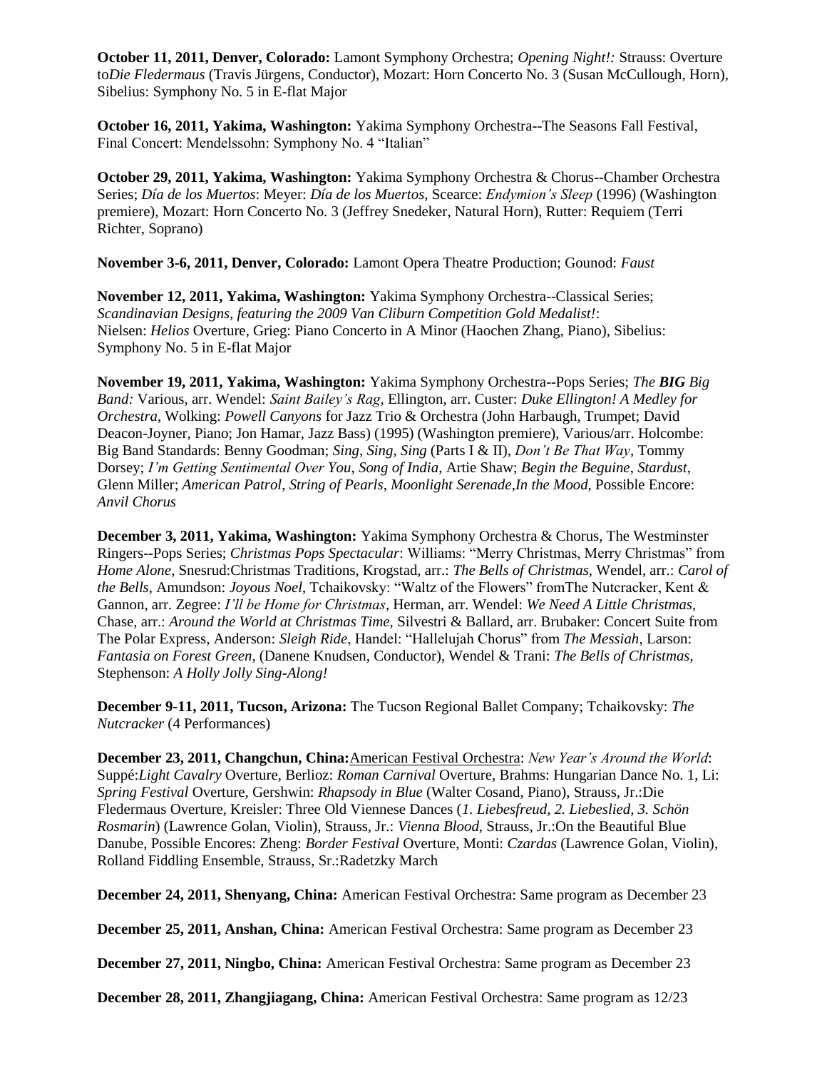**October 11, 2011, Denver, Colorado:** Lamont Symphony Orchestra; *Opening Night!:* Strauss: Overture to*Die Fledermaus* (Travis Jürgens, Conductor), Mozart: Horn Concerto No. 3 (Susan McCullough, Horn), Sibelius: Symphony No. 5 in E-flat Major

**October 16, 2011, Yakima, Washington:** Yakima Symphony Orchestra--The Seasons Fall Festival, Final Concert: Mendelssohn: Symphony No. 4 "Italian"

**October 29, 2011, Yakima, Washington:** Yakima Symphony Orchestra & Chorus--Chamber Orchestra Series; *Día de los Muertos*: Meyer: *Día de los Muertos*, Scearce: *Endymion's Sleep* (1996) (Washington premiere), Mozart: Horn Concerto No. 3 (Jeffrey Snedeker, Natural Horn), Rutter: Requiem (Terri Richter, Soprano)

**November 3-6, 2011, Denver, Colorado:** Lamont Opera Theatre Production; Gounod: *Faust*

**November 12, 2011, Yakima, Washington:** Yakima Symphony Orchestra--Classical Series; *Scandinavian Designs, featuring the 2009 Van Cliburn Competition Gold Medalist!*: Nielsen: *Helios* Overture, Grieg: Piano Concerto in A Minor (Haochen Zhang, Piano), Sibelius: Symphony No. 5 in E-flat Major

**November 19, 2011, Yakima, Washington:** Yakima Symphony Orchestra--Pops Series; *The **BIG** Big Band:* Various, arr. Wendel: *Saint Bailey's Rag*, Ellington, arr. Custer: *Duke Ellington! A Medley for Orchestra*, Wolking: *Powell Canyons* for Jazz Trio & Orchestra (John Harbaugh, Trumpet; David Deacon-Joyner, Piano; Jon Hamar, Jazz Bass) (1995) (Washington premiere), Various/arr. Holcombe: Big Band Standards: Benny Goodman; *Sing, Sing, Sing* (Parts I & II), *Don't Be That Way*, Tommy Dorsey; *I'm Getting Sentimental Over You*, *Song of India*, Artie Shaw; *Begin the Beguine*, *Stardust*, Glenn Miller; *American Patrol*, *String of Pearls*, *Moonlight Serenade*,*In the Mood*, Possible Encore: *Anvil Chorus*

**December 3, 2011, Yakima, Washington:** Yakima Symphony Orchestra & Chorus, The Westminster Ringers--Pops Series; *Christmas Pops Spectacular*: Williams: "Merry Christmas, Merry Christmas" from *Home Alone*, Snesrud:Christmas Traditions, Krogstad, arr.: *The Bells of Christmas*, Wendel, arr.: *Carol of the Bells*, Amundson: *Joyous Noel*, Tchaikovsky: "Waltz of the Flowers" fromThe Nutcracker, Kent & Gannon, arr. Zegree: *I'll be Home for Christmas*, Herman, arr. Wendel: *We Need A Little Christmas*, Chase, arr.: *Around the World at Christmas Time*, Silvestri & Ballard, arr. Brubaker: Concert Suite from The Polar Express, Anderson: *Sleigh Ride*, Handel: "Hallelujah Chorus" from *The Messiah*, Larson: *Fantasia on Forest Green*, (Danene Knudsen, Conductor), Wendel & Trani: *The Bells of Christmas*, Stephenson: *A Holly Jolly Sing-Along!*

**December 9-11, 2011, Tucson, Arizona:** The Tucson Regional Ballet Company; Tchaikovsky: *The Nutcracker* (4 Performances)

**December 23, 2011, Changchun, China:**American Festival Orchestra: *New Year's Around the World*: Suppé:*Light Cavalry* Overture, Berlioz: *Roman Carnival* Overture, Brahms: Hungarian Dance No. 1, Li: *Spring Festival* Overture, Gershwin: *Rhapsody in Blue* (Walter Cosand, Piano), Strauss, Jr.:Die Fledermaus Overture, Kreisler: Three Old Viennese Dances (*1. Liebesfreud, 2. Liebeslied, 3. Schön Rosmarin*) (Lawrence Golan, Violin), Strauss, Jr.: *Vienna Blood*, Strauss, Jr.:On the Beautiful Blue Danube, Possible Encores: Zheng: *Border Festival* Overture, Monti: *Czardas* (Lawrence Golan, Violin), Rolland Fiddling Ensemble, Strauss, Sr.:Radetzky March

**December 24, 2011, Shenyang, China:** American Festival Orchestra: Same program as December 23

**December 25, 2011, Anshan, China:** American Festival Orchestra: Same program as December 23

**December 27, 2011, Ningbo, China:** American Festival Orchestra: Same program as December 23

**December 28, 2011, Zhangjiagang, China:** American Festival Orchestra: Same program as 12/23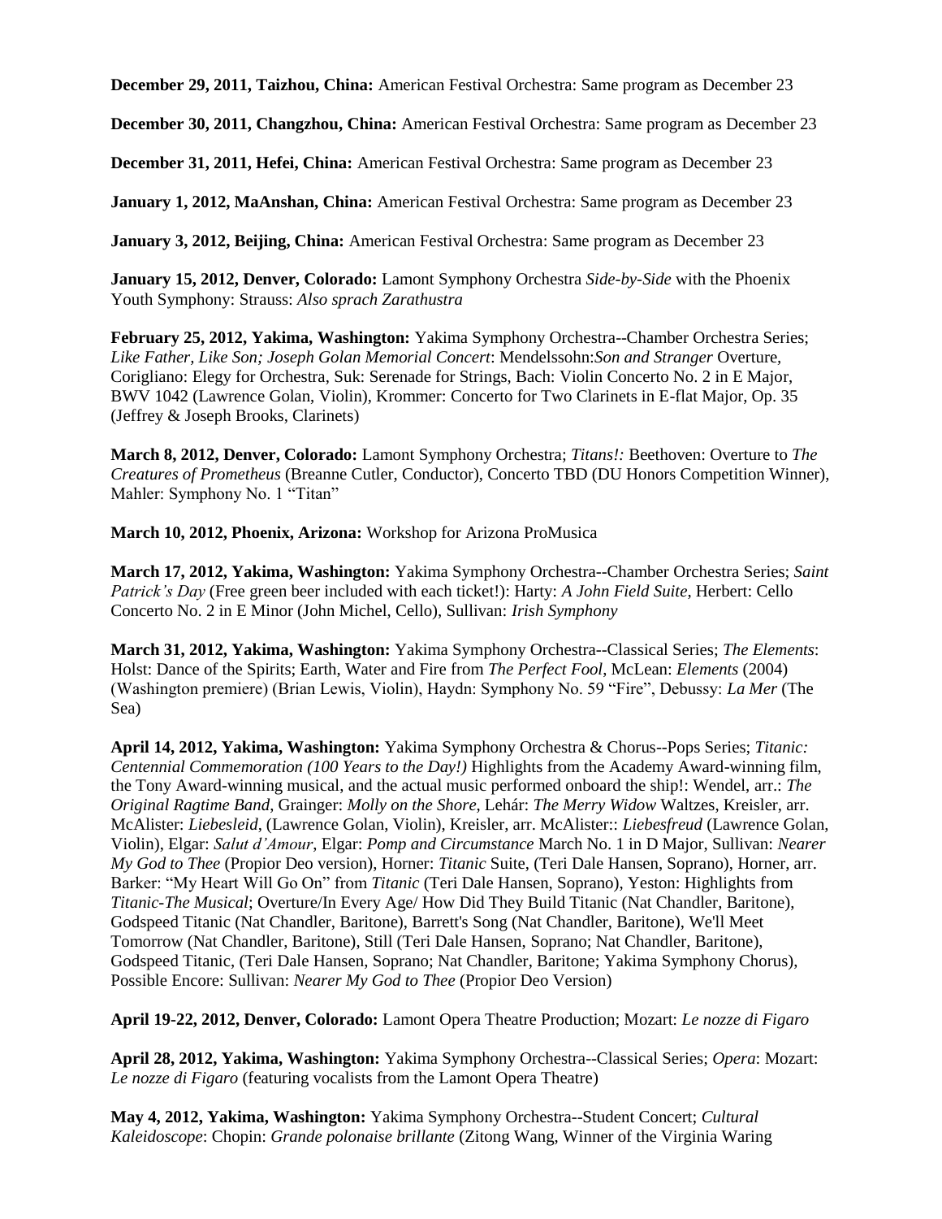**December 29, 2011, Taizhou, China:** American Festival Orchestra: Same program as December 23

**December 30, 2011, Changzhou, China:** American Festival Orchestra: Same program as December 23

**December 31, 2011, Hefei, China:** American Festival Orchestra: Same program as December 23

**January 1, 2012, MaAnshan, China:** American Festival Orchestra: Same program as December 23

**January 3, 2012, Beijing, China:** American Festival Orchestra: Same program as December 23

**January 15, 2012, Denver, Colorado:** Lamont Symphony Orchestra *Side-by-Side* with the Phoenix Youth Symphony: Strauss: *Also sprach Zarathustra*

**February 25, 2012, Yakima, Washington:** Yakima Symphony Orchestra--Chamber Orchestra Series; *Like Father, Like Son; Joseph Golan Memorial Concert*: Mendelssohn:*Son and Stranger* Overture, Corigliano: Elegy for Orchestra, Suk: Serenade for Strings, Bach: Violin Concerto No. 2 in E Major, BWV 1042 (Lawrence Golan, Violin), Krommer: Concerto for Two Clarinets in E-flat Major, Op. 35 (Jeffrey & Joseph Brooks, Clarinets)

**March 8, 2012, Denver, Colorado:** Lamont Symphony Orchestra; *Titans!:* Beethoven: Overture to *The Creatures of Prometheus* (Breanne Cutler, Conductor), Concerto TBD (DU Honors Competition Winner), Mahler: Symphony No. 1 "Titan"

**March 10, 2012, Phoenix, Arizona:** Workshop for Arizona ProMusica

**March 17, 2012, Yakima, Washington:** Yakima Symphony Orchestra--Chamber Orchestra Series; *Saint Patrick's Day* (Free green beer included with each ticket!): Harty: *A John Field Suite*, Herbert: Cello Concerto No. 2 in E Minor (John Michel, Cello), Sullivan: *Irish Symphony*

**March 31, 2012, Yakima, Washington:** Yakima Symphony Orchestra--Classical Series; *The Elements*: Holst: Dance of the Spirits; Earth, Water and Fire from *The Perfect Fool*, McLean: *Elements* (2004) (Washington premiere) (Brian Lewis, Violin), Haydn: Symphony No. 59 "Fire", Debussy: *La Mer* (The Sea)

**April 14, 2012, Yakima, Washington:** Yakima Symphony Orchestra & Chorus--Pops Series; *Titanic: Centennial Commemoration (100 Years to the Day!)* Highlights from the Academy Award-winning film, the Tony Award-winning musical, and the actual music performed onboard the ship!: Wendel, arr.: *The Original Ragtime Band*, Grainger: *Molly on the Shore*, Lehár: *The Merry Widow* Waltzes, Kreisler, arr. McAlister: *Liebesleid*, (Lawrence Golan, Violin), Kreisler, arr. McAlister:: *Liebesfreud* (Lawrence Golan, Violin), Elgar: *Salut d'Amour*, Elgar: *Pomp and Circumstance* March No. 1 in D Major, Sullivan: *Nearer My God to Thee* (Propior Deo version), Horner: *Titanic* Suite, (Teri Dale Hansen, Soprano), Horner, arr. Barker: "My Heart Will Go On" from *Titanic* (Teri Dale Hansen, Soprano), Yeston: Highlights from *Titanic-The Musical*; Overture/In Every Age/ How Did They Build Titanic (Nat Chandler, Baritone), Godspeed Titanic (Nat Chandler, Baritone), Barrett's Song (Nat Chandler, Baritone), We'll Meet Tomorrow (Nat Chandler, Baritone), Still (Teri Dale Hansen, Soprano; Nat Chandler, Baritone), Godspeed Titanic, (Teri Dale Hansen, Soprano; Nat Chandler, Baritone; Yakima Symphony Chorus), Possible Encore: Sullivan: *Nearer My God to Thee* (Propior Deo Version)

**April 19-22, 2012, Denver, Colorado:** Lamont Opera Theatre Production; Mozart: *Le nozze di Figaro*

**April 28, 2012, Yakima, Washington:** Yakima Symphony Orchestra--Classical Series; *Opera*: Mozart: *Le nozze di Figaro* (featuring vocalists from the Lamont Opera Theatre)

**May 4, 2012, Yakima, Washington:** Yakima Symphony Orchestra--Student Concert; *Cultural Kaleidoscope*: Chopin: *Grande polonaise brillante* (Zitong Wang, Winner of the Virginia Waring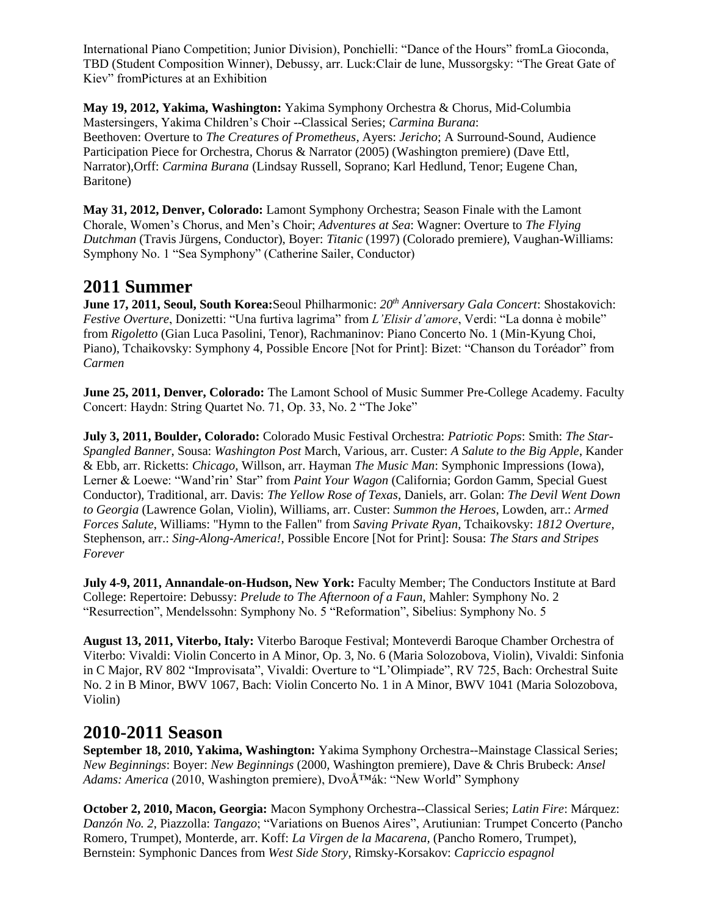International Piano Competition; Junior Division), Ponchielli: "Dance of the Hours" fromLa Gioconda, TBD (Student Composition Winner), Debussy, arr. Luck:Clair de lune, Mussorgsky: "The Great Gate of Kiev" fromPictures at an Exhibition

**May 19, 2012, Yakima, Washington:** Yakima Symphony Orchestra & Chorus, Mid-Columbia Mastersingers, Yakima Children's Choir --Classical Series; *Carmina Burana*: Beethoven: Overture to *The Creatures of Prometheus*, Ayers: *Jericho*; A Surround-Sound, Audience Participation Piece for Orchestra, Chorus & Narrator (2005) (Washington premiere) (Dave Ettl, Narrator),Orff: *Carmina Burana* (Lindsay Russell, Soprano; Karl Hedlund, Tenor; Eugene Chan, Baritone)

**May 31, 2012, Denver, Colorado:** Lamont Symphony Orchestra; Season Finale with the Lamont Chorale, Women's Chorus, and Men's Choir; *Adventures at Sea*: Wagner: Overture to *The Flying Dutchman* (Travis Jürgens, Conductor), Boyer: *Titanic* (1997) (Colorado premiere), Vaughan-Williams: Symphony No. 1 "Sea Symphony" (Catherine Sailer, Conductor)

# 2011 Summer

**June 17, 2011, Seoul, South Korea:**Seoul Philharmonic: *20th Anniversary Gala Concert*: Shostakovich: *Festive Overture*, Donizetti: "Una furtiva lagrima" from *L'Elisir d'amore*, Verdi: "La donna è mobile" from *Rigoletto* (Gian Luca Pasolini, Tenor), Rachmaninov: Piano Concerto No. 1 (Min-Kyung Choi, Piano), Tchaikovsky: Symphony 4, Possible Encore [Not for Print]: Bizet: "Chanson du Toréador" from *Carmen*

**June 25, 2011, Denver, Colorado:** The Lamont School of Music Summer Pre-College Academy. Faculty Concert: Haydn: String Quartet No. 71, Op. 33, No. 2 "The Joke"

**July 3, 2011, Boulder, Colorado:** Colorado Music Festival Orchestra: *Patriotic Pops*: Smith: *The Star-Spangled Banner*, Sousa: *Washington Post* March, Various, arr. Custer: *A Salute to the Big Apple*, Kander & Ebb, arr. Ricketts: *Chicago*, Willson, arr. Hayman *The Music Man*: Symphonic Impressions (Iowa), Lerner & Loewe: "Wand'rin' Star" from *Paint Your Wagon* (California; Gordon Gamm, Special Guest Conductor), Traditional, arr. Davis: *The Yellow Rose of Texas*, Daniels, arr. Golan: *The Devil Went Down to Georgia* (Lawrence Golan, Violin), Williams, arr. Custer: *Summon the Heroes*, Lowden, arr.: *Armed Forces Salute*, Williams: "Hymn to the Fallen" from *Saving Private Ryan*, Tchaikovsky: *1812 Overture*, Stephenson, arr.: *Sing-Along-America!*, Possible Encore [Not for Print]: Sousa: *The Stars and Stripes Forever*

**July 4-9, 2011, Annandale-on-Hudson, New York:** Faculty Member; The Conductors Institute at Bard College: Repertoire: Debussy: *Prelude to The Afternoon of a Faun*, Mahler: Symphony No. 2 "Resurrection", Mendelssohn: Symphony No. 5 "Reformation", Sibelius: Symphony No. 5

**August 13, 2011, Viterbo, Italy:** Viterbo Baroque Festival; Monteverdi Baroque Chamber Orchestra of Viterbo: Vivaldi: Violin Concerto in A Minor, Op. 3, No. 6 (Maria Solozobova, Violin), Vivaldi: Sinfonia in C Major, RV 802 "Improvisata", Vivaldi: Overture to "L'Olimpiade", RV 725, Bach: Orchestral Suite No. 2 in B Minor, BWV 1067, Bach: Violin Concerto No. 1 in A Minor, BWV 1041 (Maria Solozobova, Violin)

# 2010-2011 Season

**September 18, 2010, Yakima, Washington:** Yakima Symphony Orchestra--Mainstage Classical Series; *New Beginnings*: Boyer: *New Beginnings* (2000, Washington premiere), Dave & Chris Brubeck: *Ansel Adams: America* (2010, Washington premiere), DvoÅ™ák: "New World" Symphony

**October 2, 2010, Macon, Georgia:** Macon Symphony Orchestra--Classical Series; *Latin Fire*: Márquez: *Danzón No. 2*, Piazzolla: *Tangazo*; "Variations on Buenos Aires", Arutiunian: Trumpet Concerto (Pancho Romero, Trumpet), Monterde, arr. Koff: *La Virgen de la Macarena*, (Pancho Romero, Trumpet), Bernstein: Symphonic Dances from *West Side Story*, Rimsky-Korsakov: *Capriccio espagnol*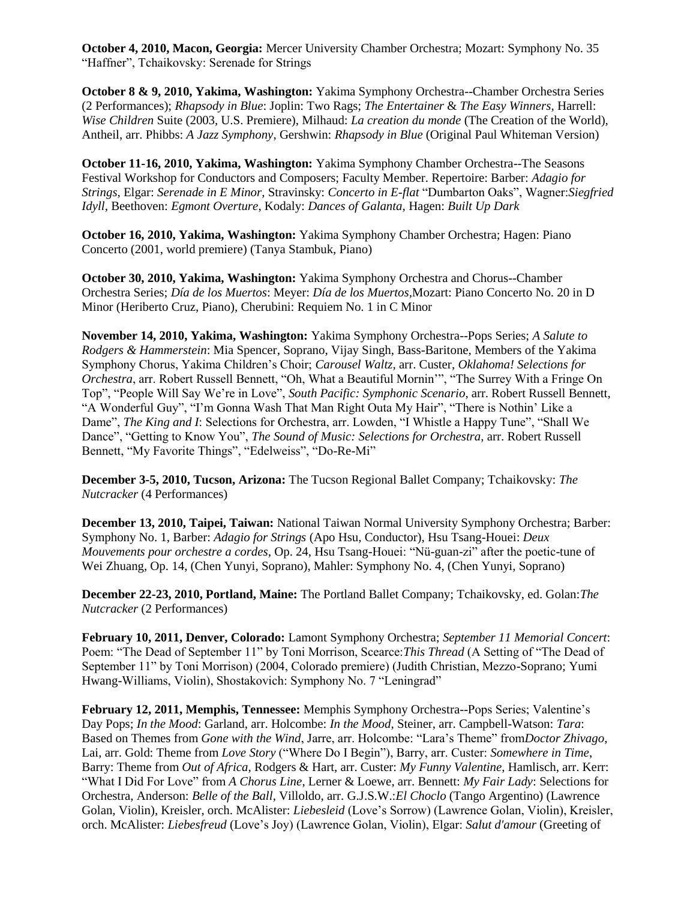**October 4, 2010, Macon, Georgia:** Mercer University Chamber Orchestra; Mozart: Symphony No. 35 "Haffner", Tchaikovsky: Serenade for Strings

**October 8 & 9, 2010, Yakima, Washington:** Yakima Symphony Orchestra--Chamber Orchestra Series (2 Performances); *Rhapsody in Blue*: Joplin: Two Rags; *The Entertainer* & *The Easy Winners*, Harrell: *Wise Children* Suite (2003, U.S. Premiere), Milhaud: *La creation du monde* (The Creation of the World), Antheil, arr. Phibbs: *A Jazz Symphony*, Gershwin: *Rhapsody in Blue* (Original Paul Whiteman Version)

**October 11-16, 2010, Yakima, Washington:** Yakima Symphony Chamber Orchestra--The Seasons Festival Workshop for Conductors and Composers; Faculty Member. Repertoire: Barber: *Adagio for Strings,* Elgar: *Serenade in E Minor*, Stravinsky: *Concerto in E-flat* "Dumbarton Oaks", Wagner:*Siegfried Idyll,* Beethoven: *Egmont Overture*, Kodaly: *Dances of Galanta,* Hagen: *Built Up Dark*

**October 16, 2010, Yakima, Washington:** Yakima Symphony Chamber Orchestra; Hagen: Piano Concerto (2001, world premiere) (Tanya Stambuk, Piano)

**October 30, 2010, Yakima, Washington:** Yakima Symphony Orchestra and Chorus--Chamber Orchestra Series; *Día de los Muertos*: Meyer: *Día de los Muertos*,Mozart: Piano Concerto No. 20 in D Minor (Heriberto Cruz, Piano), Cherubini: Requiem No. 1 in C Minor

**November 14, 2010, Yakima, Washington:** Yakima Symphony Orchestra--Pops Series; *A Salute to Rodgers & Hammerstein*: Mia Spencer, Soprano, Vijay Singh, Bass-Baritone, Members of the Yakima Symphony Chorus, Yakima Children's Choir; *Carousel Waltz*, arr. Custer, *Oklahoma! Selections for Orchestra*, arr. Robert Russell Bennett, "Oh, What a Beautiful Mornin'", "The Surrey With a Fringe On Top", "People Will Say We're in Love", *South Pacific: Symphonic Scenario*, arr. Robert Russell Bennett, "A Wonderful Guy", "I'm Gonna Wash That Man Right Outa My Hair", "There is Nothin' Like a Dame", *The King and I*: Selections for Orchestra, arr. Lowden, "I Whistle a Happy Tune", "Shall We Dance", "Getting to Know You", *The Sound of Music: Selections for Orchestra,* arr. Robert Russell Bennett, "My Favorite Things", "Edelweiss", "Do-Re-Mi"

**December 3-5, 2010, Tucson, Arizona:** The Tucson Regional Ballet Company; Tchaikovsky: *The Nutcracker* (4 Performances)

**December 13, 2010, Taipei, Taiwan:** National Taiwan Normal University Symphony Orchestra; Barber: Symphony No. 1, Barber: *Adagio for Strings* (Apo Hsu, Conductor), Hsu Tsang-Houei: *Deux Mouvements pour orchestre a cordes*, Op. 24, Hsu Tsang-Houei: "Nü-guan-zi" after the poetic-tune of Wei Zhuang, Op. 14, (Chen Yunyi, Soprano), Mahler: Symphony No. 4, (Chen Yunyi, Soprano)

**December 22-23, 2010, Portland, Maine:** The Portland Ballet Company; Tchaikovsky, ed. Golan:*The Nutcracker* (2 Performances)

**February 10, 2011, Denver, Colorado:** Lamont Symphony Orchestra; *September 11 Memorial Concert*: Poem: "The Dead of September 11" by Toni Morrison, Scearce:*This Thread* (A Setting of "The Dead of September 11" by Toni Morrison) (2004, Colorado premiere) (Judith Christian, Mezzo-Soprano; Yumi Hwang-Williams, Violin), Shostakovich: Symphony No. 7 "Leningrad"

**February 12, 2011, Memphis, Tennessee:** Memphis Symphony Orchestra--Pops Series; Valentine's Day Pops; *In the Mood*: Garland, arr. Holcombe: *In the Mood*, Steiner, arr. Campbell-Watson: *Tara*: Based on Themes from *Gone with the Wind*, Jarre, arr. Holcombe: "Lara's Theme" from*Doctor Zhivago*, Lai, arr. Gold: Theme from *Love Story* ("Where Do I Begin"), Barry, arr. Custer: *Somewhere in Time*, Barry: Theme from *Out of Africa*, Rodgers & Hart, arr. Custer: *My Funny Valentine*, Hamlisch, arr. Kerr: "What I Did For Love" from *A Chorus Line*, Lerner & Loewe, arr. Bennett: *My Fair Lady*: Selections for Orchestra, Anderson: *Belle of the Ball*, Villoldo, arr. G.J.S.W.:*El Choclo* (Tango Argentino) (Lawrence Golan, Violin), Kreisler, orch. McAlister: *Liebesleid* (Love's Sorrow) (Lawrence Golan, Violin), Kreisler, orch. McAlister: *Liebesfreud* (Love's Joy) (Lawrence Golan, Violin), Elgar: *Salut d'amour* (Greeting of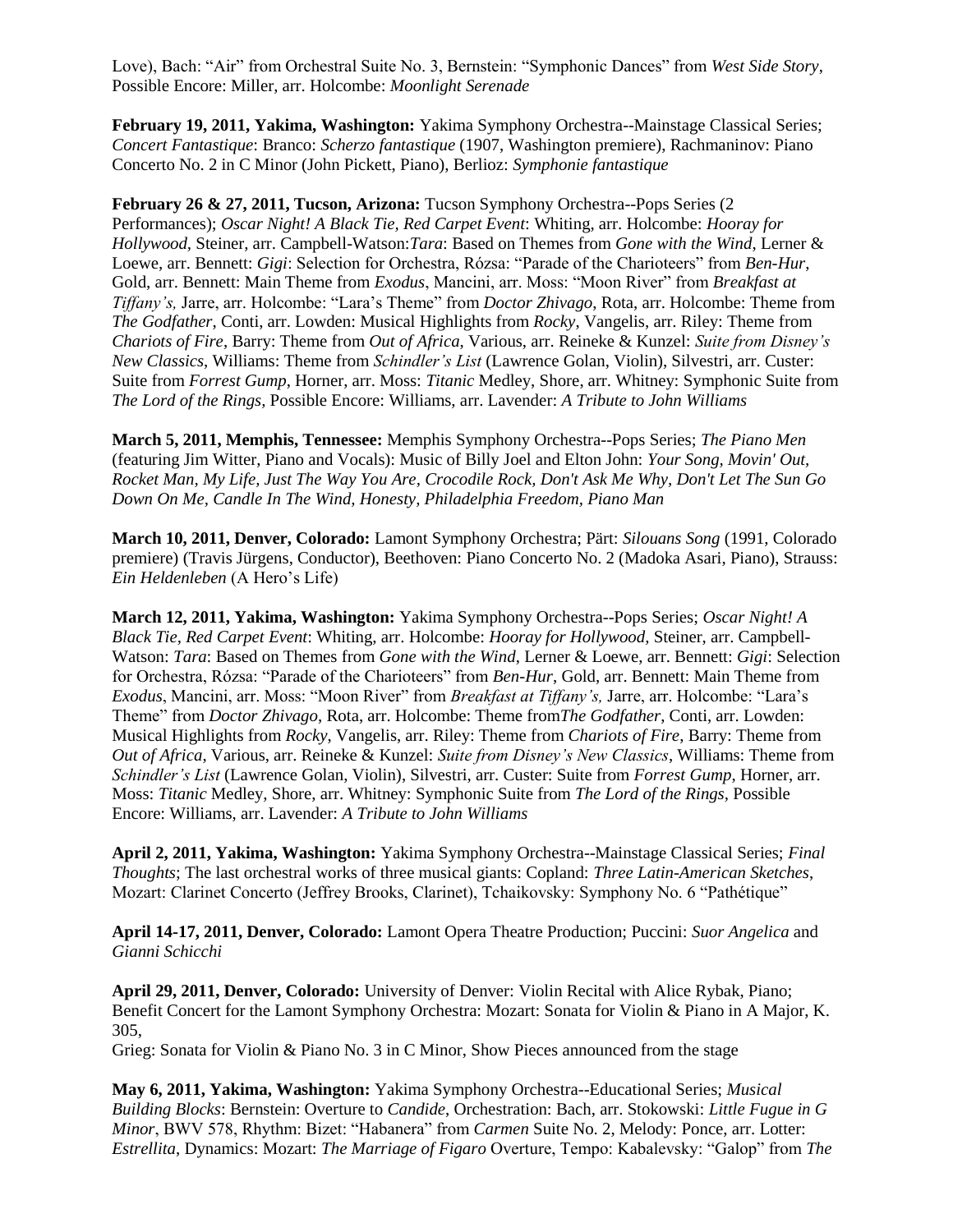Love), Bach: "Air" from Orchestral Suite No. 3, Bernstein: "Symphonic Dances" from *West Side Story*, Possible Encore: Miller, arr. Holcombe: *Moonlight Serenade*

**February 19, 2011, Yakima, Washington:** Yakima Symphony Orchestra--Mainstage Classical Series; *Concert Fantastique*: Branco: *Scherzo fantastique* (1907, Washington premiere), Rachmaninov: Piano Concerto No. 2 in C Minor (John Pickett, Piano), Berlioz: *Symphonie fantastique*

**February 26 & 27, 2011, Tucson, Arizona:** Tucson Symphony Orchestra--Pops Series (2 Performances); *Oscar Night! A Black Tie, Red Carpet Event*: Whiting, arr. Holcombe: *Hooray for Hollywood,* Steiner, arr. Campbell-Watson:*Tara*: Based on Themes from *Gone with the Wind,* Lerner & Loewe, arr. Bennett: *Gigi*: Selection for Orchestra, Rózsa: "Parade of the Charioteers" from *Ben-Hur*, Gold, arr. Bennett: Main Theme from *Exodus*, Mancini, arr. Moss: "Moon River" from *Breakfast at Tiffany's,* Jarre, arr. Holcombe: "Lara's Theme" from *Doctor Zhivago*, Rota, arr. Holcombe: Theme from *The Godfather*, Conti, arr. Lowden: Musical Highlights from *Rocky*, Vangelis, arr. Riley: Theme from *Chariots of Fire*, Barry: Theme from *Out of Africa*, Various, arr. Reineke & Kunzel: *Suite from Disney's New Classics*, Williams: Theme from *Schindler's List* (Lawrence Golan, Violin), Silvestri, arr. Custer: Suite from *Forrest Gump*, Horner, arr. Moss: *Titanic* Medley, Shore, arr. Whitney: Symphonic Suite from *The Lord of the Rings,* Possible Encore: Williams, arr. Lavender: *A Tribute to John Williams*

**March 5, 2011, Memphis, Tennessee:** Memphis Symphony Orchestra--Pops Series; *The Piano Men* (featuring Jim Witter, Piano and Vocals): Music of Billy Joel and Elton John: *Your Song, Movin' Out, Rocket Man, My Life, Just The Way You Are, Crocodile Rock, Don't Ask Me Why, Don't Let The Sun Go Down On Me, Candle In The Wind, Honesty, Philadelphia Freedom, Piano Man*

**March 10, 2011, Denver, Colorado:** Lamont Symphony Orchestra; Pärt: *Silouans Song* (1991, Colorado premiere) (Travis Jürgens, Conductor), Beethoven: Piano Concerto No. 2 (Madoka Asari, Piano), Strauss: *Ein Heldenleben* (A Hero's Life)

**March 12, 2011, Yakima, Washington:** Yakima Symphony Orchestra--Pops Series; *Oscar Night! A Black Tie, Red Carpet Event*: Whiting, arr. Holcombe: *Hooray for Hollywood,* Steiner, arr. Campbell-Watson: *Tara*: Based on Themes from *Gone with the Wind,* Lerner & Loewe, arr. Bennett: *Gigi*: Selection for Orchestra, Rózsa: "Parade of the Charioteers" from *Ben-Hur*, Gold, arr. Bennett: Main Theme from *Exodus*, Mancini, arr. Moss: "Moon River" from *Breakfast at Tiffany's,* Jarre, arr. Holcombe: "Lara's Theme" from *Doctor Zhivago*, Rota, arr. Holcombe: Theme from*The Godfather*, Conti, arr. Lowden: Musical Highlights from *Rocky*, Vangelis, arr. Riley: Theme from *Chariots of Fire*, Barry: Theme from *Out of Africa*, Various, arr. Reineke & Kunzel: *Suite from Disney's New Classics*, Williams: Theme from *Schindler's List* (Lawrence Golan, Violin), Silvestri, arr. Custer: Suite from *Forrest Gump*, Horner, arr. Moss: *Titanic* Medley, Shore, arr. Whitney: Symphonic Suite from *The Lord of the Rings,* Possible Encore: Williams, arr. Lavender: *A Tribute to John Williams*

**April 2, 2011, Yakima, Washington:** Yakima Symphony Orchestra--Mainstage Classical Series; *Final Thoughts*; The last orchestral works of three musical giants: Copland: *Three Latin-American Sketches*, Mozart: Clarinet Concerto (Jeffrey Brooks, Clarinet), Tchaikovsky: Symphony No. 6 "Pathétique"

**April 14-17, 2011, Denver, Colorado:** Lamont Opera Theatre Production; Puccini: *Suor Angelica* and *Gianni Schicchi*

**April 29, 2011, Denver, Colorado:** University of Denver: Violin Recital with Alice Rybak, Piano; Benefit Concert for the Lamont Symphony Orchestra: Mozart: Sonata for Violin & Piano in A Major, K. 305,
Grieg: Sonata for Violin & Piano No. 3 in C Minor, Show Pieces announced from the stage

**May 6, 2011, Yakima, Washington:** Yakima Symphony Orchestra--Educational Series; *Musical Building Blocks*: Bernstein: Overture to *Candide*, Orchestration: Bach, arr. Stokowski: *Little Fugue in G Minor*, BWV 578, Rhythm: Bizet: "Habanera" from *Carmen* Suite No. 2, Melody: Ponce, arr. Lotter: *Estrellita*, Dynamics: Mozart: *The Marriage of Figaro* Overture, Tempo: Kabalevsky: "Galop" from *The*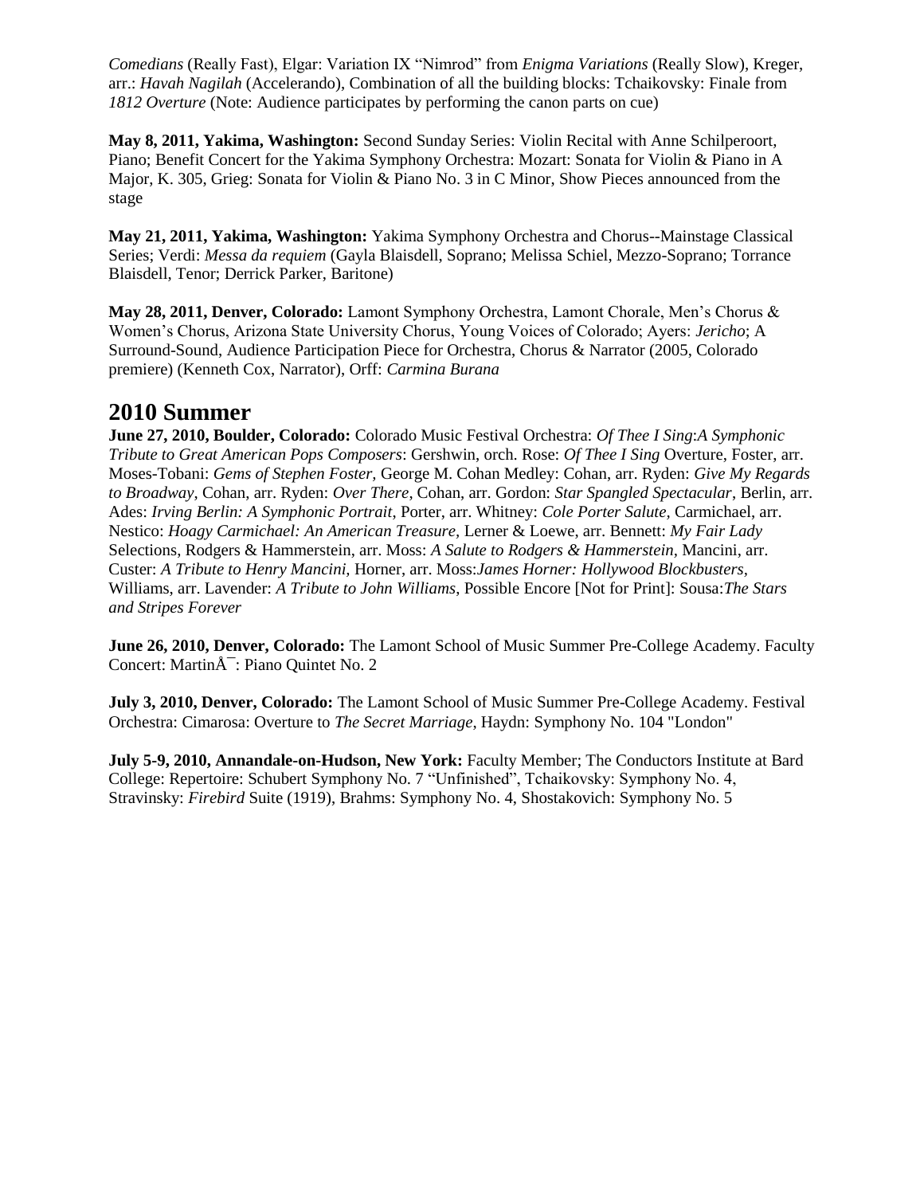*Comedians* (Really Fast), Elgar: Variation IX "Nimrod" from *Enigma Variations* (Really Slow), Kreger, arr.: *Havah Nagilah* (Accelerando), Combination of all the building blocks: Tchaikovsky: Finale from *1812 Overture* (Note: Audience participates by performing the canon parts on cue)

**May 8, 2011, Yakima, Washington:** Second Sunday Series: Violin Recital with Anne Schilperoort, Piano; Benefit Concert for the Yakima Symphony Orchestra: Mozart: Sonata for Violin & Piano in A Major, K. 305, Grieg: Sonata for Violin & Piano No. 3 in C Minor, Show Pieces announced from the stage

**May 21, 2011, Yakima, Washington:** Yakima Symphony Orchestra and Chorus--Mainstage Classical Series; Verdi: *Messa da requiem* (Gayla Blaisdell, Soprano; Melissa Schiel, Mezzo-Soprano; Torrance Blaisdell, Tenor; Derrick Parker, Baritone)

**May 28, 2011, Denver, Colorado:** Lamont Symphony Orchestra, Lamont Chorale, Men's Chorus & Women's Chorus, Arizona State University Chorus, Young Voices of Colorado; Ayers: *Jericho*; A Surround-Sound, Audience Participation Piece for Orchestra, Chorus & Narrator (2005, Colorado premiere) (Kenneth Cox, Narrator), Orff: *Carmina Burana*

# 2010 Summer

**June 27, 2010, Boulder, Colorado:** Colorado Music Festival Orchestra: *Of Thee I Sing*:*A Symphonic Tribute to Great American Pops Composers*: Gershwin, orch. Rose: *Of Thee I Sing* Overture, Foster, arr. Moses-Tobani: *Gems of Stephen Foster*, George M. Cohan Medley: Cohan, arr. Ryden: *Give My Regards to Broadway*, Cohan, arr. Ryden: *Over There*, Cohan, arr. Gordon: *Star Spangled Spectacular*, Berlin, arr. Ades: *Irving Berlin: A Symphonic Portrait*, Porter, arr. Whitney: *Cole Porter Salute*, Carmichael, arr. Nestico: *Hoagy Carmichael: An American Treasure*, Lerner & Loewe, arr. Bennett: *My Fair Lady* Selections, Rodgers & Hammerstein, arr. Moss: *A Salute to Rodgers & Hammerstein*, Mancini, arr. Custer: *A Tribute to Henry Mancini*, Horner, arr. Moss:*James Horner: Hollywood Blockbusters*, Williams, arr. Lavender: *A Tribute to John Williams*, Possible Encore [Not for Print]: Sousa:*The Stars and Stripes Forever*

**June 26, 2010, Denver, Colorado:** The Lamont School of Music Summer Pre-College Academy. Faculty Concert: MartinÅ¯: Piano Quintet No. 2

**July 3, 2010, Denver, Colorado:** The Lamont School of Music Summer Pre-College Academy. Festival Orchestra: Cimarosa: Overture to *The Secret Marriage*, Haydn: Symphony No. 104 "London"

**July 5-9, 2010, Annandale-on-Hudson, New York:** Faculty Member; The Conductors Institute at Bard College: Repertoire: Schubert Symphony No. 7 "Unfinished", Tchaikovsky: Symphony No. 4, Stravinsky: *Firebird* Suite (1919), Brahms: Symphony No. 4, Shostakovich: Symphony No. 5